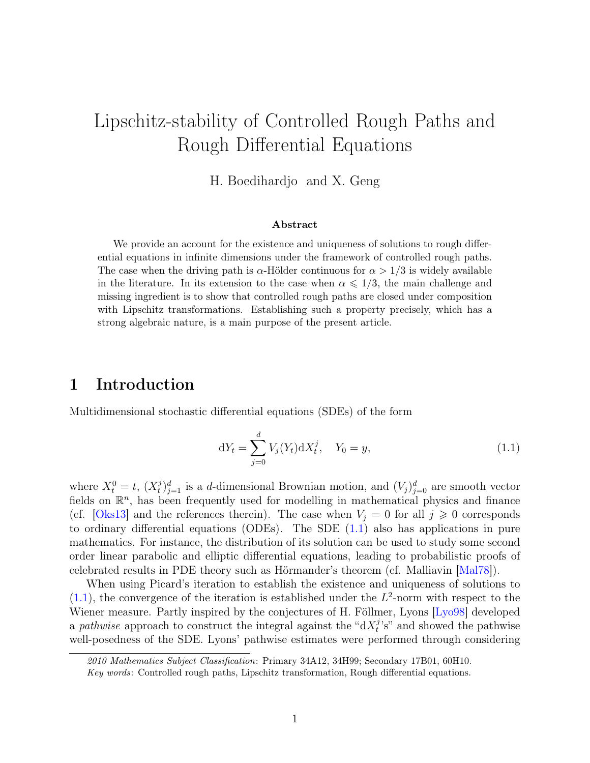# Lipschitz-stability of Controlled Rough Paths and Rough Differential Equations

H. Boedihardjo and X. Geng

### Abstract

We provide an account for the existence and uniqueness of solutions to rough differential equations in infinite dimensions under the framework of controlled rough paths. The case when the driving path is $\alpha$-Hölder continuous for $\alpha > 1/3$ is widely available in the literature. In its extension to the case when $\alpha \leqslant 1/3$, the main challenge and missing ingredient is to show that controlled rough paths are closed under composition with Lipschitz transformations. Establishing such a property precisely, which has a strong algebraic nature, is a main purpose of the present article.

## 1 Introduction

Multidimensional stochastic differential equations (SDEs) of the form

$$\mathrm{d}Y_t = \sum_{j=0}^{d} V_j(Y_t)\mathrm{d}X_t^j, \quad Y_0 = y, \tag{1.1}$$

where $X_t^0 = t$, $(X_t^j)_{j=1}^d$ is a $d$-dimensional Brownian motion, and $(V_j)_{j=0}^d$ are smooth vector fields on $\mathbb{R}^n$, has been frequently used for modelling in mathematical physics and finance (cf. [Oks13] and the references therein). The case when $V_j = 0$ for all $j \geqslant 0$ corresponds to ordinary differential equations (ODEs). The SDE (1.1) also has applications in pure mathematics. For instance, the distribution of its solution can be used to study some second order linear parabolic and elliptic differential equations, leading to probabilistic proofs of celebrated results in PDE theory such as Hörmander's theorem (cf. Malliavin [Mal78]).

When using Picard's iteration to establish the existence and uniqueness of solutions to (1.1), the convergence of the iteration is established under the $L^2$-norm with respect to the Wiener measure. Partly inspired by the conjectures of H. Föllmer, Lyons [Lyo98] developed a *pathwise* approach to construct the integral against the "$\mathrm{d}X_t^j$'s" and showed the pathwise well-posedness of the SDE. Lyons' pathwise estimates were performed through considering

*2010 Mathematics Subject Classification*: Primary 34A12, 34H99; Secondary 17B01, 60H10.

*Key words*: Controlled rough paths, Lipschitz transformation, Rough differential equations.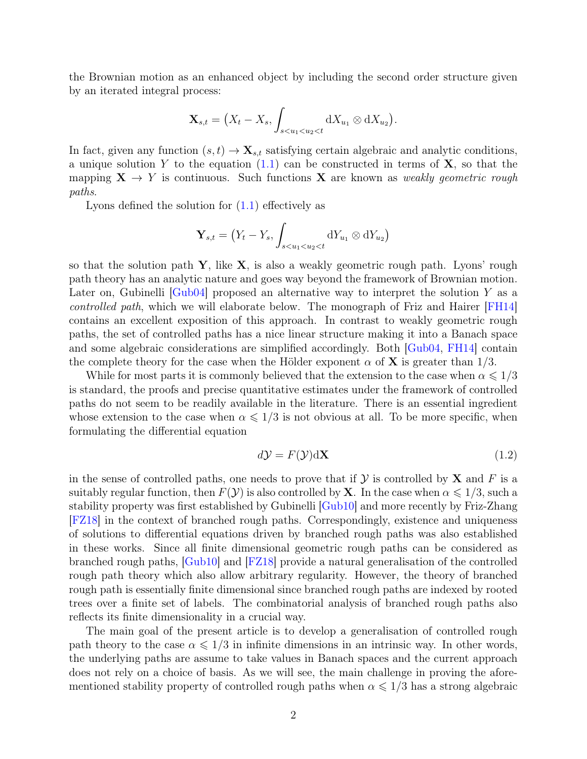the Brownian motion as an enhanced object by including the second order structure given by an iterated integral process:

$$\mathbf{X}_{s,t} = \big(X_t - X_s, \int_{s<u_1<u_2<t} \mathrm{d}X_{u_1} \otimes \mathrm{d}X_{u_2}\big).$$

In fact, given any function $(s,t) \to \mathbf{X}_{s,t}$ satisfying certain algebraic and analytic conditions, a unique solution $Y$ to the equation (1.1) can be constructed in terms of $\mathbf{X}$, so that the mapping $\mathbf{X} \to Y$ is continuous. Such functions $\mathbf{X}$ are known as *weakly geometric rough paths*.

Lyons defined the solution for (1.1) effectively as

$$\mathbf{Y}_{s,t} = \big(Y_t - Y_s, \int_{s<u_1<u_2<t} \mathrm{d}Y_{u_1} \otimes \mathrm{d}Y_{u_2}\big)$$

so that the solution path $\mathbf{Y}$, like $\mathbf{X}$, is also a weakly geometric rough path. Lyons' rough path theory has an analytic nature and goes way beyond the framework of Brownian motion. Later on, Gubinelli [Gub04] proposed an alternative way to interpret the solution $Y$ as a *controlled path*, which we will elaborate below. The monograph of Friz and Hairer [FH14] contains an excellent exposition of this approach. In contrast to weakly geometric rough paths, the set of controlled paths has a nice linear structure making it into a Banach space and some algebraic considerations are simplified accordingly. Both [Gub04, FH14] contain the complete theory for the case when the Hölder exponent $\alpha$ of $\mathbf{X}$ is greater than $1/3$.

While for most parts it is commonly believed that the extension to the case when $\alpha \leqslant 1/3$ is standard, the proofs and precise quantitative estimates under the framework of controlled paths do not seem to be readily available in the literature. There is an essential ingredient whose extension to the case when $\alpha \leqslant 1/3$ is not obvious at all. To be more specific, when formulating the differential equation

$$d\mathcal{Y} = F(\mathcal{Y})\mathrm{d}\mathbf{X} \tag{1.2}$$

in the sense of controlled paths, one needs to prove that if $\mathcal{Y}$ is controlled by $\mathbf{X}$ and $F$ is a suitably regular function, then $F(\mathcal{Y})$ is also controlled by $\mathbf{X}$. In the case when $\alpha \leqslant 1/3$, such a stability property was first established by Gubinelli [Gub10] and more recently by Friz-Zhang [FZ18] in the context of branched rough paths. Correspondingly, existence and uniqueness of solutions to differential equations driven by branched rough paths was also established in these works. Since all finite dimensional geometric rough paths can be considered as branched rough paths, [Gub10] and [FZ18] provide a natural generalisation of the controlled rough path theory which also allow arbitrary regularity. However, the theory of branched rough path is essentially finite dimensional since branched rough paths are indexed by rooted trees over a finite set of labels. The combinatorial analysis of branched rough paths also reflects its finite dimensionality in a crucial way.

The main goal of the present article is to develop a generalisation of controlled rough path theory to the case $\alpha \leqslant 1/3$ in infinite dimensions in an intrinsic way. In other words, the underlying paths are assume to take values in Banach spaces and the current approach does not rely on a choice of basis. As we will see, the main challenge in proving the aforementioned stability property of controlled rough paths when $\alpha \leqslant 1/3$ has a strong algebraic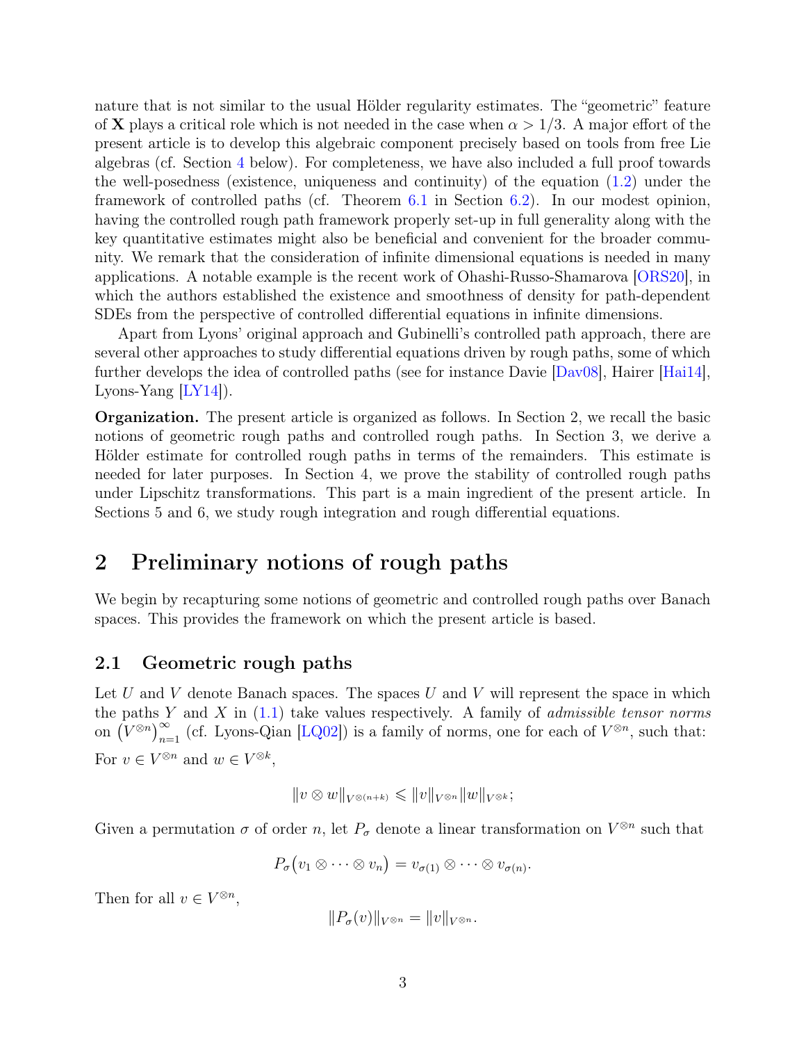nature that is not similar to the usual Hölder regularity estimates. The "geometric" feature of $\mathbf{X}$ plays a critical role which is not needed in the case when $\alpha > 1/3$. A major effort of the present article is to develop this algebraic component precisely based on tools from free Lie algebras (cf. Section 4 below). For completeness, we have also included a full proof towards the well-posedness (existence, uniqueness and continuity) of the equation (1.2) under the framework of controlled paths (cf. Theorem 6.1 in Section 6.2). In our modest opinion, having the controlled rough path framework properly set-up in full generality along with the key quantitative estimates might also be beneficial and convenient for the broader community. We remark that the consideration of infinite dimensional equations is needed in many applications. A notable example is the recent work of Ohashi-Russo-Shamarova [ORS20], in which the authors established the existence and smoothness of density for path-dependent SDEs from the perspective of controlled differential equations in infinite dimensions.

Apart from Lyons' original approach and Gubinelli's controlled path approach, there are several other approaches to study differential equations driven by rough paths, some of which further develops the idea of controlled paths (see for instance Davie [Dav08], Hairer [Hai14], Lyons-Yang [LY14]).

**Organization.** The present article is organized as follows. In Section 2, we recall the basic notions of geometric rough paths and controlled rough paths. In Section 3, we derive a Hölder estimate for controlled rough paths in terms of the remainders. This estimate is needed for later purposes. In Section 4, we prove the stability of controlled rough paths under Lipschitz transformations. This part is a main ingredient of the present article. In Sections 5 and 6, we study rough integration and rough differential equations.

# 2 Preliminary notions of rough paths

We begin by recapturing some notions of geometric and controlled rough paths over Banach spaces. This provides the framework on which the present article is based.

## 2.1 Geometric rough paths

Let $U$ and $V$ denote Banach spaces. The spaces $U$ and $V$ will represent the space in which the paths $Y$ and $X$ in (1.1) take values respectively. A family of *admissible tensor norms* on $\left(V^{\otimes n}\right)_{n=1}^{\infty}$ (cf. Lyons-Qian [LQ02]) is a family of norms, one for each of $V^{\otimes n}$, such that: For $v \in V^{\otimes n}$ and $w \in V^{\otimes k}$,

$$\|v \otimes w\|_{V^{\otimes(n+k)}} \leqslant \|v\|_{V^{\otimes n}} \|w\|_{V^{\otimes k}};$$

Given a permutation $\sigma$ of order $n$, let $P_\sigma$ denote a linear transformation on $V^{\otimes n}$ such that

$$P_\sigma\big(v_1 \otimes \cdots \otimes v_n\big) = v_{\sigma(1)} \otimes \cdots \otimes v_{\sigma(n)}.$$

Then for all $v \in V^{\otimes n}$,

$$\|P_\sigma(v)\|_{V^{\otimes n}} = \|v\|_{V^{\otimes n}}.$$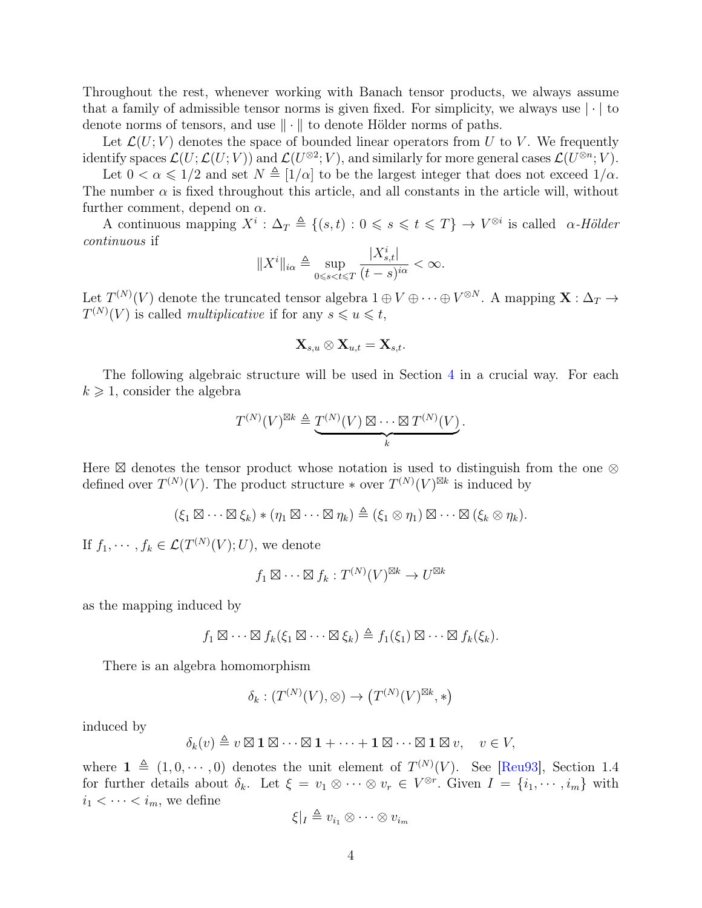Throughout the rest, whenever working with Banach tensor products, we always assume that a family of admissible tensor norms is given fixed. For simplicity, we always use $|\cdot|$ to denote norms of tensors, and use $\|\cdot\|$ to denote Hölder norms of paths.

Let $\mathcal{L}(U;V)$ denotes the space of bounded linear operators from $U$ to $V$. We frequently identify spaces $\mathcal{L}(U;\mathcal{L}(U;V))$ and $\mathcal{L}(U^{\otimes 2};V)$, and similarly for more general cases $\mathcal{L}(U^{\otimes n};V)$.

Let $0<\alpha\leqslant 1/2$ and set $N\triangleq[1/\alpha]$ to be the largest integer that does not exceed $1/\alpha$. The number $\alpha$ is fixed throughout this article, and all constants in the article will, without further comment, depend on $\alpha$.

A continuous mapping $X^i:\Delta_T\triangleq\{(s,t):0\leqslant s\leqslant t\leqslant T\}\to V^{\otimes i}$ is called *$\alpha$-Hölder continuous* if

$$\|X^i\|_{i\alpha}\triangleq\sup_{0\leqslant s<t\leqslant T}\frac{|X^i_{s,t}|}{(t-s)^{i\alpha}}<\infty.$$

Let $T^{(N)}(V)$ denote the truncated tensor algebra $1\oplus V\oplus\cdots\oplus V^{\otimes N}$. A mapping $\mathbf{X}:\Delta_T\to T^{(N)}(V)$ is called *multiplicative* if for any $s\leqslant u\leqslant t$,

$$\mathbf{X}_{s,u}\otimes\mathbf{X}_{u,t}=\mathbf{X}_{s,t}.$$

The following algebraic structure will be used in Section 4 in a crucial way. For each $k\geqslant 1$, consider the algebra

$$T^{(N)}(V)^{\boxtimes k}\triangleq\underbrace{T^{(N)}(V)\boxtimes\cdots\boxtimes T^{(N)}(V)}_{k}.$$

Here $\boxtimes$ denotes the tensor product whose notation is used to distinguish from the one $\otimes$ defined over $T^{(N)}(V)$. The product structure $*$ over $T^{(N)}(V)^{\boxtimes k}$ is induced by

$$(\xi_1\boxtimes\cdots\boxtimes\xi_k)*(\eta_1\boxtimes\cdots\boxtimes\eta_k)\triangleq(\xi_1\otimes\eta_1)\boxtimes\cdots\boxtimes(\xi_k\otimes\eta_k).$$

If $f_1,\cdots,f_k\in\mathcal{L}(T^{(N)}(V);U)$, we denote

$$f_1\boxtimes\cdots\boxtimes f_k:T^{(N)}(V)^{\boxtimes k}\to U^{\boxtimes k}$$

as the mapping induced by

$$f_1\boxtimes\cdots\boxtimes f_k(\xi_1\boxtimes\cdots\boxtimes\xi_k)\triangleq f_1(\xi_1)\boxtimes\cdots\boxtimes f_k(\xi_k).$$

There is an algebra homomorphism

$$\delta_k:(T^{(N)}(V),\otimes)\to\left(T^{(N)}(V)^{\boxtimes k},*\right)$$

induced by

$$\delta_k(v)\triangleq v\boxtimes\mathbf{1}\boxtimes\cdots\boxtimes\mathbf{1}+\cdots+\mathbf{1}\boxtimes\cdots\boxtimes\mathbf{1}\boxtimes v,\quad v\in V,$$

where $\mathbf{1}\triangleq(1,0,\cdots,0)$ denotes the unit element of $T^{(N)}(V)$. See [Reu93], Section 1.4 for further details about $\delta_k$. Let $\xi=v_1\otimes\cdots\otimes v_r\in V^{\otimes r}$. Given $I=\{i_1,\cdots,i_m\}$ with $i_1<\cdots<i_m$, we define

$$\xi|_I\triangleq v_{i_1}\otimes\cdots\otimes v_{i_m}$$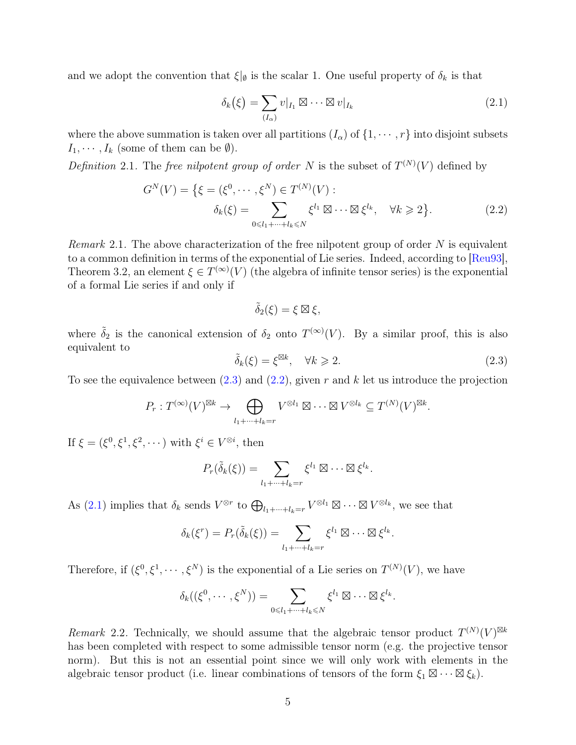and we adopt the convention that $\xi|_\emptyset$ is the scalar 1. One useful property of $\delta_k$ is that

$$\delta_k(\xi) = \sum_{(I_\alpha)} v|_{I_1} \boxtimes \cdots \boxtimes v|_{I_k} \tag{2.1}$$

where the above summation is taken over all partitions $(I_\alpha)$ of $\{1, \cdots, r\}$ into disjoint subsets $I_1, \cdots, I_k$ (some of them can be $\emptyset$).

*Definition* 2.1. The *free nilpotent group of order* $N$ is the subset of $T^{(N)}(V)$ defined by

$$\begin{aligned} G^N(V) = \big\{\xi = (\xi^0, \cdots, \xi^N) \in T^{(N)}(V) : \\ \delta_k(\xi) = \sum_{0 \leqslant l_1 + \cdots + l_k \leqslant N} \xi^{l_1} \boxtimes \cdots \boxtimes \xi^{l_k}, \quad \forall k \geqslant 2\big\}. \end{aligned} \tag{2.2}$$

*Remark* 2.1. The above characterization of the free nilpotent group of order $N$ is equivalent to a common definition in terms of the exponential of Lie series. Indeed, according to [Reu93], Theorem 3.2, an element $\xi \in T^{(\infty)}(V)$ (the algebra of infinite tensor series) is the exponential of a formal Lie series if and only if

$$\tilde{\delta}_2(\xi) = \xi \boxtimes \xi,$$

where $\tilde{\delta}_2$ is the canonical extension of $\delta_2$ onto $T^{(\infty)}(V)$. By a similar proof, this is also equivalent to

$$\tilde{\delta}_k(\xi) = \xi^{\boxtimes k}, \quad \forall k \geqslant 2. \tag{2.3}$$

To see the equivalence between (2.3) and (2.2), given $r$ and $k$ let us introduce the projection

$$P_r : T^{(\infty)}(V)^{\boxtimes k} \to \bigoplus_{l_1 + \cdots + l_k = r} V^{\otimes l_1} \boxtimes \cdots \boxtimes V^{\otimes l_k} \subseteq T^{(N)}(V)^{\boxtimes k}.$$

If $\xi = (\xi^0, \xi^1, \xi^2, \cdots)$ with $\xi^i \in V^{\otimes i}$, then

$$P_r(\tilde{\delta}_k(\xi)) = \sum_{l_1 + \cdots + l_k = r} \xi^{l_1} \boxtimes \cdots \boxtimes \xi^{l_k}.$$

As (2.1) implies that $\delta_k$ sends $V^{\otimes r}$ to $\bigoplus_{l_1 + \cdots + l_k = r} V^{\otimes l_1} \boxtimes \cdots \boxtimes V^{\otimes l_k}$, we see that

$$\delta_k(\xi^r) = P_r(\tilde{\delta}_k(\xi)) = \sum_{l_1 + \cdots + l_k = r} \xi^{l_1} \boxtimes \cdots \boxtimes \xi^{l_k}.$$

Therefore, if $(\xi^0, \xi^1, \cdots, \xi^N)$ is the exponential of a Lie series on $T^{(N)}(V)$, we have

$$\delta_k((\xi^0, \cdots, \xi^N)) = \sum_{0 \leqslant l_1 + \cdots + l_k \leqslant N} \xi^{l_1} \boxtimes \cdots \boxtimes \xi^{l_k}.$$

*Remark* 2.2. Technically, we should assume that the algebraic tensor product $T^{(N)}(V)^{\boxtimes k}$ has been completed with respect to some admissible tensor norm (e.g. the projective tensor norm). But this is not an essential point since we will only work with elements in the algebraic tensor product (i.e. linear combinations of tensors of the form $\xi_1 \boxtimes \cdots \boxtimes \xi_k$).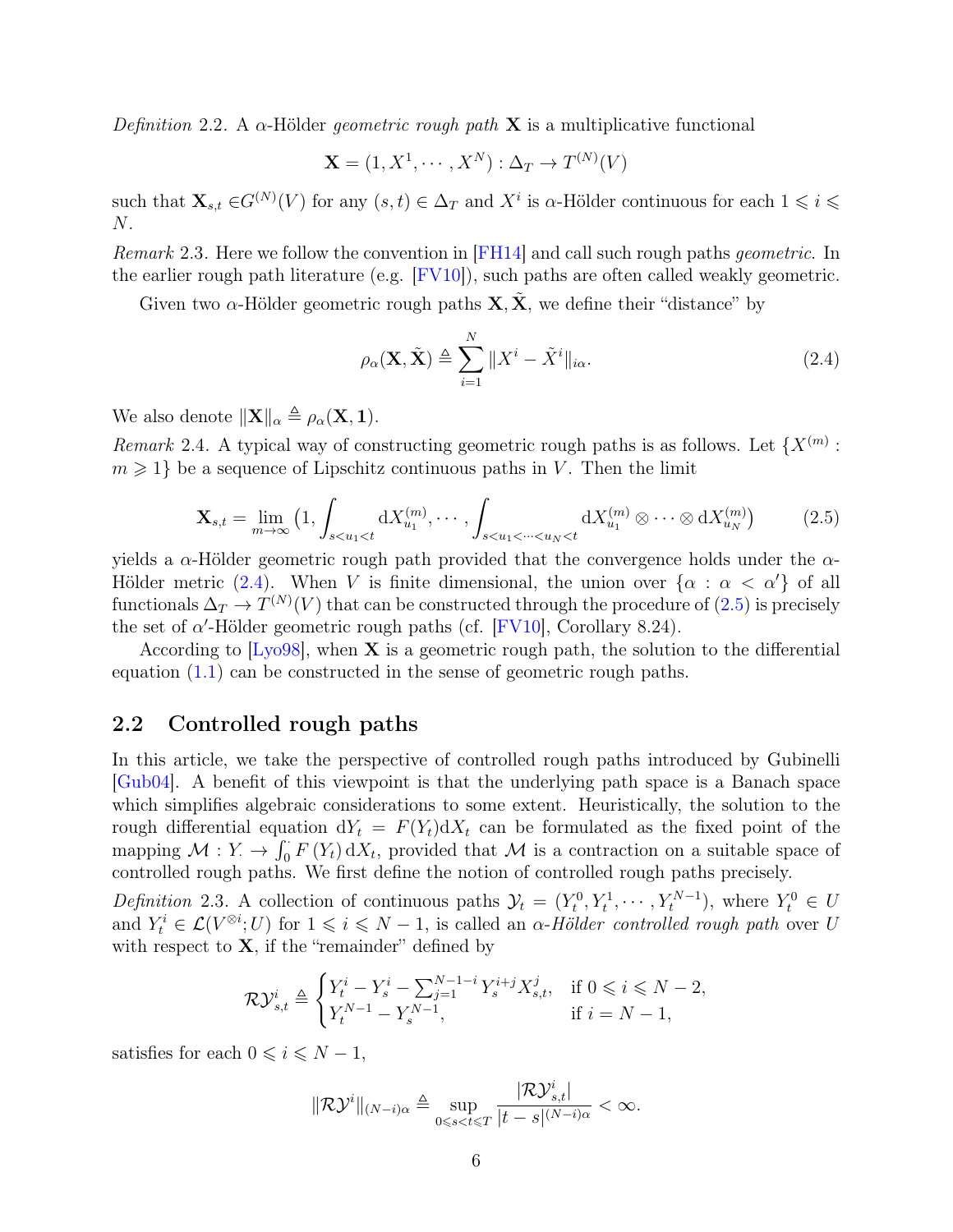*Definition* 2.2. A $\alpha$-Hölder *geometric rough path* $\mathbf{X}$ is a multiplicative functional

$$\mathbf{X} = (1, X^1, \cdots, X^N) : \Delta_T \to T^{(N)}(V)$$

such that $\mathbf{X}_{s,t} \in G^{(N)}(V)$ for any $(s,t) \in \Delta_T$ and $X^i$ is $\alpha$-Hölder continuous for each $1 \leqslant i \leqslant N$.

*Remark* 2.3. Here we follow the convention in [FH14] and call such rough paths *geometric*. In the earlier rough path literature (e.g. [FV10]), such paths are often called weakly geometric.

Given two $\alpha$-Hölder geometric rough paths $\mathbf{X}, \tilde{\mathbf{X}}$, we define their "distance" by

$$\rho_\alpha(\mathbf{X}, \tilde{\mathbf{X}}) \triangleq \sum_{i=1}^{N} \|X^i - \tilde{X}^i\|_{i\alpha}. \tag{2.4}$$

We also denote $\|\mathbf{X}\|_\alpha \triangleq \rho_\alpha(\mathbf{X}, \mathbf{1})$.

*Remark* 2.4. A typical way of constructing geometric rough paths is as follows. Let $\{X^{(m)} : m \geqslant 1\}$ be a sequence of Lipschitz continuous paths in $V$. Then the limit

$$\mathbf{X}_{s,t} = \lim_{m\to\infty} \big(1, \int_{s<u_1<t} \mathrm{d}X^{(m)}_{u_1}, \cdots, \int_{s<u_1<\cdots<u_N<t} \mathrm{d}X^{(m)}_{u_1} \otimes \cdots \otimes \mathrm{d}X^{(m)}_{u_N}\big) \tag{2.5}$$

yields a $\alpha$-Hölder geometric rough path provided that the convergence holds under the $\alpha$-Hölder metric (2.4). When $V$ is finite dimensional, the union over $\{\alpha : \alpha < \alpha'\}$ of all functionals $\Delta_T \to T^{(N)}(V)$ that can be constructed through the procedure of (2.5) is precisely the set of $\alpha'$-Hölder geometric rough paths (cf. [FV10], Corollary 8.24).

According to [Lyo98], when $\mathbf{X}$ is a geometric rough path, the solution to the differential equation (1.1) can be constructed in the sense of geometric rough paths.

## 2.2 Controlled rough paths

In this article, we take the perspective of controlled rough paths introduced by Gubinelli [Gub04]. A benefit of this viewpoint is that the underlying path space is a Banach space which simplifies algebraic considerations to some extent. Heuristically, the solution to the rough differential equation $\mathrm{d}Y_t = F(Y_t)\mathrm{d}X_t$ can be formulated as the fixed point of the mapping $\mathcal{M} : Y_\cdot \to \int_0^\cdot F(Y_t)\,\mathrm{d}X_t$, provided that $\mathcal{M}$ is a contraction on a suitable space of controlled rough paths. We first define the notion of controlled rough paths precisely.

*Definition* 2.3. A collection of continuous paths $\mathcal{Y}_t = (Y^0_t, Y^1_t, \cdots, Y^{N-1}_t)$, where $Y^0_t \in U$ and $Y^i_t \in \mathcal{L}(V^{\otimes i}; U)$ for $1 \leqslant i \leqslant N-1$, is called an *$\alpha$-Hölder controlled rough path* over $U$ with respect to $\mathbf{X}$, if the "remainder" defined by

$$\mathcal{R}\mathcal{Y}^i_{s,t} \triangleq \begin{cases} Y^i_t - Y^i_s - \sum_{j=1}^{N-1-i} Y^{i+j}_s X^j_{s,t}, & \text{if } 0 \leqslant i \leqslant N-2, \\ Y^{N-1}_t - Y^{N-1}_s, & \text{if } i = N-1, \end{cases}$$

satisfies for each $0 \leqslant i \leqslant N-1$,

$$\|\mathcal{R}\mathcal{Y}^i\|_{(N-i)\alpha} \triangleq \sup_{0\leqslant s<t\leqslant T} \frac{|\mathcal{R}\mathcal{Y}^i_{s,t}|}{|t-s|^{(N-i)\alpha}} < \infty.$$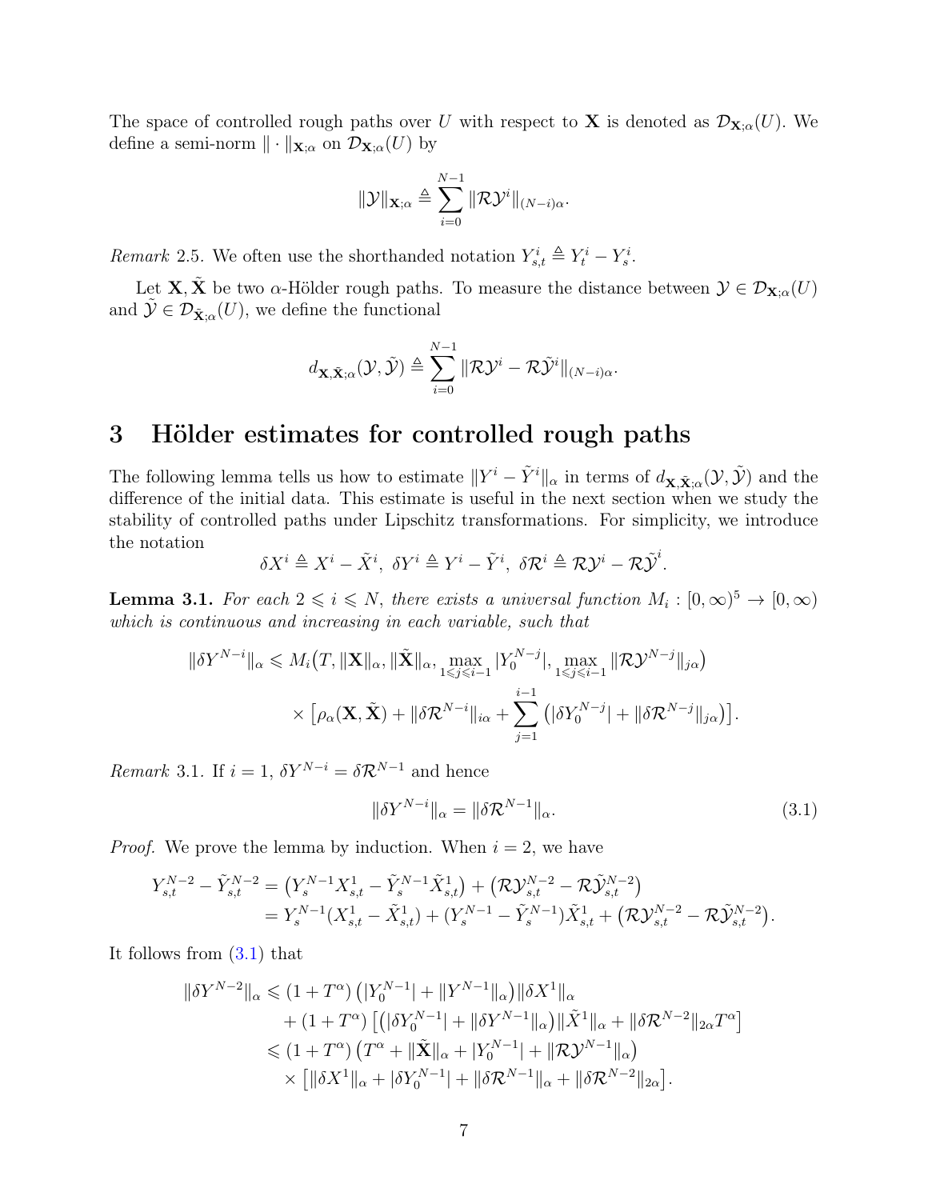The space of controlled rough paths over $U$ with respect to $\mathbf{X}$ is denoted as $\mathcal{D}_{\mathbf{X};\alpha}(U)$. We define a semi-norm $\|\cdot\|_{\mathbf{X};\alpha}$ on $\mathcal{D}_{\mathbf{X};\alpha}(U)$ by

$$
\|\mathcal{Y}\|_{\mathbf{X};\alpha} \triangleq \sum_{i=0}^{N-1} \|\mathcal{R}\mathcal{Y}^i\|_{(N-i)\alpha}.
$$

*Remark* 2.5. We often use the shorthanded notation $Y^i_{s,t} \triangleq Y^i_t - Y^i_s$.

Let $\mathbf{X}, \tilde{\mathbf{X}}$ be two $\alpha$-Hölder rough paths. To measure the distance between $\mathcal{Y} \in \mathcal{D}_{\mathbf{X};\alpha}(U)$ and $\tilde{\mathcal{Y}} \in \mathcal{D}_{\tilde{\mathbf{X}};\alpha}(U)$, we define the functional

$$
d_{\mathbf{X},\tilde{\mathbf{X}};\alpha}(\mathcal{Y}, \tilde{\mathcal{Y}}) \triangleq \sum_{i=0}^{N-1} \|\mathcal{R}\mathcal{Y}^i - \mathcal{R}\tilde{\mathcal{Y}}^i\|_{(N-i)\alpha}.
$$

# 3 Hölder estimates for controlled rough paths

The following lemma tells us how to estimate $\|Y^i - \tilde{Y}^i\|_\alpha$ in terms of $d_{\mathbf{X},\tilde{\mathbf{X}};\alpha}(\mathcal{Y}, \tilde{\mathcal{Y}})$ and the difference of the initial data. This estimate is useful in the next section when we study the stability of controlled paths under Lipschitz transformations. For simplicity, we introduce the notation

$$
\delta X^i \triangleq X^i - \tilde{X}^i,\ \delta Y^i \triangleq Y^i - \tilde{Y}^i,\ \delta\mathcal{R}^i \triangleq \mathcal{R}\mathcal{Y}^i - \mathcal{R}\tilde{\mathcal{Y}}^i.
$$

**Lemma 3.1.** *For each $2 \leqslant i \leqslant N$, there exists a universal function $M_i : [0,\infty)^5 \to [0,\infty)$ which is continuous and increasing in each variable, such that*

$$
\begin{aligned}
\|\delta Y^{N-i}\|_\alpha \leqslant\ & M_i\big(T, \|\mathbf{X}\|_\alpha, \|\tilde{\mathbf{X}}\|_\alpha, \max_{1\leqslant j\leqslant i-1} |Y_0^{N-j}|, \max_{1\leqslant j\leqslant i-1} \|\mathcal{R}\mathcal{Y}^{N-j}\|_{j\alpha}\big) \\
& \times \Big[\rho_\alpha(\mathbf{X}, \tilde{\mathbf{X}}) + \|\delta\mathcal{R}^{N-i}\|_{i\alpha} + \sum_{j=1}^{i-1} \big(|\delta Y_0^{N-j}| + \|\delta\mathcal{R}^{N-j}\|_{j\alpha}\big)\Big].
\end{aligned}
$$

*Remark* 3.1. If $i = 1$, $\delta Y^{N-i} = \delta\mathcal{R}^{N-1}$ and hence

$$
\|\delta Y^{N-i}\|_\alpha = \|\delta\mathcal{R}^{N-1}\|_\alpha. \tag{3.1}
$$

*Proof.* We prove the lemma by induction. When $i = 2$, we have

$$
\begin{aligned}
Y^{N-2}_{s,t} - \tilde{Y}^{N-2}_{s,t} &= \big(Y^{N-1}_s X^1_{s,t} - \tilde{Y}^{N-1}_s \tilde{X}^1_{s,t}\big) + \big(\mathcal{R}\mathcal{Y}^{N-2}_{s,t} - \mathcal{R}\tilde{\mathcal{Y}}^{N-2}_{s,t}\big) \\
&= Y^{N-1}_s (X^1_{s,t} - \tilde{X}^1_{s,t}) + (Y^{N-1}_s - \tilde{Y}^{N-1}_s)\tilde{X}^1_{s,t} + \big(\mathcal{R}\mathcal{Y}^{N-2}_{s,t} - \mathcal{R}\tilde{\mathcal{Y}}^{N-2}_{s,t}\big).
\end{aligned}
$$

It follows from (3.1) that

$$
\begin{aligned}
\|\delta Y^{N-2}\|_\alpha \leqslant\ & (1 + T^\alpha)\big(|Y_0^{N-1}| + \|Y^{N-1}\|_\alpha\big)\|\delta X^1\|_\alpha \\
& + (1 + T^\alpha)\big[\big(|\delta Y_0^{N-1}| + \|\delta Y^{N-1}\|_\alpha\big)\|\tilde{X}^1\|_\alpha + \|\delta\mathcal{R}^{N-2}\|_{2\alpha} T^\alpha\big] \\
\leqslant\ & (1 + T^\alpha)\big(T^\alpha + \|\tilde{\mathbf{X}}\|_\alpha + |Y_0^{N-1}| + \|\mathcal{R}\mathcal{Y}^{N-1}\|_\alpha\big) \\
& \times \big[\|\delta X^1\|_\alpha + |\delta Y_0^{N-1}| + \|\delta\mathcal{R}^{N-1}\|_\alpha + \|\delta\mathcal{R}^{N-2}\|_{2\alpha}\big].
\end{aligned}
$$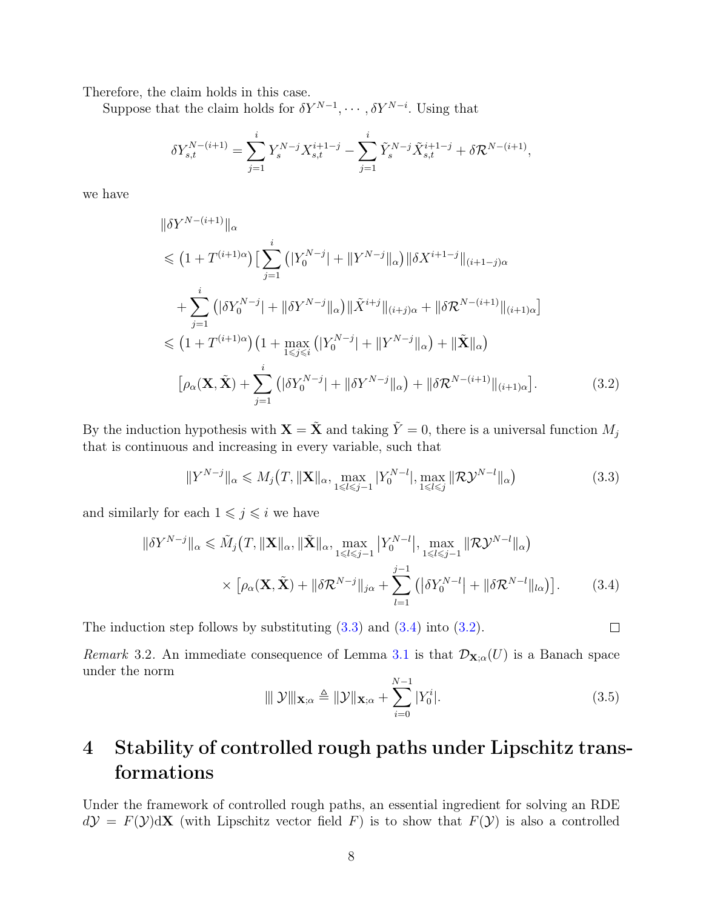Therefore, the claim holds in this case.

Suppose that the claim holds for $\delta Y^{N-1}, \cdots, \delta Y^{N-i}$. Using that

$$
\delta Y^{N-(i+1)}_{s,t} = \sum_{j=1}^{i} Y^{N-j}_s X^{i+1-j}_{s,t} - \sum_{j=1}^{i} \tilde{Y}^{N-j}_s \tilde{X}^{i+1-j}_{s,t} + \delta \mathcal{R}^{N-(i+1)},
$$

we have

$$
\begin{aligned}
&\|\delta Y^{N-(i+1)}\|_\alpha \\
&\leqslant \left(1 + T^{(i+1)\alpha}\right) \Big[ \sum_{j=1}^{i} \left(|Y^{N-j}_0| + \|Y^{N-j}\|_\alpha\right) \|\delta X^{i+1-j}\|_{(i+1-j)\alpha} \\
&\quad + \sum_{j=1}^{i} \left(|\delta Y^{N-j}_0| + \|\delta Y^{N-j}\|_\alpha\right) \|\tilde{X}^{i+j}\|_{(i+j)\alpha} + \|\delta \mathcal{R}^{N-(i+1)}\|_{(i+1)\alpha} \Big] \\
&\leqslant \left(1 + T^{(i+1)\alpha}\right) \left(1 + \max_{1 \leqslant j \leqslant i} \left(|Y^{N-j}_0| + \|Y^{N-j}\|_\alpha\right) + \|\tilde{\mathbf{X}}\|_\alpha\right) \\
&\quad \Big[\rho_\alpha(\mathbf{X}, \tilde{\mathbf{X}}) + \sum_{j=1}^{i} \left(|\delta Y^{N-j}_0| + \|\delta Y^{N-j}\|_\alpha\right) + \|\delta \mathcal{R}^{N-(i+1)}\|_{(i+1)\alpha}\Big]. 
\end{aligned} \tag{3.2}
$$

By the induction hypothesis with $\mathbf{X} = \tilde{\mathbf{X}}$ and taking $\tilde{Y} = 0$, there is a universal function $M_j$ that is continuous and increasing in every variable, such that

$$
\|Y^{N-j}\|_\alpha \leqslant M_j\big(T, \|\mathbf{X}\|_\alpha, \max_{1 \leqslant l \leqslant j-1} |Y^{N-l}_0|, \max_{1 \leqslant l \leqslant j} \|\mathcal{R}\mathcal{Y}^{N-l}\|_\alpha\big) \tag{3.3}
$$

and similarly for each $1 \leqslant j \leqslant i$ we have

$$
\begin{aligned}
\|\delta Y^{N-j}\|_\alpha \leqslant\ & \tilde{M}_j\big(T, \|\mathbf{X}\|_\alpha, \|\tilde{\mathbf{X}}\|_\alpha, \max_{1 \leqslant l \leqslant j-1} \left|Y^{N-l}_0\right|, \max_{1 \leqslant l \leqslant j-1} \|\mathcal{R}\mathcal{Y}^{N-l}\|_\alpha\big) \\
& \times \Big[\rho_\alpha(\mathbf{X}, \tilde{\mathbf{X}}) + \|\delta \mathcal{R}^{N-j}\|_{j\alpha} + \sum_{l=1}^{j-1} \left(\left|\delta Y^{N-l}_0\right| + \|\delta \mathcal{R}^{N-l}\|_{l\alpha}\right)\Big].
\end{aligned} \tag{3.4}
$$

The induction step follows by substituting (3.3) and (3.4) into (3.2). $\square$

*Remark* 3.2. An immediate consequence of Lemma 3.1 is that $\mathcal{D}_{\mathbf{X};\alpha}(U)$ is a Banach space under the norm

$$
|||\, \mathcal{Y} |||_{\mathbf{X};\alpha} \triangleq \|\mathcal{Y}\|_{\mathbf{X};\alpha} + \sum_{i=0}^{N-1} |Y^i_0|. \tag{3.5}
$$

# 4 Stability of controlled rough paths under Lipschitz transformations

Under the framework of controlled rough paths, an essential ingredient for solving an RDE $d\mathcal{Y} = F(\mathcal{Y})\mathrm{d}\mathbf{X}$ (with Lipschitz vector field $F$) is to show that $F(\mathcal{Y})$ is also a controlled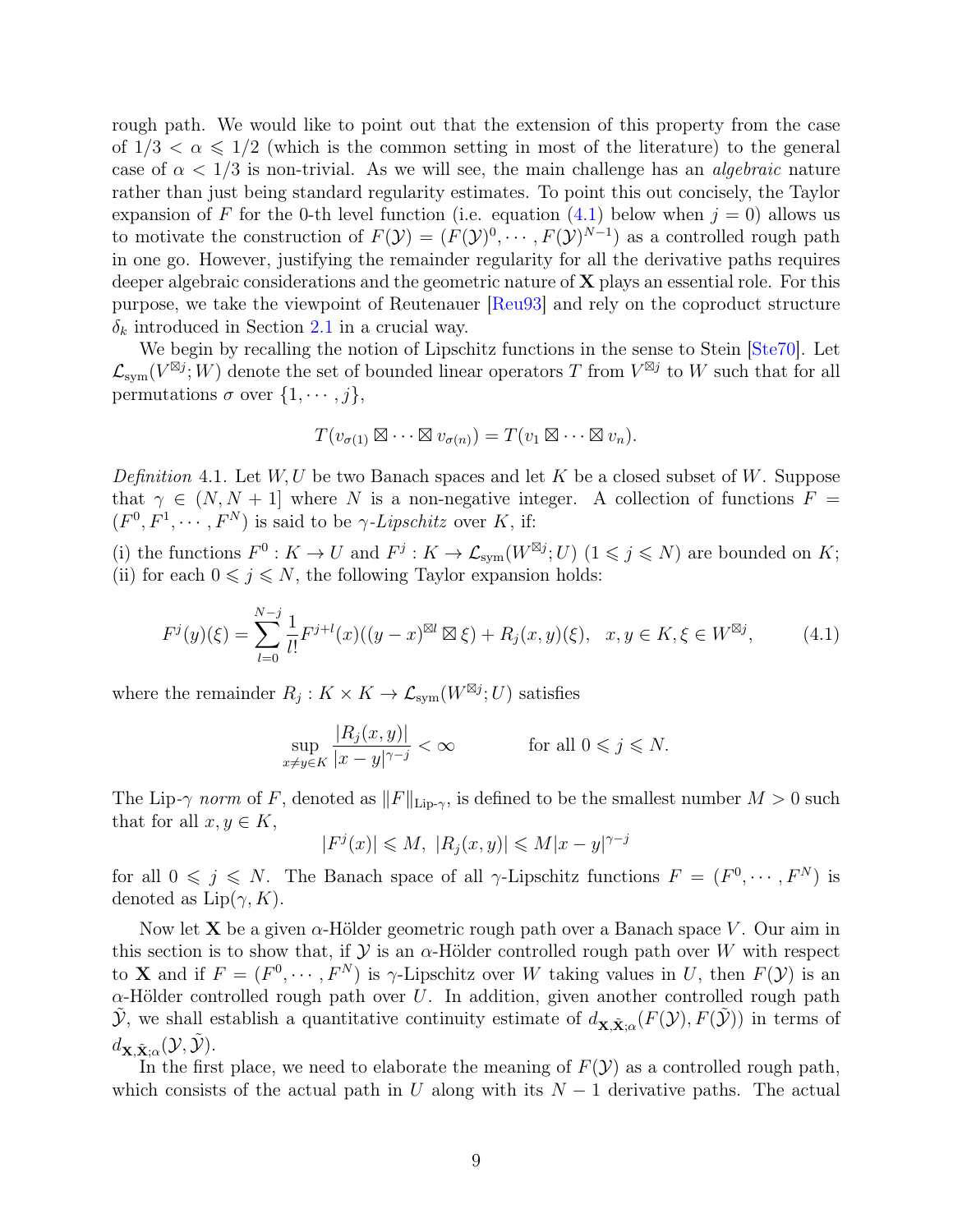rough path. We would like to point out that the extension of this property from the case of $1/3 < \alpha \leqslant 1/2$ (which is the common setting in most of the literature) to the general case of $\alpha < 1/3$ is non-trivial. As we will see, the main challenge has an *algebraic* nature rather than just being standard regularity estimates. To point this out concisely, the Taylor expansion of $F$ for the 0-th level function (i.e. equation (4.1) below when $j = 0$) allows us to motivate the construction of $F(\mathcal{Y}) = (F(\mathcal{Y})^0, \cdots, F(\mathcal{Y})^{N-1})$ as a controlled rough path in one go. However, justifying the remainder regularity for all the derivative paths requires deeper algebraic considerations and the geometric nature of $\mathbf{X}$ plays an essential role. For this purpose, we take the viewpoint of Reutenauer [Reu93] and rely on the coproduct structure $\delta_k$ introduced in Section 2.1 in a crucial way.

We begin by recalling the notion of Lipschitz functions in the sense to Stein [Ste70]. Let $\mathcal{L}_{\text{sym}}(V^{\boxtimes j}; W)$ denote the set of bounded linear operators $T$ from $V^{\boxtimes j}$ to $W$ such that for all permutations $\sigma$ over $\{1, \cdots, j\}$,

$$T(v_{\sigma(1)} \boxtimes \cdots \boxtimes v_{\sigma(n)}) = T(v_1 \boxtimes \cdots \boxtimes v_n).$$

*Definition* 4.1. Let $W, U$ be two Banach spaces and let $K$ be a closed subset of $W$. Suppose that $\gamma \in (N, N+1]$ where $N$ is a non-negative integer. A collection of functions $F = (F^0, F^1, \cdots, F^N)$ is said to be $\gamma$-*Lipschitz* over $K$, if:

(i) the functions $F^0 : K \to U$ and $F^j : K \to \mathcal{L}_{\text{sym}}(W^{\boxtimes j}; U)$ $(1 \leqslant j \leqslant N)$ are bounded on $K$;
(ii) for each $0 \leqslant j \leqslant N$, the following Taylor expansion holds:

$$F^j(y)(\xi) = \sum_{l=0}^{N-j} \frac{1}{l!} F^{j+l}(x)((y-x)^{\boxtimes l} \boxtimes \xi) + R_j(x, y)(\xi), \quad x, y \in K, \xi \in W^{\boxtimes j}, \tag{4.1}$$

where the remainder $R_j : K \times K \to \mathcal{L}_{\text{sym}}(W^{\boxtimes j}; U)$ satisfies

$$\sup_{x \neq y \in K} \frac{|R_j(x, y)|}{|x - y|^{\gamma - j}} < \infty \qquad \text{for all } 0 \leqslant j \leqslant N.$$

The Lip-$\gamma$ *norm* of $F$, denoted as $\|F\|_{\text{Lip-}\gamma}$, is defined to be the smallest number $M > 0$ such that for all $x, y \in K$,

$$|F^j(x)| \leqslant M, \ |R_j(x, y)| \leqslant M|x - y|^{\gamma - j}$$

for all $0 \leqslant j \leqslant N$. The Banach space of all $\gamma$-Lipschitz functions $F = (F^0, \cdots, F^N)$ is denoted as $\text{Lip}(\gamma, K)$.

Now let $\mathbf{X}$ be a given $\alpha$-Hölder geometric rough path over a Banach space $V$. Our aim in this section is to show that, if $\mathcal{Y}$ is an $\alpha$-Hölder controlled rough path over $W$ with respect to $\mathbf{X}$ and if $F = (F^0, \cdots, F^N)$ is $\gamma$-Lipschitz over $W$ taking values in $U$, then $F(\mathcal{Y})$ is an $\alpha$-Hölder controlled rough path over $U$. In addition, given another controlled rough path $\tilde{\mathcal{Y}}$, we shall establish a quantitative continuity estimate of $d_{\mathbf{X}, \tilde{\mathbf{X}}; \alpha}(F(\mathcal{Y}), F(\tilde{\mathcal{Y}}))$ in terms of $d_{\mathbf{X}, \tilde{\mathbf{X}}; \alpha}(\mathcal{Y}, \tilde{\mathcal{Y}})$.

In the first place, we need to elaborate the meaning of $F(\mathcal{Y})$ as a controlled rough path, which consists of the actual path in $U$ along with its $N-1$ derivative paths. The actual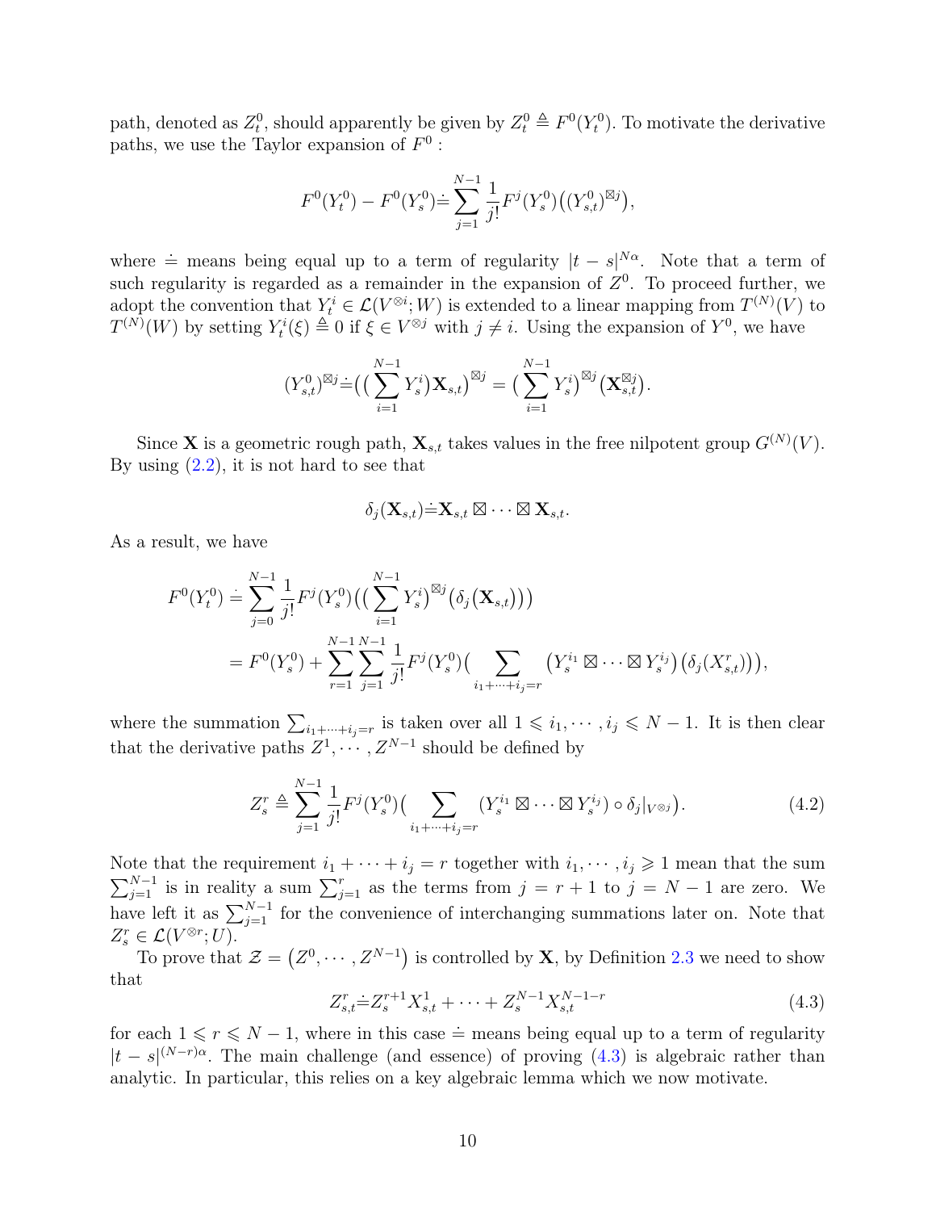path, denoted as $Z_t^0$, should apparently be given by $Z_t^0 \triangleq F^0(Y_t^0)$. To motivate the derivative paths, we use the Taylor expansion of $F^0$ :

$$F^0(Y_t^0) - F^0(Y_s^0) \doteq \sum_{j=1}^{N-1} \frac{1}{j!} F^j(Y_s^0)\big((Y_{s,t}^0)^{\boxtimes j}\big),$$

where $\doteq$ means being equal up to a term of regularity $|t-s|^{N\alpha}$. Note that a term of such regularity is regarded as a remainder in the expansion of $Z^0$. To proceed further, we adopt the convention that $Y_t^i \in \mathcal{L}(V^{\otimes i}; W)$ is extended to a linear mapping from $T^{(N)}(V)$ to $T^{(N)}(W)$ by setting $Y_t^i(\xi) \triangleq 0$ if $\xi \in V^{\otimes j}$ with $j \neq i$. Using the expansion of $Y^0$, we have

$$(Y_{s,t}^0)^{\boxtimes j} \doteq \Big(\big(\sum_{i=1}^{N-1} Y_s^i\big)\mathbf{X}_{s,t}\Big)^{\boxtimes j} = \big(\sum_{i=1}^{N-1} Y_s^i\big)^{\boxtimes j}\big(\mathbf{X}_{s,t}^{\boxtimes j}\big).$$

Since $\mathbf{X}$ is a geometric rough path, $\mathbf{X}_{s,t}$ takes values in the free nilpotent group $G^{(N)}(V)$. By using (2.2), it is not hard to see that

$$\delta_j(\mathbf{X}_{s,t}) \doteq \mathbf{X}_{s,t} \boxtimes \cdots \boxtimes \mathbf{X}_{s,t}.$$

As a result, we have

$$\begin{aligned}
F^0(Y_t^0) &\doteq \sum_{j=0}^{N-1} \frac{1}{j!} F^j(Y_s^0)\Big(\big(\sum_{i=1}^{N-1} Y_s^i\big)^{\boxtimes j}\big(\delta_j(\mathbf{X}_{s,t})\big)\Big) \\
&= F^0(Y_s^0) + \sum_{r=1}^{N-1}\sum_{j=1}^{N-1} \frac{1}{j!} F^j(Y_s^0)\Big(\sum_{i_1+\cdots+i_j=r} \big(Y_s^{i_1} \boxtimes \cdots \boxtimes Y_s^{i_j}\big)\big(\delta_j(X_{s,t}^r)\big)\Big),
\end{aligned}$$

where the summation $\sum_{i_1+\cdots+i_j=r}$ is taken over all $1 \leqslant i_1, \cdots, i_j \leqslant N-1$. It is then clear that the derivative paths $Z^1, \cdots, Z^{N-1}$ should be defined by

$$Z_s^r \triangleq \sum_{j=1}^{N-1} \frac{1}{j!} F^j(Y_s^0)\Big(\sum_{i_1+\cdots+i_j=r} (Y_s^{i_1} \boxtimes \cdots \boxtimes Y_s^{i_j}) \circ \delta_j|_{V^{\otimes j}}\Big). \tag{4.2}$$

Note that the requirement $i_1 + \cdots + i_j = r$ together with $i_1, \cdots, i_j \geqslant 1$ mean that the sum $\sum_{j=1}^{N-1}$ is in reality a sum $\sum_{j=1}^{r}$ as the terms from $j = r+1$ to $j = N-1$ are zero. We have left it as $\sum_{j=1}^{N-1}$ for the convenience of interchanging summations later on. Note that $Z_s^r \in \mathcal{L}(V^{\otimes r}; U)$.

To prove that $\mathcal{Z} = \big(Z^0, \cdots, Z^{N-1}\big)$ is controlled by $\mathbf{X}$, by Definition 2.3 we need to show that

$$Z_{s,t}^r \doteq Z_s^{r+1} X_{s,t}^1 + \cdots + Z_s^{N-1} X_{s,t}^{N-1-r} \tag{4.3}$$

for each $1 \leqslant r \leqslant N-1$, where in this case $\doteq$ means being equal up to a term of regularity $|t-s|^{(N-r)\alpha}$. The main challenge (and essence) of proving (4.3) is algebraic rather than analytic. In particular, this relies on a key algebraic lemma which we now motivate.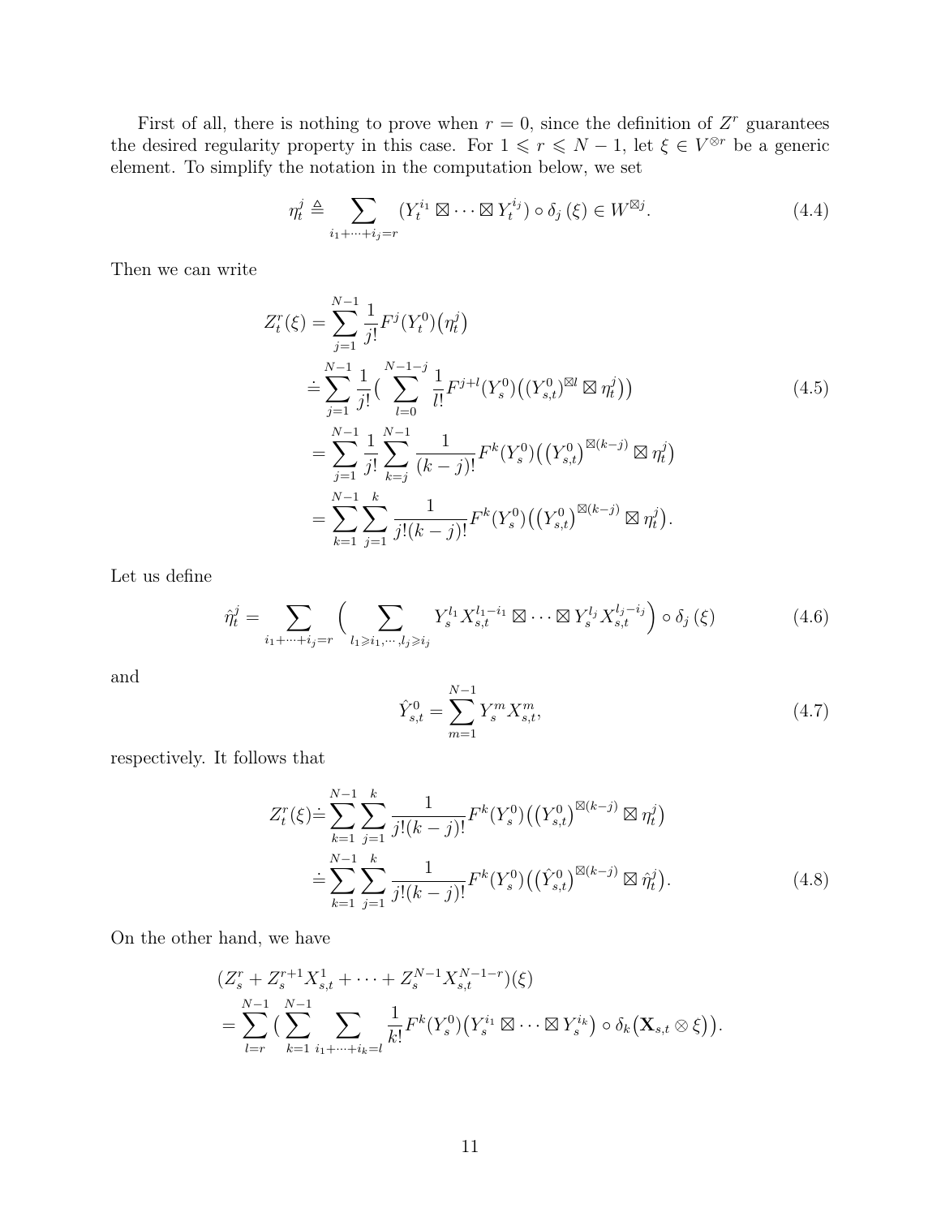First of all, there is nothing to prove when $r=0$, since the definition of $Z^r$ guarantees the desired regularity property in this case. For $1\leqslant r\leqslant N-1$, let $\xi\in V^{\otimes r}$ be a generic element. To simplify the notation in the computation below, we set

$$
\eta_t^j \triangleq \sum_{i_1+\cdots+i_j=r} (Y_t^{i_1}\boxtimes\cdots\boxtimes Y_t^{i_j})\circ\delta_j(\xi)\in W^{\boxtimes j}. \tag{4.4}
$$

Then we can write

$$
\begin{aligned}
Z_t^r(\xi) &= \sum_{j=1}^{N-1}\frac{1}{j!}F^j(Y_t^0)\big(\eta_t^j\big) \\
&\doteq \sum_{j=1}^{N-1}\frac{1}{j!}\Big(\sum_{l=0}^{N-1-j}\frac{1}{l!}F^{j+l}(Y_s^0)\big((Y_{s,t}^0)^{\boxtimes l}\boxtimes\eta_t^j\big)\Big) \\
&= \sum_{j=1}^{N-1}\frac{1}{j!}\sum_{k=j}^{N-1}\frac{1}{(k-j)!}F^k(Y_s^0)\big(\big(Y_{s,t}^0\big)^{\boxtimes(k-j)}\boxtimes\eta_t^j\big) \\
&= \sum_{k=1}^{N-1}\sum_{j=1}^{k}\frac{1}{j!(k-j)!}F^k(Y_s^0)\big(\big(Y_{s,t}^0\big)^{\boxtimes(k-j)}\boxtimes\eta_t^j\big).
\end{aligned} \tag{4.5}
$$

Let us define

$$
\hat{\eta}_t^j = \sum_{i_1+\cdots+i_j=r}\Big(\sum_{l_1\geqslant i_1,\cdots,l_j\geqslant i_j} Y_s^{l_1}X_{s,t}^{l_1-i_1}\boxtimes\cdots\boxtimes Y_s^{l_j}X_{s,t}^{l_j-i_j}\Big)\circ\delta_j(\xi) \tag{4.6}
$$

and

$$
\hat{Y}_{s,t}^0 = \sum_{m=1}^{N-1} Y_s^m X_{s,t}^m, \tag{4.7}
$$

respectively. It follows that

$$
\begin{aligned}
Z_t^r(\xi) &\doteq \sum_{k=1}^{N-1}\sum_{j=1}^{k}\frac{1}{j!(k-j)!}F^k(Y_s^0)\big(\big(Y_{s,t}^0\big)^{\boxtimes(k-j)}\boxtimes\eta_t^j\big) \\
&\doteq \sum_{k=1}^{N-1}\sum_{j=1}^{k}\frac{1}{j!(k-j)!}F^k(Y_s^0)\big(\big(\hat{Y}_{s,t}^0\big)^{\boxtimes(k-j)}\boxtimes\hat{\eta}_t^j\big).
\end{aligned} \tag{4.8}
$$

On the other hand, we have

$$
\begin{aligned}
&(Z_s^r + Z_s^{r+1}X_{s,t}^1+\cdots+Z_s^{N-1}X_{s,t}^{N-1-r})(\xi) \\
&= \sum_{l=r}^{N-1}\Big(\sum_{k=1}^{N-1}\sum_{i_1+\cdots+i_k=l}\frac{1}{k!}F^k(Y_s^0)\big(Y_s^{i_1}\boxtimes\cdots\boxtimes Y_s^{i_k}\big)\circ\delta_k\big(\mathbf{X}_{s,t}\otimes\xi\big)\Big).
\end{aligned}
$$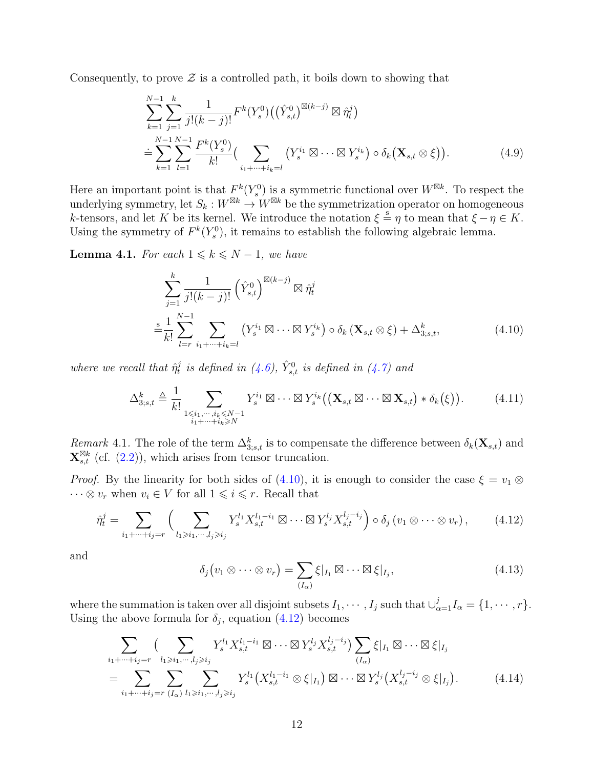Consequently, to prove $\mathcal{Z}$ is a controlled path, it boils down to showing that

$$
\begin{aligned}
&\sum_{k=1}^{N-1}\sum_{j=1}^{k}\frac{1}{j!(k-j)!}F^k(Y_s^0)\big(\big(\hat{Y}_{s,t}^0\big)^{\boxtimes(k-j)}\boxtimes\hat{\eta}_t^j\big)\\
&\doteq\sum_{k=1}^{N-1}\sum_{l=1}^{N-1}\frac{F^k(Y_s^0)}{k!}\big(\sum_{i_1+\cdots+i_k=l}\big(Y_s^{i_1}\boxtimes\cdots\boxtimes Y_s^{i_k}\big)\circ\delta_k\big(\mathbf{X}_{s,t}\otimes\xi\big)\big).
\end{aligned}
\tag{4.9}
$$

Here an important point is that $F^k(Y_s^0)$ is a symmetric functional over $W^{\boxtimes k}$. To respect the underlying symmetry, let $S_k : W^{\boxtimes k}\to W^{\boxtimes k}$ be the symmetrization operator on homogeneous $k$-tensors, and let $K$ be its kernel. We introduce the notation $\xi\overset{\mathrm{s}}{=}\eta$ to mean that $\xi-\eta\in K$. Using the symmetry of $F^k(Y_s^0)$, it remains to establish the following algebraic lemma.

**Lemma 4.1.** *For each $1\leqslant k\leqslant N-1$, we have*

$$
\begin{aligned}
&\sum_{j=1}^{k}\frac{1}{j!(k-j)!}\left(\hat{Y}_{s,t}^0\right)^{\boxtimes(k-j)}\boxtimes\hat{\eta}_t^j\\
&\overset{\mathrm{s}}{=}\frac{1}{k!}\sum_{l=r}^{N-1}\sum_{i_1+\cdots+i_k=l}\big(Y_s^{i_1}\boxtimes\cdots\boxtimes Y_s^{i_k}\big)\circ\delta_k\left(\mathbf{X}_{s,t}\otimes\xi\right)+\Delta_{3;s,t}^k,
\end{aligned}
\tag{4.10}
$$

*where we recall that $\hat{\eta}_t^j$ is defined in (4.6), $\hat{Y}_{s,t}^0$ is defined in (4.7) and*

$$
\Delta_{3;s,t}^k\triangleq\frac{1}{k!}\sum_{\substack{1\leqslant i_1,\cdots,i_k\leqslant N-1\\ i_1+\cdots+i_k\geqslant N}}Y_s^{i_1}\boxtimes\cdots\boxtimes Y_s^{i_k}\big(\big(\mathbf{X}_{s,t}\boxtimes\cdots\boxtimes\mathbf{X}_{s,t}\big)*\delta_k\big(\xi\big)\big).
\tag{4.11}
$$

*Remark* 4.1. The role of the term $\Delta_{3;s,t}^k$ is to compensate the difference between $\delta_k(\mathbf{X}_{s,t})$ and $\mathbf{X}_{s,t}^{\boxtimes k}$ (cf. (2.2)), which arises from tensor truncation.

*Proof.* By the linearity for both sides of (4.10), it is enough to consider the case $\xi=v_1\otimes\cdots\otimes v_r$ when $v_i\in V$ for all $1\leqslant i\leqslant r$. Recall that

$$
\hat{\eta}_t^j=\sum_{i_1+\cdots+i_j=r}\Big(\sum_{l_1\geqslant i_1,\cdots,l_j\geqslant i_j}Y_s^{l_1}X_{s,t}^{l_1-i_1}\boxtimes\cdots\boxtimes Y_s^{l_j}X_{s,t}^{l_j-i_j}\Big)\circ\delta_j\left(v_1\otimes\cdots\otimes v_r\right),
\tag{4.12}
$$

and

$$
\delta_j\big(v_1\otimes\cdots\otimes v_r\big)=\sum_{(I_\alpha)}\xi|_{I_1}\boxtimes\cdots\boxtimes\xi|_{I_j},
\tag{4.13}
$$

where the summation is taken over all disjoint subsets $I_1,\cdots,I_j$ such that $\cup_{\alpha=1}^{j}I_\alpha=\{1,\cdots,r\}$. Using the above formula for $\delta_j$, equation (4.12) becomes

$$
\begin{aligned}
&\sum_{i_1+\cdots+i_j=r}\big(\sum_{l_1\geqslant i_1,\cdots,l_j\geqslant i_j}Y_s^{l_1}X_{s,t}^{l_1-i_1}\boxtimes\cdots\boxtimes Y_s^{l_j}X_{s,t}^{l_j-i_j}\big)\sum_{(I_\alpha)}\xi|_{I_1}\boxtimes\cdots\boxtimes\xi|_{I_j}\\
&=\sum_{i_1+\cdots+i_j=r}\sum_{(I_\alpha)}\sum_{l_1\geqslant i_1,\cdots,l_j\geqslant i_j}Y_s^{l_1}\big(X_{s,t}^{l_1-i_1}\otimes\xi|_{I_1}\big)\boxtimes\cdots\boxtimes Y_s^{l_j}\big(X_{s,t}^{l_j-i_j}\otimes\xi|_{I_j}\big).
\end{aligned}
\tag{4.14}
$$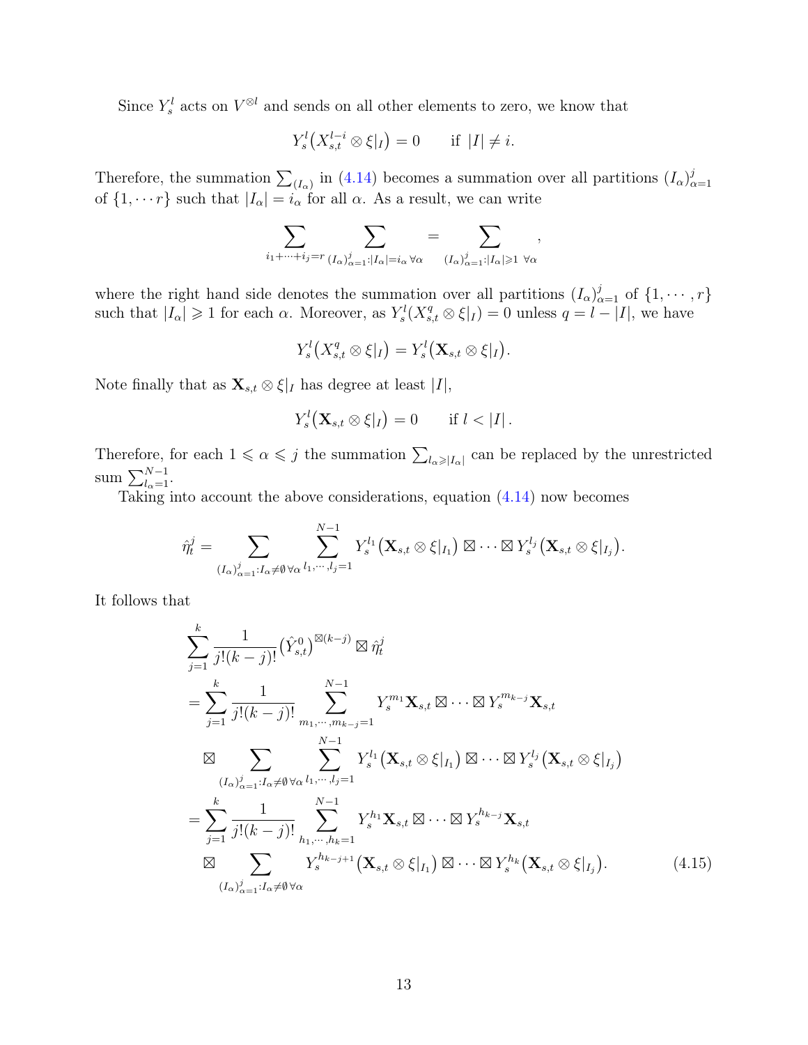Since $Y_s^l$ acts on $V^{\otimes l}$ and sends on all other elements to zero, we know that

$$Y_s^l\big(X_{s,t}^{l-i} \otimes \xi|_I\big) = 0 \qquad \text{if } |I| \neq i.$$

Therefore, the summation $\sum_{(I_\alpha)}$ in (4.14) becomes a summation over all partitions $(I_\alpha)_{\alpha=1}^j$ of $\{1, \cdots r\}$ such that $|I_\alpha| = i_\alpha$ for all $\alpha$. As a result, we can write

$$\sum_{i_1+\cdots+i_j=r} \; \sum_{(I_\alpha)_{\alpha=1}^j : |I_\alpha| = i_\alpha \; \forall \alpha} = \sum_{(I_\alpha)_{\alpha=1}^j : |I_\alpha| \geqslant 1 \; \forall \alpha},$$

where the right hand side denotes the summation over all partitions $(I_\alpha)_{\alpha=1}^j$ of $\{1, \cdots, r\}$ such that $|I_\alpha| \geqslant 1$ for each $\alpha$. Moreover, as $Y_s^l(X_{s,t}^q \otimes \xi|_I) = 0$ unless $q = l - |I|$, we have

$$Y_s^l\big(X_{s,t}^q \otimes \xi|_I\big) = Y_s^l\big(\mathbf{X}_{s,t} \otimes \xi|_I\big).$$

Note finally that as $\mathbf{X}_{s,t} \otimes \xi|_I$ has degree at least $|I|$,

$$Y_s^l\big(\mathbf{X}_{s,t} \otimes \xi|_I\big) = 0 \qquad \text{if } l < |I|.$$

Therefore, for each $1 \leqslant \alpha \leqslant j$ the summation $\sum_{l_\alpha \geqslant |I_\alpha|}$ can be replaced by the unrestricted sum $\sum_{l_\alpha=1}^{N-1}$.

Taking into account the above considerations, equation (4.14) now becomes

$$\hat{\eta}_t^j = \sum_{(I_\alpha)_{\alpha=1}^j : I_\alpha \neq \emptyset \, \forall \alpha} \; \sum_{l_1, \cdots, l_j = 1}^{N-1} Y_s^{l_1}\big(\mathbf{X}_{s,t} \otimes \xi|_{I_1}\big) \boxtimes \cdots \boxtimes Y_s^{l_j}\big(\mathbf{X}_{s,t} \otimes \xi|_{I_j}\big).$$

It follows that

$$\begin{aligned}
&\sum_{j=1}^k \frac{1}{j!(k-j)!} \big(\hat{Y}_{s,t}^0\big)^{\boxtimes(k-j)} \boxtimes \hat{\eta}_t^j \\
&= \sum_{j=1}^k \frac{1}{j!(k-j)!} \sum_{m_1, \cdots, m_{k-j}=1}^{N-1} Y_s^{m_1} \mathbf{X}_{s,t} \boxtimes \cdots \boxtimes Y_s^{m_{k-j}} \mathbf{X}_{s,t} \\
&\quad \boxtimes \sum_{(I_\alpha)_{\alpha=1}^j : I_\alpha \neq \emptyset \, \forall \alpha} \; \sum_{l_1, \cdots, l_j=1}^{N-1} Y_s^{l_1}\big(\mathbf{X}_{s,t} \otimes \xi|_{I_1}\big) \boxtimes \cdots \boxtimes Y_s^{l_j}\big(\mathbf{X}_{s,t} \otimes \xi|_{I_j}\big) \\
&= \sum_{j=1}^k \frac{1}{j!(k-j)!} \sum_{h_1, \cdots, h_k=1}^{N-1} Y_s^{h_1} \mathbf{X}_{s,t} \boxtimes \cdots \boxtimes Y_s^{h_{k-j}} \mathbf{X}_{s,t} \\
&\quad \boxtimes \sum_{(I_\alpha)_{\alpha=1}^j : I_\alpha \neq \emptyset \, \forall \alpha} Y_s^{h_{k-j+1}}\big(\mathbf{X}_{s,t} \otimes \xi|_{I_1}\big) \boxtimes \cdots \boxtimes Y_s^{h_k}\big(\mathbf{X}_{s,t} \otimes \xi|_{I_j}\big). \qquad (4.15)
\end{aligned}$$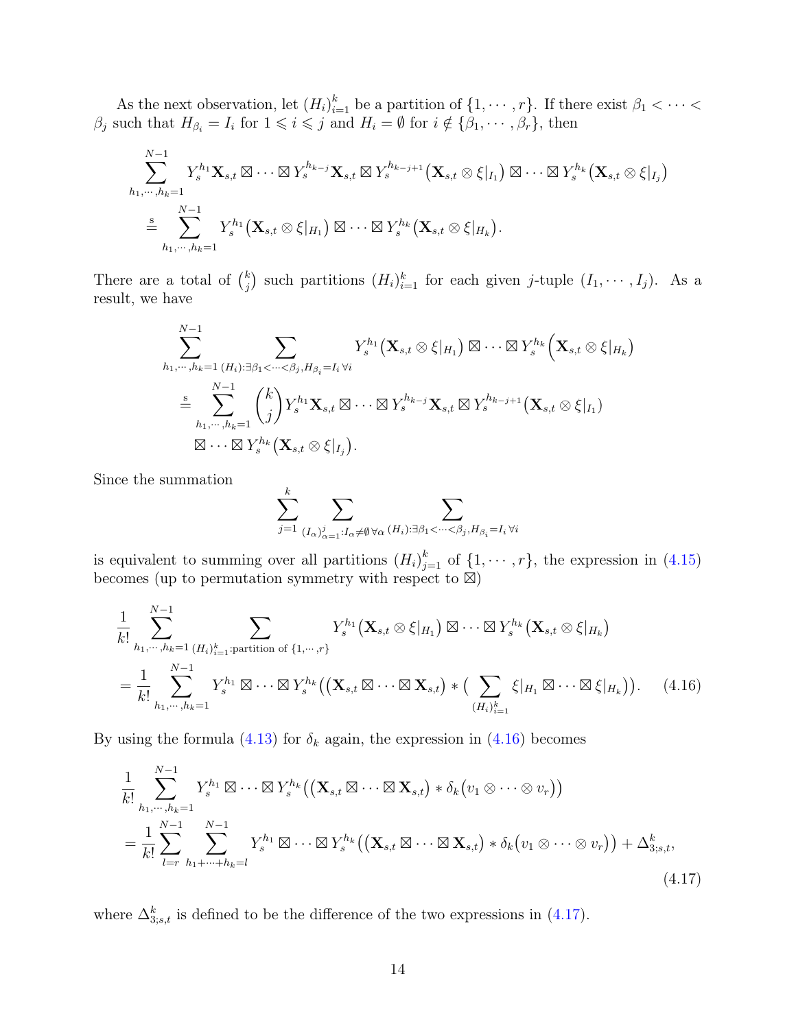As the next observation, let $(H_i)_{i=1}^k$ be a partition of $\{1, \cdots, r\}$. If there exist $\beta_1 < \cdots < \beta_j$ such that $H_{\beta_i} = I_i$ for $1 \leqslant i \leqslant j$ and $H_i = \emptyset$ for $i \notin \{\beta_1, \cdots, \beta_r\}$, then

$$
\begin{aligned}
&\sum_{h_1,\cdots,h_k=1}^{N-1} Y_s^{h_1}\mathbf{X}_{s,t} \boxtimes \cdots \boxtimes Y_s^{h_{k-j}}\mathbf{X}_{s,t} \boxtimes Y_s^{h_{k-j+1}}\big(\mathbf{X}_{s,t} \otimes \xi|_{I_1}\big) \boxtimes \cdots \boxtimes Y_s^{h_k}\big(\mathbf{X}_{s,t} \otimes \xi|_{I_j}\big) \\
&\quad \overset{\mathrm{s}}{=} \sum_{h_1,\cdots,h_k=1}^{N-1} Y_s^{h_1}\big(\mathbf{X}_{s,t} \otimes \xi|_{H_1}\big) \boxtimes \cdots \boxtimes Y_s^{h_k}\big(\mathbf{X}_{s,t} \otimes \xi|_{H_k}\big).
\end{aligned}
$$

There are a total of $\binom{k}{j}$ such partitions $(H_i)_{i=1}^k$ for each given $j$-tuple $(I_1, \cdots, I_j)$. As a result, we have

$$
\begin{aligned}
&\sum_{h_1,\cdots,h_k=1}^{N-1} \sum_{(H_i):\exists \beta_1<\cdots<\beta_j, H_{\beta_i}=I_i\ \forall i} Y_s^{h_1}\big(\mathbf{X}_{s,t} \otimes \xi|_{H_1}\big) \boxtimes \cdots \boxtimes Y_s^{h_k}\Big(\mathbf{X}_{s,t} \otimes \xi|_{H_k}\Big) \\
&\quad \overset{\mathrm{s}}{=} \sum_{h_1,\cdots,h_k=1}^{N-1} \binom{k}{j} Y_s^{h_1}\mathbf{X}_{s,t} \boxtimes \cdots \boxtimes Y_s^{h_{k-j}}\mathbf{X}_{s,t} \boxtimes Y_s^{h_{k-j+1}}\big(\mathbf{X}_{s,t} \otimes \xi|_{I_1}\big) \\
&\qquad \boxtimes \cdots \boxtimes Y_s^{h_k}\big(\mathbf{X}_{s,t} \otimes \xi|_{I_j}\big).
\end{aligned}
$$

Since the summation

$$
\sum_{j=1}^{k} \sum_{(I_\alpha)_{\alpha=1}^j : I_\alpha \neq \emptyset\ \forall \alpha} \sum_{(H_i):\exists \beta_1<\cdots<\beta_j, H_{\beta_i}=I_i\ \forall i}
$$

is equivalent to summing over all partitions $(H_i)_{j=1}^k$ of $\{1, \cdots, r\}$, the expression in (4.15) becomes (up to permutation symmetry with respect to $\boxtimes$)

$$
\begin{aligned}
&\frac{1}{k!} \sum_{h_1,\cdots,h_k=1}^{N-1} \sum_{(H_i)_{i=1}^k:\text{partition of } \{1,\cdots,r\}} Y_s^{h_1}\big(\mathbf{X}_{s,t} \otimes \xi|_{H_1}\big) \boxtimes \cdots \boxtimes Y_s^{h_k}\big(\mathbf{X}_{s,t} \otimes \xi|_{H_k}\big) \\
&= \frac{1}{k!} \sum_{h_1,\cdots,h_k=1}^{N-1} Y_s^{h_1} \boxtimes \cdots \boxtimes Y_s^{h_k}\Big(\big(\mathbf{X}_{s,t} \boxtimes \cdots \boxtimes \mathbf{X}_{s,t}\big) * \Big(\sum_{(H_i)_{i=1}^k} \xi|_{H_1} \boxtimes \cdots \boxtimes \xi|_{H_k}\Big)\Big). \qquad (4.16)
\end{aligned}
$$

By using the formula (4.13) for $\delta_k$ again, the expression in (4.16) becomes

$$
\begin{aligned}
&\frac{1}{k!} \sum_{h_1,\cdots,h_k=1}^{N-1} Y_s^{h_1} \boxtimes \cdots \boxtimes Y_s^{h_k}\Big(\big(\mathbf{X}_{s,t} \boxtimes \cdots \boxtimes \mathbf{X}_{s,t}\big) * \delta_k\big(v_1 \otimes \cdots \otimes v_r\big)\Big) \\
&= \frac{1}{k!} \sum_{l=r}^{N-1} \sum_{h_1+\cdots+h_k=l} Y_s^{h_1} \boxtimes \cdots \boxtimes Y_s^{h_k}\Big(\big(\mathbf{X}_{s,t} \boxtimes \cdots \boxtimes \mathbf{X}_{s,t}\big) * \delta_k\big(v_1 \otimes \cdots \otimes v_r\big)\Big) + \Delta_{3;s,t}^k,
\end{aligned}
\qquad (4.17)
$$

where $\Delta_{3;s,t}^k$ is defined to be the difference of the two expressions in (4.17).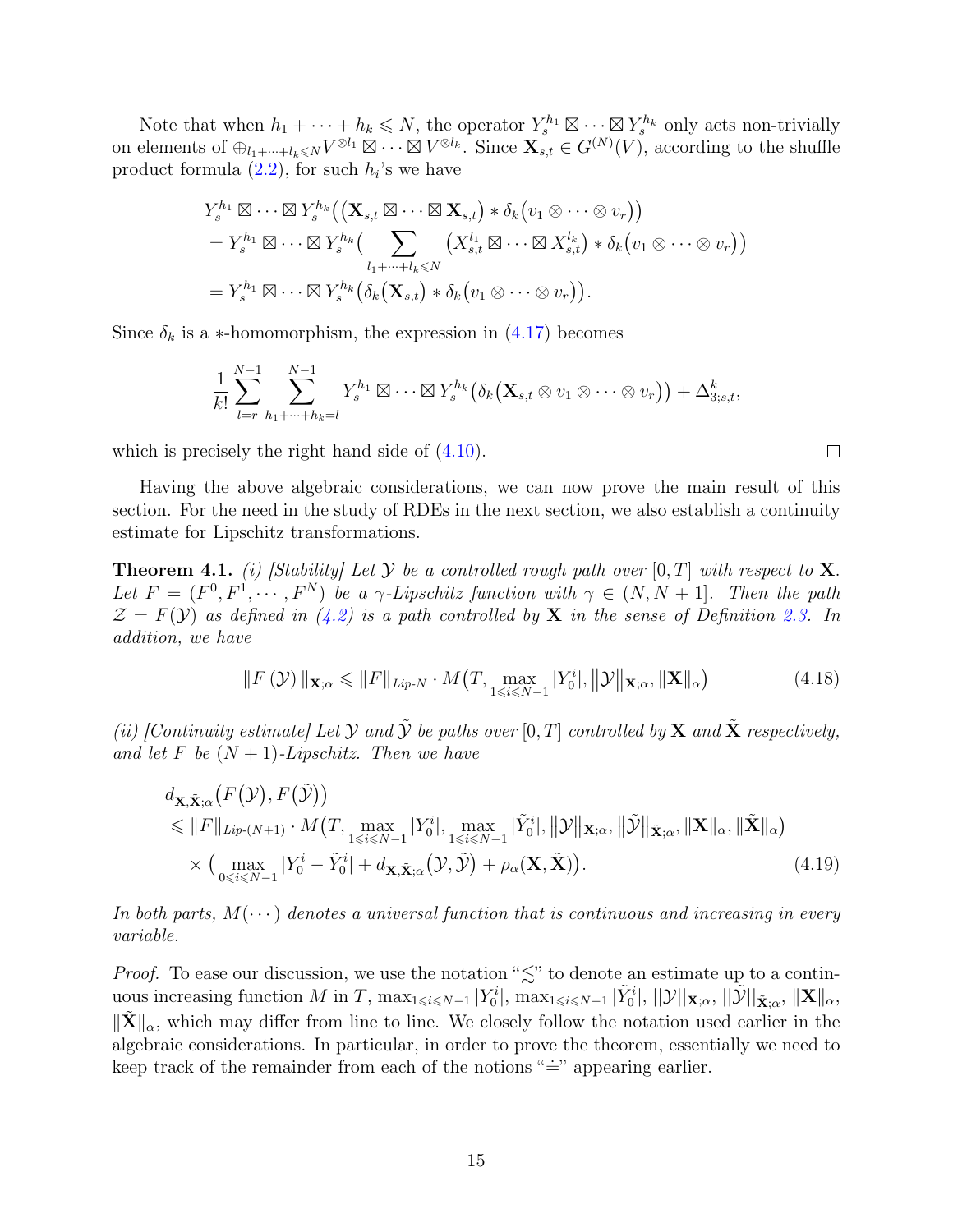Note that when $h_1 + \cdots + h_k \leqslant N$, the operator $Y_s^{h_1} \boxtimes \cdots \boxtimes Y_s^{h_k}$ only acts non-trivially on elements of $\oplus_{l_1+\cdots+l_k \leqslant N} V^{\otimes l_1} \boxtimes \cdots \boxtimes V^{\otimes l_k}$. Since $\mathbf{X}_{s,t} \in G^{(N)}(V)$, according to the shuffle product formula (2.2), for such $h_i$'s we have

$$
\begin{aligned}
& Y_s^{h_1} \boxtimes \cdots \boxtimes Y_s^{h_k}\big( (\mathbf{X}_{s,t} \boxtimes \cdots \boxtimes \mathbf{X}_{s,t}) * \delta_k(v_1 \otimes \cdots \otimes v_r) \big) \\
& = Y_s^{h_1} \boxtimes \cdots \boxtimes Y_s^{h_k}\Big( \sum_{l_1+\cdots+l_k \leqslant N} \big( X_{s,t}^{l_1} \boxtimes \cdots \boxtimes X_{s,t}^{l_k} \big) * \delta_k(v_1 \otimes \cdots \otimes v_r) \Big) \\
& = Y_s^{h_1} \boxtimes \cdots \boxtimes Y_s^{h_k}\big( \delta_k(\mathbf{X}_{s,t}) * \delta_k(v_1 \otimes \cdots \otimes v_r) \big).
\end{aligned}
$$

Since $\delta_k$ is a $*$-homomorphism, the expression in (4.17) becomes

$$
\frac{1}{k!} \sum_{l=r}^{N-1} \sum_{h_1+\cdots+h_k=l}^{N-1} Y_s^{h_1} \boxtimes \cdots \boxtimes Y_s^{h_k}\big( \delta_k(\mathbf{X}_{s,t} \otimes v_1 \otimes \cdots \otimes v_r) \big) + \Delta_{3;s,t}^k,
$$

which is precisely the right hand side of (4.10). $\square$

Having the above algebraic considerations, we can now prove the main result of this section. For the need in the study of RDEs in the next section, we also establish a continuity estimate for Lipschitz transformations.

**Theorem 4.1.** *(i) [Stability] Let $\mathcal{Y}$ be a controlled rough path over $[0,T]$ with respect to $\mathbf{X}$. Let $F = (F^0, F^1, \cdots, F^N)$ be a $\gamma$-Lipschitz function with $\gamma \in (N, N+1]$. Then the path $\mathcal{Z} = F(\mathcal{Y})$ as defined in (4.2) is a path controlled by $\mathbf{X}$ in the sense of Definition 2.3. In addition, we have*

$$
\| F(\mathcal{Y}) \|_{\mathbf{X};\alpha} \leqslant \|F\|_{\text{Lip-}N} \cdot M\big(T, \max_{1 \leqslant i \leqslant N-1} |Y_0^i|, \big\|\mathcal{Y}\big\|_{\mathbf{X};\alpha}, \|\mathbf{X}\|_\alpha\big) \tag{4.18}
$$

*(ii) [Continuity estimate] Let $\mathcal{Y}$ and $\tilde{\mathcal{Y}}$ be paths over $[0,T]$ controlled by $\mathbf{X}$ and $\tilde{\mathbf{X}}$ respectively, and let $F$ be $(N+1)$-Lipschitz. Then we have*

$$
\begin{aligned}
& d_{\mathbf{X},\tilde{\mathbf{X}};\alpha}\big(F(\mathcal{Y}), F(\tilde{\mathcal{Y}})\big) \\
& \leqslant \|F\|_{\text{Lip-}(N+1)} \cdot M\big(T, \max_{1 \leqslant i \leqslant N-1} |Y_0^i|, \max_{1 \leqslant i \leqslant N-1} |\tilde{Y}_0^i|, \big\|\mathcal{Y}\big\|_{\mathbf{X};\alpha}, \big\|\tilde{\mathcal{Y}}\big\|_{\tilde{\mathbf{X}};\alpha}, \|\mathbf{X}\|_\alpha, \|\tilde{\mathbf{X}}\|_\alpha\big) \\
& \quad \times \big( \max_{0 \leqslant i \leqslant N-1} |Y_0^i - \tilde{Y}_0^i| + d_{\mathbf{X},\tilde{\mathbf{X}};\alpha}\big(\mathcal{Y}, \tilde{\mathcal{Y}}\big) + \rho_\alpha(\mathbf{X}, \tilde{\mathbf{X}}) \big).
\end{aligned} \tag{4.19}
$$

*In both parts, $M(\cdots)$ denotes a universal function that is continuous and increasing in every variable.*

*Proof.* To ease our discussion, we use the notation "$\lesssim$" to denote an estimate up to a continuous increasing function $M$ in $T$, $\max_{1 \leqslant i \leqslant N-1} |Y_0^i|$, $\max_{1 \leqslant i \leqslant N-1} |\tilde{Y}_0^i|$, $||\mathcal{Y}||_{\mathbf{X};\alpha}$, $||\tilde{\mathcal{Y}}||_{\tilde{\mathbf{X}};\alpha}$, $\|\mathbf{X}\|_\alpha$, $\|\tilde{\mathbf{X}}\|_\alpha$, which may differ from line to line. We closely follow the notation used earlier in the algebraic considerations. In particular, in order to prove the theorem, essentially we need to keep track of the remainder from each of the notions "$\doteq$" appearing earlier.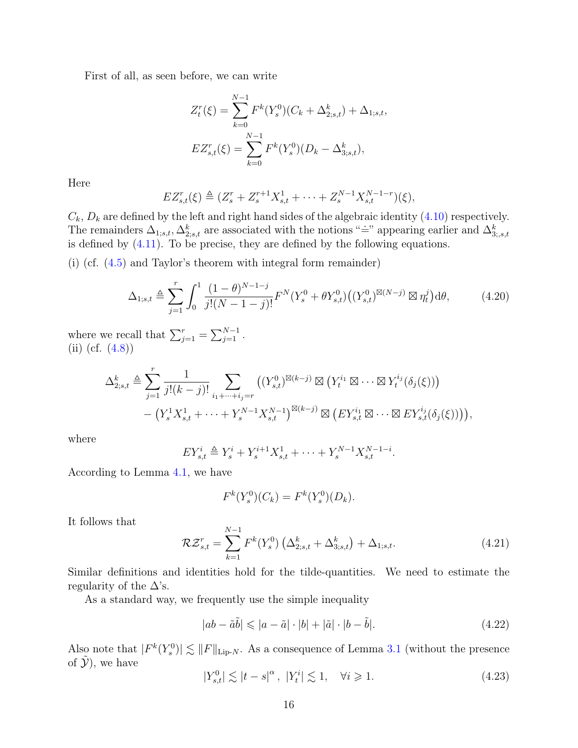First of all, as seen before, we can write

$$
Z_t^r(\xi) = \sum_{k=0}^{N-1} F^k(Y_s^0)(C_k + \Delta_{2;s,t}^k) + \Delta_{1;s,t},
$$

$$
EZ_{s,t}^r(\xi) = \sum_{k=0}^{N-1} F^k(Y_s^0)(D_k - \Delta_{3;s,t}^k),
$$

Here

$$
EZ_{s,t}^r(\xi) \triangleq (Z_s^r + Z_s^{r+1}X_{s,t}^1 + \cdots + Z_s^{N-1}X_{s,t}^{N-1-r})(\xi),
$$

$C_k$, $D_k$ are defined by the left and right hand sides of the algebraic identity (4.10) respectively. The remainders $\Delta_{1;s,t}, \Delta_{2;s,t}^k$ are associated with the notions "$\doteq$" appearing earlier and $\Delta_{3;,s,t}^k$ is defined by (4.11). To be precise, they are defined by the following equations.

(i) (cf. (4.5) and Taylor's theorem with integral form remainder)

$$
\Delta_{1;s,t} \triangleq \sum_{j=1}^{r} \int_0^1 \frac{(1-\theta)^{N-1-j}}{j!(N-1-j)!} F^N(Y_s^0 + \theta Y_{s,t}^0)\big((Y_{s,t}^0)^{\boxtimes(N-j)} \boxtimes \eta_t^j\big) \mathrm{d}\theta, \tag{4.20}
$$

where we recall that $\sum_{j=1}^{r} = \sum_{j=1}^{N-1}$.

(ii) (cf. (4.8))

$$
\begin{aligned}
\Delta_{2;s,t}^k \triangleq \sum_{j=1}^{r} \frac{1}{j!(k-j)!} \sum_{i_1+\cdots+i_j=r} \Big( & (Y_{s,t}^0)^{\boxtimes(k-j)} \boxtimes \big(Y_t^{i_1} \boxtimes \cdots \boxtimes Y_t^{i_j}(\delta_j(\xi))\big) \\
& - \big(Y_s^1 X_{s,t}^1 + \cdots + Y_s^{N-1} X_{s,t}^{N-1}\big)^{\boxtimes(k-j)} \boxtimes \big(EY_{s,t}^{i_1} \boxtimes \cdots \boxtimes EY_{s,t}^{i_j}(\delta_j(\xi))\big)\Big),
\end{aligned}
$$

where

$$
EY_{s,t}^i \triangleq Y_s^i + Y_s^{i+1}X_{s,t}^1 + \cdots + Y_s^{N-1}X_{s,t}^{N-1-i}.
$$

According to Lemma 4.1, we have

$$
F^k(Y_s^0)(C_k) = F^k(Y_s^0)(D_k).
$$

It follows that

$$
\mathcal{R}\mathcal{Z}_{s,t}^r = \sum_{k=1}^{N-1} F^k(Y_s^0)\left(\Delta_{2;s,t}^k + \Delta_{3;s,t}^k\right) + \Delta_{1;s,t}. \tag{4.21}
$$

Similar definitions and identities hold for the tilde-quantities. We need to estimate the regularity of the $\Delta$'s.

As a standard way, we frequently use the simple inequality

$$
|ab - \tilde{a}\tilde{b}| \leqslant |a - \tilde{a}| \cdot |b| + |\tilde{a}| \cdot |b - \tilde{b}|. \tag{4.22}
$$

Also note that $|F^k(Y_s^0)| \lesssim \|F\|_{\text{Lip-}N}$. As a consequence of Lemma 3.1 (without the presence of $\tilde{\mathcal{Y}}$), we have

$$
|Y_{s,t}^0| \lesssim |t-s|^\alpha, \ |Y_t^i| \lesssim 1, \quad \forall i \geqslant 1. \tag{4.23}
$$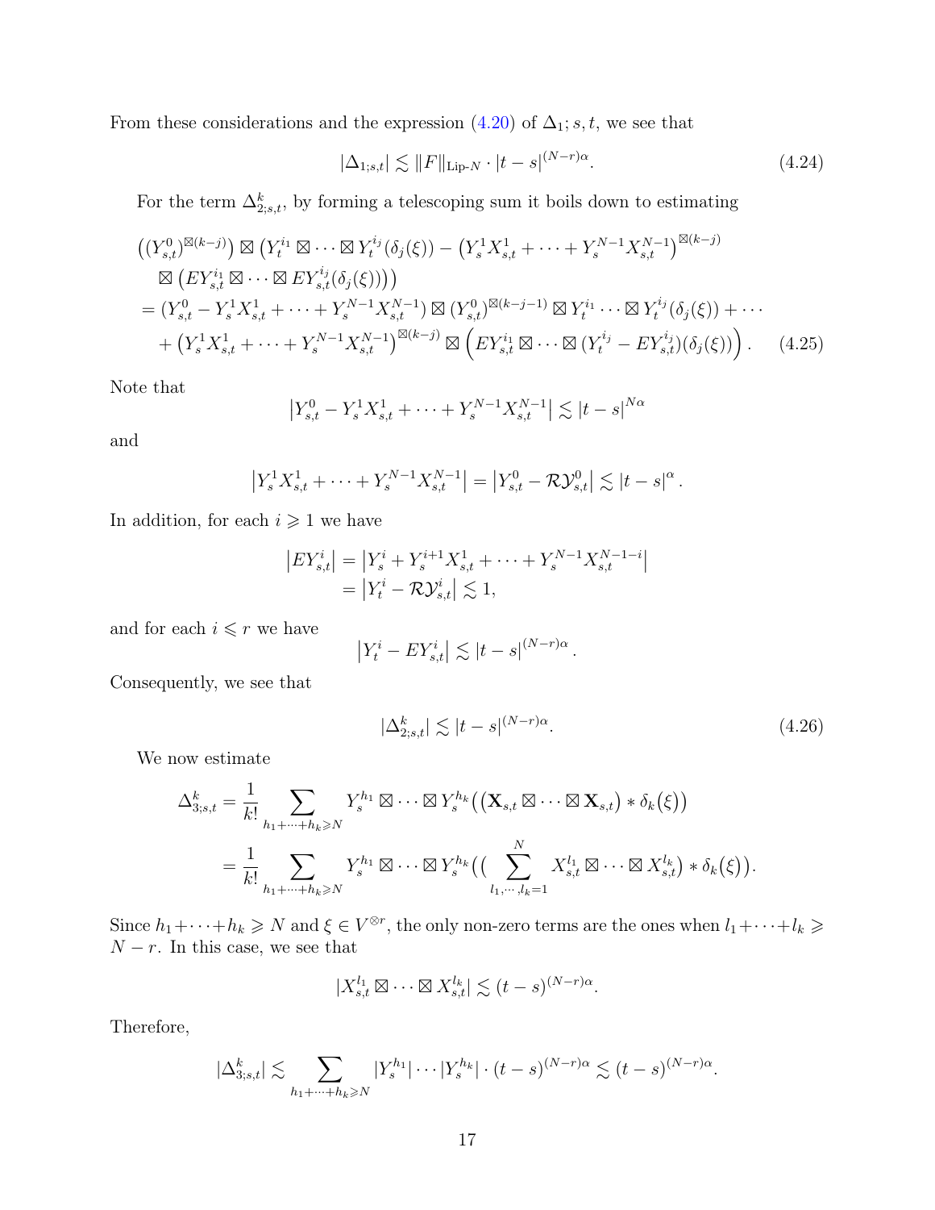From these considerations and the expression (4.20) of $\Delta_1; s, t$, we see that

$$|\Delta_{1;s,t}| \lesssim \|F\|_{\text{Lip-}N} \cdot |t-s|^{(N-r)\alpha}. \tag{4.24}$$

For the term $\Delta^k_{2;s,t}$, by forming a telescoping sum it boils down to estimating

$$\begin{aligned}
&\big((Y^0_{s,t})^{\boxtimes(k-j)}\big) \boxtimes \big(Y^{i_1}_t \boxtimes \cdots \boxtimes Y^{i_j}_t(\delta_j(\xi)) - \big(Y^1_s X^1_{s,t} + \cdots + Y^{N-1}_s X^{N-1}_{s,t}\big)^{\boxtimes(k-j)} \\
&\quad \boxtimes \big(EY^{i_1}_{s,t} \boxtimes \cdots \boxtimes EY^{i_j}_{s,t}(\delta_j(\xi))\big)\big) \\
&= (Y^0_{s,t} - Y^1_s X^1_{s,t} + \cdots + Y^{N-1}_s X^{N-1}_{s,t}) \boxtimes (Y^0_{s,t})^{\boxtimes(k-j-1)} \boxtimes Y^{i_1}_t \cdots \boxtimes Y^{i_j}_t(\delta_j(\xi)) + \cdots \\
&\quad + \big(Y^1_s X^1_{s,t} + \cdots + Y^{N-1}_s X^{N-1}_{s,t}\big)^{\boxtimes(k-j)} \boxtimes \Big(EY^{i_1}_{s,t} \boxtimes \cdots \boxtimes (Y^{i_j}_t - EY^{i_j}_{s,t})(\delta_j(\xi))\Big).
\end{aligned} \tag{4.25}$$

Note that

$$\left|Y^0_{s,t} - Y^1_s X^1_{s,t} + \cdots + Y^{N-1}_s X^{N-1}_{s,t}\right| \lesssim |t-s|^{N\alpha}$$

and

$$\left|Y^1_s X^1_{s,t} + \cdots + Y^{N-1}_s X^{N-1}_{s,t}\right| = \left|Y^0_{s,t} - \mathcal{R}\mathcal{Y}^0_{s,t}\right| \lesssim |t-s|^{\alpha}.$$

In addition, for each $i \geqslant 1$ we have

$$\begin{aligned}
\left|EY^i_{s,t}\right| &= \left|Y^i_s + Y^{i+1}_s X^1_{s,t} + \cdots + Y^{N-1}_s X^{N-1-i}_{s,t}\right| \\
&= \left|Y^i_t - \mathcal{R}\mathcal{Y}^i_{s,t}\right| \lesssim 1,
\end{aligned}$$

and for each $i \leqslant r$ we have

$$\left|Y^i_t - EY^i_{s,t}\right| \lesssim |t-s|^{(N-r)\alpha}.$$

Consequently, we see that

$$|\Delta^k_{2;s,t}| \lesssim |t-s|^{(N-r)\alpha}. \tag{4.26}$$

We now estimate

$$\begin{aligned}
\Delta^k_{3;s,t} &= \frac{1}{k!} \sum_{h_1+\cdots+h_k \geqslant N} Y^{h_1}_s \boxtimes \cdots \boxtimes Y^{h_k}_s\big(\big(\mathbf{X}_{s,t} \boxtimes \cdots \boxtimes \mathbf{X}_{s,t}\big) * \delta_k(\xi)\big) \\
&= \frac{1}{k!} \sum_{h_1+\cdots+h_k \geqslant N} Y^{h_1}_s \boxtimes \cdots \boxtimes Y^{h_k}_s\big(\big(\sum_{l_1,\cdots,l_k=1}^{N} X^{l_1}_{s,t} \boxtimes \cdots \boxtimes X^{l_k}_{s,t}\big) * \delta_k(\xi)\big).
\end{aligned}$$

Since $h_1+\cdots+h_k \geqslant N$ and $\xi \in V^{\otimes r}$, the only non-zero terms are the ones when $l_1+\cdots+l_k \geqslant N-r$. In this case, we see that

$$|X^{l_1}_{s,t} \boxtimes \cdots \boxtimes X^{l_k}_{s,t}| \lesssim (t-s)^{(N-r)\alpha}.$$

Therefore,

$$|\Delta^k_{3;s,t}| \lesssim \sum_{h_1+\cdots+h_k \geqslant N} |Y^{h_1}_s| \cdots |Y^{h_k}_s| \cdot (t-s)^{(N-r)\alpha} \lesssim (t-s)^{(N-r)\alpha}.$$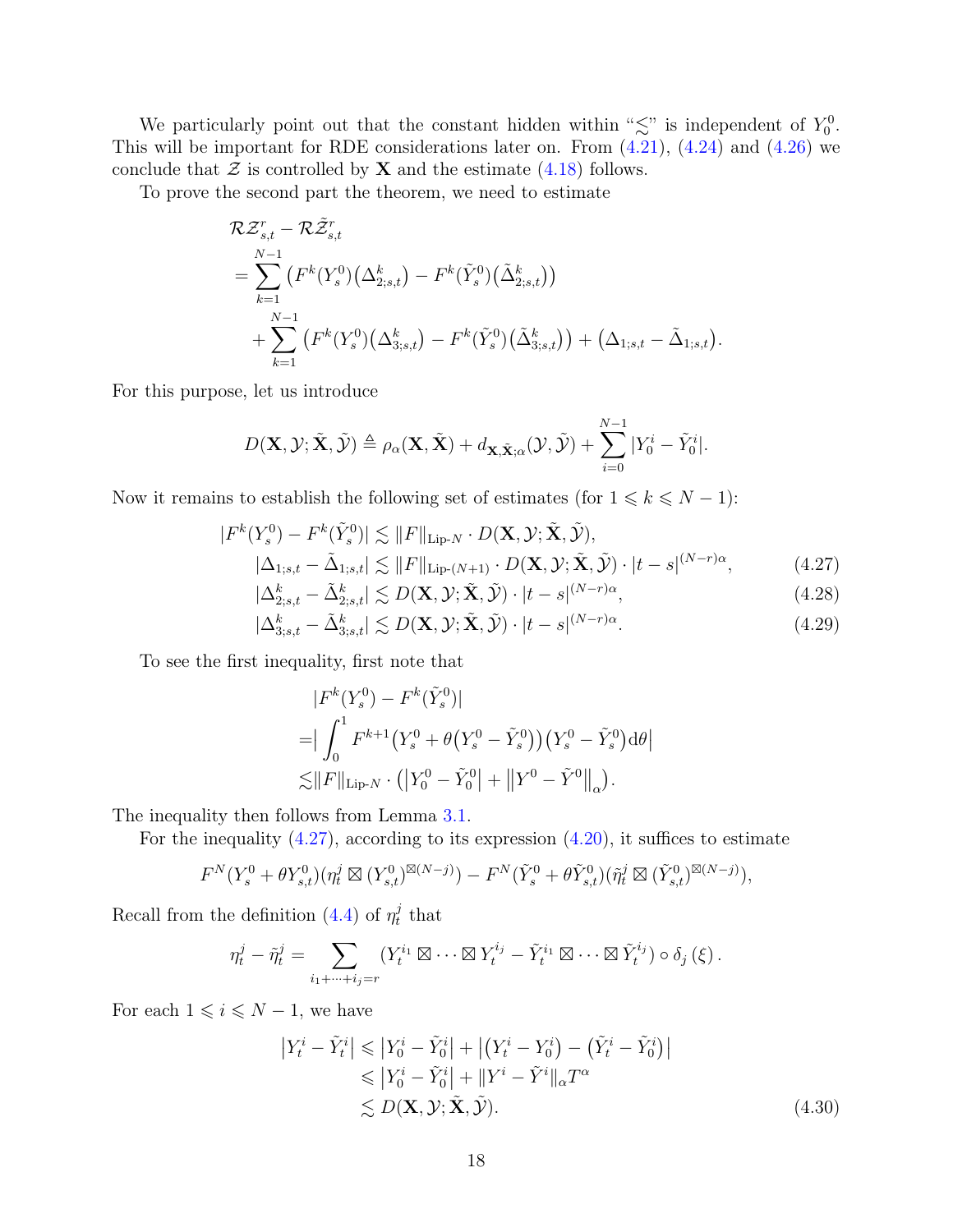We particularly point out that the constant hidden within "$\lesssim$" is independent of $Y_0^0$. This will be important for RDE considerations later on. From (4.21), (4.24) and (4.26) we conclude that $\mathcal{Z}$ is controlled by $\mathbf{X}$ and the estimate (4.18) follows.

To prove the second part the theorem, we need to estimate

$$
\begin{aligned}
&\mathcal{R}\mathcal{Z}^r_{s,t} - \mathcal{R}\tilde{\mathcal{Z}}^r_{s,t} \\
&= \sum_{k=1}^{N-1} \big( F^k(Y_s^0)\big(\Delta^k_{2;s,t}\big) - F^k(\tilde{Y}_s^0)\big(\tilde{\Delta}^k_{2;s,t}\big)\big) \\
&\quad + \sum_{k=1}^{N-1} \big( F^k(Y_s^0)\big(\Delta^k_{3;s,t}\big) - F^k(\tilde{Y}_s^0)\big(\tilde{\Delta}^k_{3;s,t}\big)\big) + \big(\Delta_{1;s,t} - \tilde{\Delta}_{1;s,t}\big).
\end{aligned}
$$

For this purpose, let us introduce

$$
D(\mathbf{X}, \mathcal{Y}; \tilde{\mathbf{X}}, \tilde{\mathcal{Y}}) \triangleq \rho_\alpha(\mathbf{X}, \tilde{\mathbf{X}}) + d_{\mathbf{X}, \tilde{\mathbf{X}}; \alpha}(\mathcal{Y}, \tilde{\mathcal{Y}}) + \sum_{i=0}^{N-1} |Y_0^i - \tilde{Y}_0^i|.
$$

Now it remains to establish the following set of estimates (for $1 \leqslant k \leqslant N-1$):

$$
|F^k(Y_s^0) - F^k(\tilde{Y}_s^0)| \lesssim \|F\|_{\text{Lip-}N} \cdot D(\mathbf{X}, \mathcal{Y}; \tilde{\mathbf{X}}, \tilde{\mathcal{Y}}),
$$

$$
|\Delta_{1;s,t} - \tilde{\Delta}_{1;s,t}| \lesssim \|F\|_{\text{Lip-}(N+1)} \cdot D(\mathbf{X}, \mathcal{Y}; \tilde{\mathbf{X}}, \tilde{\mathcal{Y}}) \cdot |t-s|^{(N-r)\alpha}, \tag{4.27}
$$

$$
|\Delta^k_{2;s,t} - \tilde{\Delta}^k_{2;s,t}| \lesssim D(\mathbf{X}, \mathcal{Y}; \tilde{\mathbf{X}}, \tilde{\mathcal{Y}}) \cdot |t-s|^{(N-r)\alpha}, \tag{4.28}
$$

$$
|\Delta^k_{3;s,t} - \tilde{\Delta}^k_{3;s,t}| \lesssim D(\mathbf{X}, \mathcal{Y}; \tilde{\mathbf{X}}, \tilde{\mathcal{Y}}) \cdot |t-s|^{(N-r)\alpha}. \tag{4.29}
$$

To see the first inequality, first note that

$$
\begin{aligned}
&|F^k(Y_s^0) - F^k(\tilde{Y}_s^0)| \\
=& \Big| \int_0^1 F^{k+1}\big(Y_s^0 + \theta\big(Y_s^0 - \tilde{Y}_s^0\big)\big)\big(Y_s^0 - \tilde{Y}_s^0\big) \mathrm{d}\theta \Big| \\
\lesssim& \|F\|_{\text{Lip-}N} \cdot \big( \big|Y_0^0 - \tilde{Y}_0^0\big| + \big\|Y^0 - \tilde{Y}^0\big\|_\alpha \big).
\end{aligned}
$$

The inequality then follows from Lemma 3.1.

For the inequality (4.27), according to its expression (4.20), it suffices to estimate

$$
F^N(Y_s^0 + \theta Y_{s,t}^0)(\eta_t^j \boxtimes (Y_{s,t}^0)^{\boxtimes(N-j)}) - F^N(\tilde{Y}_s^0 + \theta \tilde{Y}_{s,t}^0)(\tilde{\eta}_t^j \boxtimes (\tilde{Y}_{s,t}^0)^{\boxtimes(N-j)}),
$$

Recall from the definition (4.4) of $\eta_t^j$ that

$$
\eta_t^j - \tilde{\eta}_t^j = \sum_{i_1+\cdots+i_j=r} (Y_t^{i_1} \boxtimes \cdots \boxtimes Y_t^{i_j} - \tilde{Y}_t^{i_1} \boxtimes \cdots \boxtimes \tilde{Y}_t^{i_j}) \circ \delta_j(\xi).
$$

For each $1 \leqslant i \leqslant N-1$, we have

$$
\begin{aligned}
\big|Y_t^i - \tilde{Y}_t^i\big| &\leqslant \big|Y_0^i - \tilde{Y}_0^i\big| + \big|\big(Y_t^i - Y_0^i\big) - \big(\tilde{Y}_t^i - \tilde{Y}_0^i\big)\big| \\
&\leqslant \big|Y_0^i - \tilde{Y}_0^i\big| + \|Y^i - \tilde{Y}^i\|_\alpha T^\alpha \\
&\lesssim D(\mathbf{X}, \mathcal{Y}; \tilde{\mathbf{X}}, \tilde{\mathcal{Y}}).
\end{aligned} \tag{4.30}
$$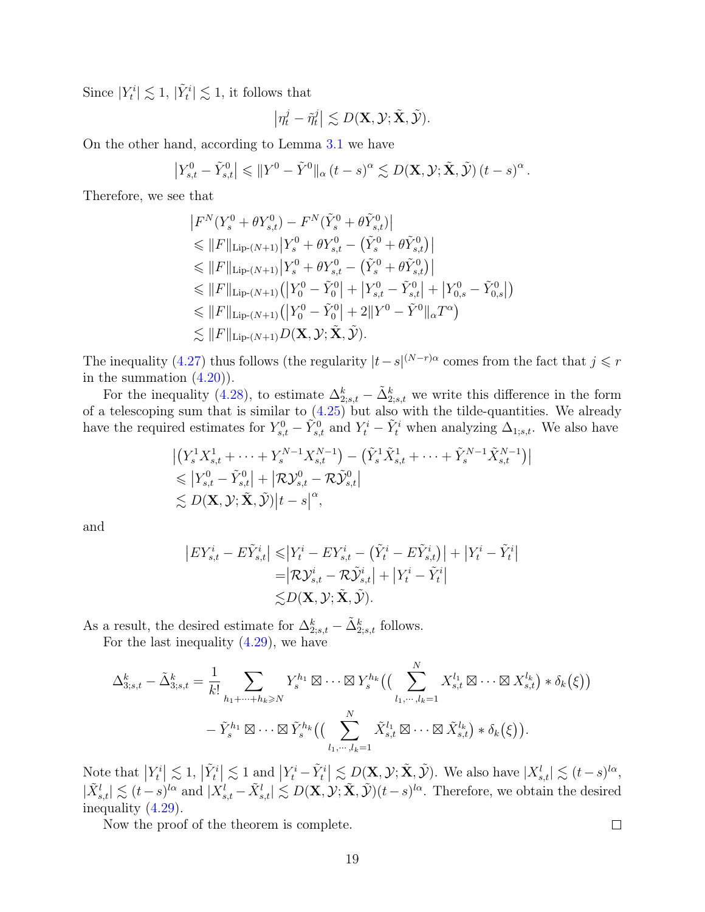Since $|Y^i_t| \lesssim 1$, $|\tilde{Y}^i_t| \lesssim 1$, it follows that

$$\left|\eta^j_t - \tilde{\eta}^j_t\right| \lesssim D(\mathbf{X}, \mathcal{Y}; \tilde{\mathbf{X}}, \tilde{\mathcal{Y}}).$$

On the other hand, according to Lemma 3.1 we have

$$\left|Y^0_{s,t} - \tilde{Y}^0_{s,t}\right| \leqslant \|Y^0 - \tilde{Y}^0\|_\alpha \, (t-s)^\alpha \lesssim D(\mathbf{X}, \mathcal{Y}; \tilde{\mathbf{X}}, \tilde{\mathcal{Y}})\, (t-s)^\alpha .$$

Therefore, we see that

$$\begin{aligned}
&\left|F^N(Y^0_s + \theta Y^0_{s,t}) - F^N(\tilde{Y}^0_s + \theta \tilde{Y}^0_{s,t})\right| \\
&\leqslant \|F\|_{\text{Lip-}(N+1)} \left|Y^0_s + \theta Y^0_{s,t} - \left(\tilde{Y}^0_s + \theta \tilde{Y}^0_{s,t}\right)\right| \\
&\leqslant \|F\|_{\text{Lip-}(N+1)} \left|Y^0_s + \theta Y^0_{s,t} - \left(\tilde{Y}^0_s + \theta \tilde{Y}^0_{s,t}\right)\right| \\
&\leqslant \|F\|_{\text{Lip-}(N+1)} \left(\left|Y^0_0 - \tilde{Y}^0_0\right| + \left|Y^0_{s,t} - \tilde{Y}^0_{s,t}\right| + \left|Y^0_{0,s} - \tilde{Y}^0_{0,s}\right|\right) \\
&\leqslant \|F\|_{\text{Lip-}(N+1)} \left(\left|Y^0_0 - \tilde{Y}^0_0\right| + 2\|Y^0 - \tilde{Y}^0\|_\alpha T^\alpha\right) \\
&\lesssim \|F\|_{\text{Lip-}(N+1)} D(\mathbf{X}, \mathcal{Y}; \tilde{\mathbf{X}}, \tilde{\mathcal{Y}}).
\end{aligned}$$

The inequality (4.27) thus follows (the regularity $|t-s|^{(N-r)\alpha}$ comes from the fact that $j \leqslant r$ in the summation (4.20)).

For the inequality (4.28), to estimate $\Delta^k_{2;s,t} - \tilde{\Delta}^k_{2;s,t}$ we write this difference in the form of a telescoping sum that is similar to (4.25) but also with the tilde-quantities. We already have the required estimates for $Y^0_{s,t} - \tilde{Y}^0_{s,t}$ and $Y^i_t - \tilde{Y}^i_t$ when analyzing $\Delta_{1;s,t}$. We also have

$$\begin{aligned}
&\left|\left(Y^1_s X^1_{s,t} + \cdots + Y^{N-1}_s X^{N-1}_{s,t}\right) - \left(\tilde{Y}^1_s \tilde{X}^1_{s,t} + \cdots + \tilde{Y}^{N-1}_s \tilde{X}^{N-1}_{s,t}\right)\right| \\
&\leqslant \left|Y^0_{s,t} - \tilde{Y}^0_{s,t}\right| + \left|\mathcal{R}\mathcal{Y}^0_{s,t} - \mathcal{R}\tilde{\mathcal{Y}}^0_{s,t}\right| \\
&\lesssim D(\mathbf{X}, \mathcal{Y}; \tilde{\mathbf{X}}, \tilde{\mathcal{Y}})\left|t-s\right|^\alpha,
\end{aligned}$$

and

$$\begin{aligned}
\left|EY^i_{s,t} - E\tilde{Y}^i_{s,t}\right| &\leqslant \left|Y^i_t - EY^i_{s,t} - \left(\tilde{Y}^i_t - E\tilde{Y}^i_{s,t}\right)\right| + \left|Y^i_t - \tilde{Y}^i_t\right| \\
&= \left|\mathcal{R}\mathcal{Y}^i_{s,t} - \mathcal{R}\tilde{\mathcal{Y}}^i_{s,t}\right| + \left|Y^i_t - \tilde{Y}^i_t\right| \\
&\lesssim D(\mathbf{X}, \mathcal{Y}; \tilde{\mathbf{X}}, \tilde{\mathcal{Y}}).
\end{aligned}$$

As a result, the desired estimate for $\Delta^k_{2;s,t} - \tilde{\Delta}^k_{2;s,t}$ follows.

For the last inequality (4.29), we have

$$\begin{aligned}
\Delta^k_{3;s,t} - \tilde{\Delta}^k_{3;s,t} = \frac{1}{k!} \sum_{h_1 + \cdots + h_k \geqslant N} & Y^{h_1}_s \boxtimes \cdots \boxtimes Y^{h_k}_s \Big(\Big(\sum_{l_1, \cdots, l_k = 1}^{N} X^{l_1}_{s,t} \boxtimes \cdots \boxtimes X^{l_k}_{s,t}\Big) * \delta_k(\xi)\Big) \\
& - \tilde{Y}^{h_1}_s \boxtimes \cdots \boxtimes \tilde{Y}^{h_k}_s \Big(\Big(\sum_{l_1, \cdots, l_k = 1}^{N} \tilde{X}^{l_1}_{s,t} \boxtimes \cdots \boxtimes \tilde{X}^{l_k}_{s,t}\Big) * \delta_k(\xi)\Big).
\end{aligned}$$

Note that $\left|Y^i_t\right| \lesssim 1$, $\left|\tilde{Y}^i_t\right| \lesssim 1$ and $\left|Y^i_t - \tilde{Y}^i_t\right| \lesssim D(\mathbf{X}, \mathcal{Y}; \tilde{\mathbf{X}}, \tilde{\mathcal{Y}})$. We also have $|X^l_{s,t}| \lesssim (t-s)^{l\alpha}$, $|\tilde{X}^l_{s,t}| \lesssim (t-s)^{l\alpha}$ and $|X^l_{s,t} - \tilde{X}^l_{s,t}| \lesssim D(\mathbf{X}, \mathcal{Y}; \tilde{\mathbf{X}}, \tilde{\mathcal{Y}})(t-s)^{l\alpha}$. Therefore, we obtain the desired inequality (4.29).

Now the proof of the theorem is complete. $\square$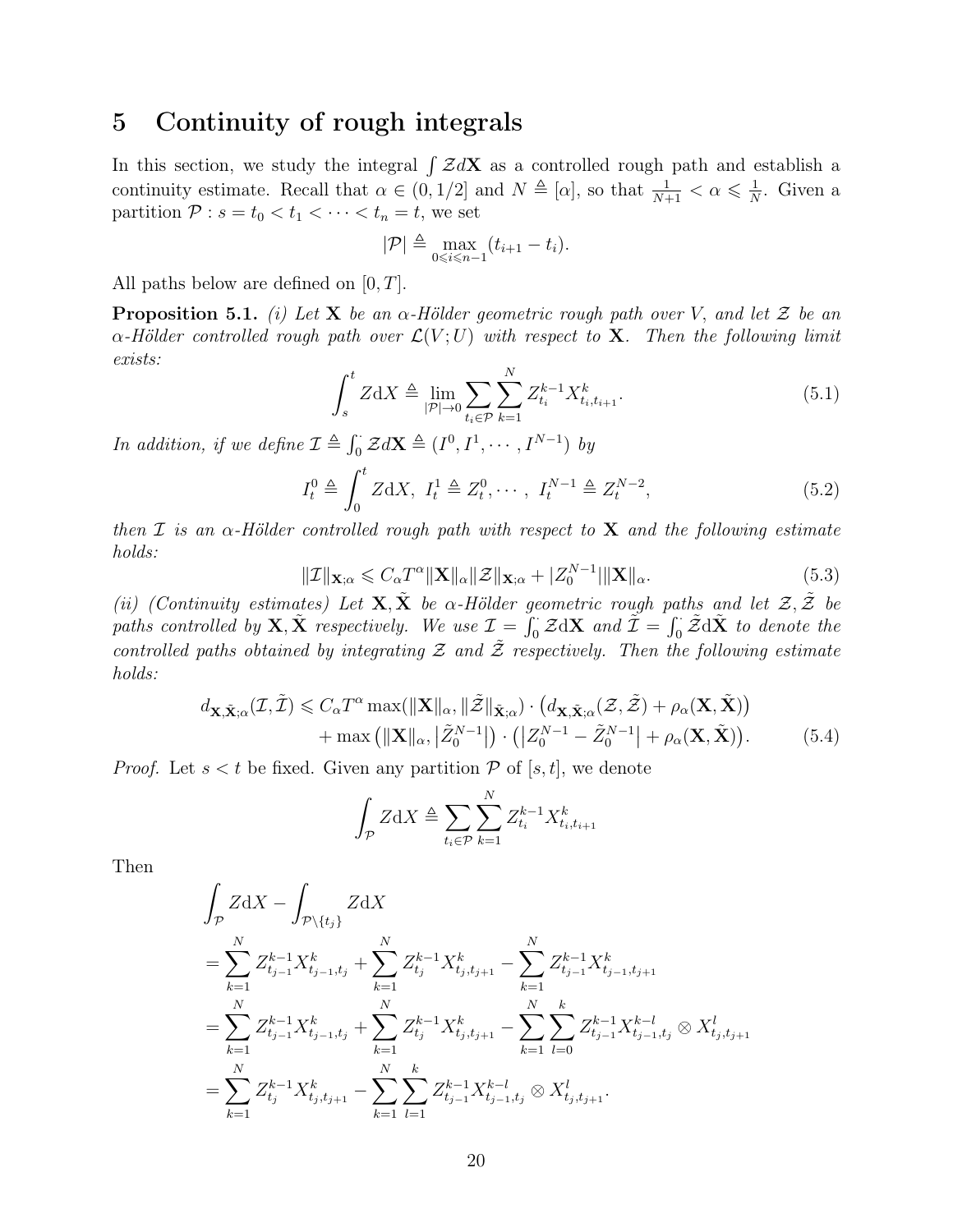# 5 Continuity of rough integrals

In this section, we study the integral $\int \mathcal{Z} d\mathbf{X}$ as a controlled rough path and establish a continuity estimate. Recall that $\alpha \in (0, 1/2]$ and $N \triangleq [\alpha]$, so that $\frac{1}{N+1} < \alpha \leqslant \frac{1}{N}$. Given a partition $\mathcal{P} : s = t_0 < t_1 < \cdots < t_n = t$, we set

$$|\mathcal{P}| \triangleq \max_{0 \leqslant i \leqslant n-1} (t_{i+1} - t_i).$$

All paths below are defined on $[0, T]$.

**Proposition 5.1.** *(i) Let $\mathbf{X}$ be an $\alpha$-Hölder geometric rough path over $V$, and let $\mathcal{Z}$ be an $\alpha$-Hölder controlled rough path over $\mathcal{L}(V; U)$ with respect to $\mathbf{X}$. Then the following limit exists:*

$$\int_s^t Z \mathrm{d}X \triangleq \lim_{|\mathcal{P}| \to 0} \sum_{t_i \in \mathcal{P}} \sum_{k=1}^{N} Z_{t_i}^{k-1} X_{t_i, t_{i+1}}^k. \tag{5.1}$$

*In addition, if we define $\mathcal{I} \triangleq \int_0^{\cdot} \mathcal{Z} d\mathbf{X} \triangleq (I^0, I^1, \cdots, I^{N-1})$ by*

$$I_t^0 \triangleq \int_0^t Z \mathrm{d}X, \ I_t^1 \triangleq Z_t^0, \cdots, \ I_t^{N-1} \triangleq Z_t^{N-2}, \tag{5.2}$$

*then $\mathcal{I}$ is an $\alpha$-Hölder controlled rough path with respect to $\mathbf{X}$ and the following estimate holds:*

$$\|\mathcal{I}\|_{\mathbf{X};\alpha} \leqslant C_\alpha T^\alpha \|\mathbf{X}\|_\alpha \|\mathcal{Z}\|_{\mathbf{X};\alpha} + |Z_0^{N-1}| \|\mathbf{X}\|_\alpha. \tag{5.3}$$

*(ii) (Continuity estimates) Let $\mathbf{X}, \tilde{\mathbf{X}}$ be $\alpha$-Hölder geometric rough paths and let $\mathcal{Z}, \tilde{\mathcal{Z}}$ be paths controlled by $\mathbf{X}, \tilde{\mathbf{X}}$ respectively. We use $\mathcal{I} = \int_0^{\cdot} \mathcal{Z} \mathrm{d}\mathbf{X}$ and $\tilde{\mathcal{I}} = \int_0^{\cdot} \tilde{\mathcal{Z}} \mathrm{d}\tilde{\mathbf{X}}$ to denote the controlled paths obtained by integrating $\mathcal{Z}$ and $\tilde{\mathcal{Z}}$ respectively. Then the following estimate holds:*

$$\begin{aligned} d_{\mathbf{X},\tilde{\mathbf{X}};\alpha}(\mathcal{I}, \tilde{\mathcal{I}}) \leqslant & \, C_\alpha T^\alpha \max(\|\mathbf{X}\|_\alpha, \|\tilde{\mathcal{Z}}\|_{\tilde{\mathbf{X}};\alpha}) \cdot \big( d_{\mathbf{X},\tilde{\mathbf{X}};\alpha}(\mathcal{Z}, \tilde{\mathcal{Z}}) + \rho_\alpha(\mathbf{X}, \tilde{\mathbf{X}}) \big) \\ & + \max\big(\|\mathbf{X}\|_\alpha, \big|\tilde{Z}_0^{N-1}\big|\big) \cdot \big( \big|Z_0^{N-1} - \tilde{Z}_0^{N-1}\big| + \rho_\alpha(\mathbf{X}, \tilde{\mathbf{X}}) \big). \end{aligned} \tag{5.4}$$

*Proof.* Let $s < t$ be fixed. Given any partition $\mathcal{P}$ of $[s, t]$, we denote

$$\int_{\mathcal{P}} Z \mathrm{d}X \triangleq \sum_{t_i \in \mathcal{P}} \sum_{k=1}^{N} Z_{t_i}^{k-1} X_{t_i, t_{i+1}}^k$$

Then

$$\begin{aligned} & \int_{\mathcal{P}} Z \mathrm{d}X - \int_{\mathcal{P} \setminus \{t_j\}} Z \mathrm{d}X \\ & = \sum_{k=1}^{N} Z_{t_{j-1}}^{k-1} X_{t_{j-1}, t_j}^k + \sum_{k=1}^{N} Z_{t_j}^{k-1} X_{t_j, t_{j+1}}^k - \sum_{k=1}^{N} Z_{t_{j-1}}^{k-1} X_{t_{j-1}, t_{j+1}}^k \\ & = \sum_{k=1}^{N} Z_{t_{j-1}}^{k-1} X_{t_{j-1}, t_j}^k + \sum_{k=1}^{N} Z_{t_j}^{k-1} X_{t_j, t_{j+1}}^k - \sum_{k=1}^{N} \sum_{l=0}^{k} Z_{t_{j-1}}^{k-1} X_{t_{j-1}, t_j}^{k-l} \otimes X_{t_j, t_{j+1}}^l \\ & = \sum_{k=1}^{N} Z_{t_j}^{k-1} X_{t_j, t_{j+1}}^k - \sum_{k=1}^{N} \sum_{l=1}^{k} Z_{t_{j-1}}^{k-1} X_{t_{j-1}, t_j}^{k-l} \otimes X_{t_j, t_{j+1}}^l. \end{aligned}$$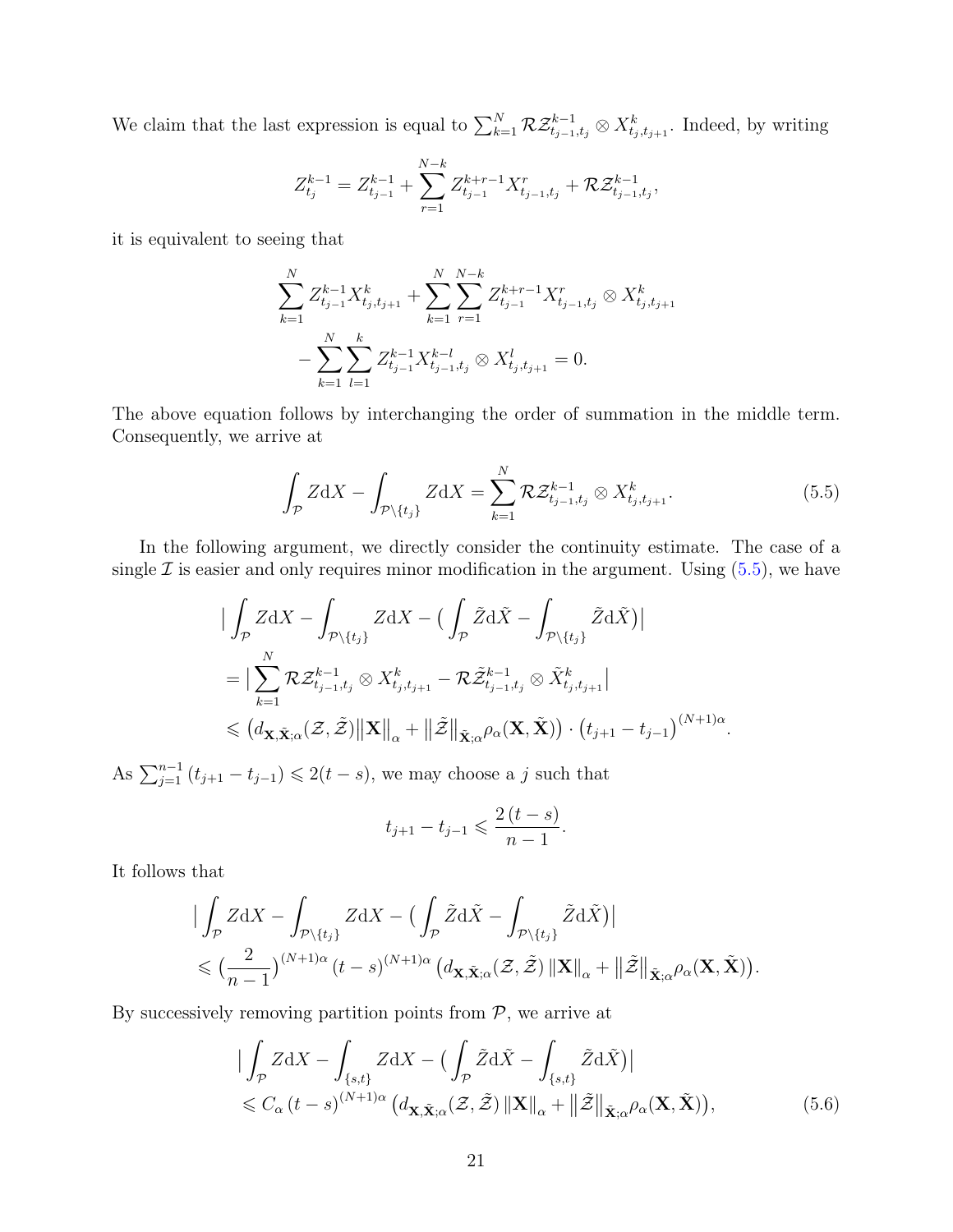We claim that the last expression is equal to $\sum_{k=1}^{N} \mathcal{R}\mathcal{Z}^{k-1}_{t_{j-1},t_j} \otimes X^k_{t_j,t_{j+1}}$. Indeed, by writing

$$
Z^{k-1}_{t_j} = Z^{k-1}_{t_{j-1}} + \sum_{r=1}^{N-k} Z^{k+r-1}_{t_{j-1}} X^r_{t_{j-1},t_j} + \mathcal{R}\mathcal{Z}^{k-1}_{t_{j-1},t_j},
$$

it is equivalent to seeing that

$$
\sum_{k=1}^{N} Z^{k-1}_{t_{j-1}} X^k_{t_j,t_{j+1}} + \sum_{k=1}^{N}\sum_{r=1}^{N-k} Z^{k+r-1}_{t_{j-1}} X^r_{t_{j-1},t_j} \otimes X^k_{t_j,t_{j+1}}
$$
$$
- \sum_{k=1}^{N}\sum_{l=1}^{k} Z^{k-1}_{t_{j-1}} X^{k-l}_{t_{j-1},t_j} \otimes X^l_{t_j,t_{j+1}} = 0.
$$

The above equation follows by interchanging the order of summation in the middle term. Consequently, we arrive at

$$
\int_{\mathcal{P}} Z \mathrm{d}X - \int_{\mathcal{P}\setminus\{t_j\}} Z \mathrm{d}X = \sum_{k=1}^{N} \mathcal{R}\mathcal{Z}^{k-1}_{t_{j-1},t_j} \otimes X^k_{t_j,t_{j+1}}. \tag{5.5}
$$

In the following argument, we directly consider the continuity estimate. The case of a single $\mathcal{I}$ is easier and only requires minor modification in the argument. Using (5.5), we have

$$
\begin{aligned}
&\big| \int_{\mathcal{P}} Z \mathrm{d}X - \int_{\mathcal{P}\setminus\{t_j\}} Z \mathrm{d}X - \big( \int_{\mathcal{P}} \tilde{Z} \mathrm{d}\tilde{X} - \int_{\mathcal{P}\setminus\{t_j\}} \tilde{Z} \mathrm{d}\tilde{X} \big) \big| \\
&= \big| \sum_{k=1}^{N} \mathcal{R}\mathcal{Z}^{k-1}_{t_{j-1},t_j} \otimes X^k_{t_j,t_{j+1}} - \mathcal{R}\tilde{\mathcal{Z}}^{k-1}_{t_{j-1},t_j} \otimes \tilde{X}^k_{t_j,t_{j+1}} \big| \\
&\leqslant \big( d_{\mathbf{X},\tilde{\mathbf{X}};\alpha}(\mathcal{Z},\tilde{\mathcal{Z}}) \|\mathbf{X}\|_\alpha + \|\tilde{\mathcal{Z}}\|_{\tilde{\mathbf{X}};\alpha} \rho_\alpha(\mathbf{X},\tilde{\mathbf{X}}) \big) \cdot \big( t_{j+1} - t_{j-1} \big)^{(N+1)\alpha}.
\end{aligned}
$$

As $\sum_{j=1}^{n-1} (t_{j+1} - t_{j-1}) \leqslant 2(t-s)$, we may choose a $j$ such that

$$
t_{j+1} - t_{j-1} \leqslant \frac{2\,(t-s)}{n-1}.
$$

It follows that

$$
\begin{aligned}
&\big| \int_{\mathcal{P}} Z \mathrm{d}X - \int_{\mathcal{P}\setminus\{t_j\}} Z \mathrm{d}X - \big( \int_{\mathcal{P}} \tilde{Z} \mathrm{d}\tilde{X} - \int_{\mathcal{P}\setminus\{t_j\}} \tilde{Z} \mathrm{d}\tilde{X} \big) \big| \\
&\leqslant \big( \frac{2}{n-1} \big)^{(N+1)\alpha} (t-s)^{(N+1)\alpha} \big( d_{\mathbf{X},\tilde{\mathbf{X}};\alpha}(\mathcal{Z},\tilde{\mathcal{Z}}) \|\mathbf{X}\|_\alpha + \|\tilde{\mathcal{Z}}\|_{\tilde{\mathbf{X}};\alpha} \rho_\alpha(\mathbf{X},\tilde{\mathbf{X}}) \big).
\end{aligned}
$$

By successively removing partition points from $\mathcal{P}$, we arrive at

$$
\begin{aligned}
&\big| \int_{\mathcal{P}} Z \mathrm{d}X - \int_{\{s,t\}} Z \mathrm{d}X - \big( \int_{\mathcal{P}} \tilde{Z} \mathrm{d}\tilde{X} - \int_{\{s,t\}} \tilde{Z} \mathrm{d}\tilde{X} \big) \big| \\
&\leqslant C_\alpha\, (t-s)^{(N+1)\alpha} \big( d_{\mathbf{X},\tilde{\mathbf{X}};\alpha}(\mathcal{Z},\tilde{\mathcal{Z}}) \|\mathbf{X}\|_\alpha + \|\tilde{\mathcal{Z}}\|_{\tilde{\mathbf{X}};\alpha} \rho_\alpha(\mathbf{X},\tilde{\mathbf{X}}) \big),
\end{aligned} \tag{5.6}
$$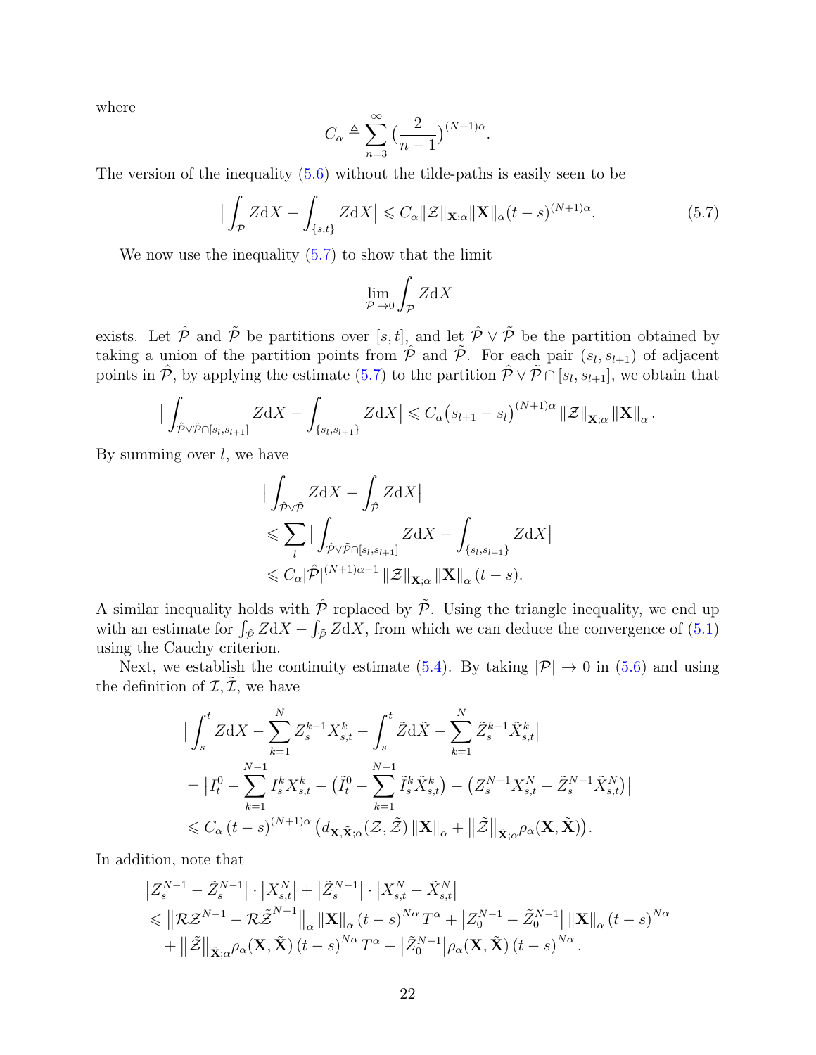where

$$C_\alpha \triangleq \sum_{n=3}^{\infty} \big(\frac{2}{n-1}\big)^{(N+1)\alpha}.$$

The version of the inequality (5.6) without the tilde-paths is easily seen to be

$$\big|\int_{\mathcal{P}} Z\mathrm{d}X - \int_{\{s,t\}} Z\mathrm{d}X\big| \leqslant C_\alpha \|\mathcal{Z}\|_{\mathbf{X};\alpha}\|\mathbf{X}\|_\alpha (t-s)^{(N+1)\alpha}. \tag{5.7}$$

We now use the inequality (5.7) to show that the limit

$$\lim_{|\mathcal{P}|\to 0}\int_{\mathcal{P}} Z\mathrm{d}X$$

exists. Let $\hat{\mathcal{P}}$ and $\tilde{\mathcal{P}}$ be partitions over $[s,t]$, and let $\hat{\mathcal{P}}\vee\tilde{\mathcal{P}}$ be the partition obtained by taking a union of the partition points from $\hat{\mathcal{P}}$ and $\tilde{\mathcal{P}}$. For each pair $(s_l, s_{l+1})$ of adjacent points in $\hat{\mathcal{P}}$, by applying the estimate (5.7) to the partition $\hat{\mathcal{P}}\vee\tilde{\mathcal{P}}\cap[s_l,s_{l+1}]$, we obtain that

$$\big|\int_{\hat{\mathcal{P}}\vee\tilde{\mathcal{P}}\cap[s_l,s_{l+1}]} Z\mathrm{d}X - \int_{\{s_l,s_{l+1}\}} Z\mathrm{d}X\big| \leqslant C_\alpha\big(s_{l+1}-s_l\big)^{(N+1)\alpha}\|\mathcal{Z}\|_{\mathbf{X};\alpha}\|\mathbf{X}\|_\alpha.$$

By summing over $l$, we have

$$\begin{aligned}
&\big|\int_{\hat{\mathcal{P}}\vee\tilde{\mathcal{P}}} Z\mathrm{d}X - \int_{\hat{\mathcal{P}}} Z\mathrm{d}X\big| \\
&\leqslant \sum_l \big|\int_{\hat{\mathcal{P}}\vee\tilde{\mathcal{P}}\cap[s_l,s_{l+1}]} Z\mathrm{d}X - \int_{\{s_l,s_{l+1}\}} Z\mathrm{d}X\big| \\
&\leqslant C_\alpha|\hat{\mathcal{P}}|^{(N+1)\alpha-1}\|\mathcal{Z}\|_{\mathbf{X};\alpha}\|\mathbf{X}\|_\alpha (t-s).
\end{aligned}$$

A similar inequality holds with $\hat{\mathcal{P}}$ replaced by $\tilde{\mathcal{P}}$. Using the triangle inequality, we end up with an estimate for $\int_{\hat{\mathcal{P}}} Z\mathrm{d}X - \int_{\tilde{\mathcal{P}}} Z\mathrm{d}X$, from which we can deduce the convergence of (5.1) using the Cauchy criterion.

Next, we establish the continuity estimate (5.4). By taking $|\mathcal{P}|\to 0$ in (5.6) and using the definition of $\mathcal{I},\tilde{\mathcal{I}}$, we have

$$\begin{aligned}
&\big|\int_s^t Z\mathrm{d}X - \sum_{k=1}^N Z_s^{k-1}X_{s,t}^k - \int_s^t \tilde{Z}\mathrm{d}\tilde{X} - \sum_{k=1}^N \tilde{Z}_s^{k-1}\tilde{X}_{s,t}^k\big| \\
&= \big|I_t^0 - \sum_{k=1}^{N-1} I_s^k X_{s,t}^k - \big(\tilde{I}_t^0 - \sum_{k=1}^{N-1}\tilde{I}_s^k\tilde{X}_{s,t}^k\big) - \big(Z_s^{N-1}X_{s,t}^N - \tilde{Z}_s^{N-1}\tilde{X}_{s,t}^N\big)\big| \\
&\leqslant C_\alpha (t-s)^{(N+1)\alpha}\big(d_{\mathbf{X},\tilde{\mathbf{X}};\alpha}(\mathcal{Z},\tilde{\mathcal{Z}})\|\mathbf{X}\|_\alpha + \big\|\tilde{\mathcal{Z}}\big\|_{\tilde{\mathbf{X}};\alpha}\rho_\alpha(\mathbf{X},\tilde{\mathbf{X}})\big).
\end{aligned}$$

In addition, note that

$$\begin{aligned}
&\big|Z_s^{N-1}-\tilde{Z}_s^{N-1}\big|\cdot\big|X_{s,t}^N\big| + \big|\tilde{Z}_s^{N-1}\big|\cdot\big|X_{s,t}^N-\tilde{X}_{s,t}^N\big| \\
&\leqslant \big\|\mathcal{R}\mathcal{Z}^{N-1}-\mathcal{R}\tilde{\mathcal{Z}}^{N-1}\big\|_\alpha\|\mathbf{X}\|_\alpha (t-s)^{N\alpha}T^\alpha + \big|Z_0^{N-1}-\tilde{Z}_0^{N-1}\big|\|\mathbf{X}\|_\alpha (t-s)^{N\alpha} \\
&\quad + \big\|\tilde{\mathcal{Z}}\big\|_{\tilde{\mathbf{X}};\alpha}\rho_\alpha(\mathbf{X},\tilde{\mathbf{X}})(t-s)^{N\alpha}T^\alpha + \big|\tilde{Z}_0^{N-1}\big|\rho_\alpha(\mathbf{X},\tilde{\mathbf{X}})(t-s)^{N\alpha}.
\end{aligned}$$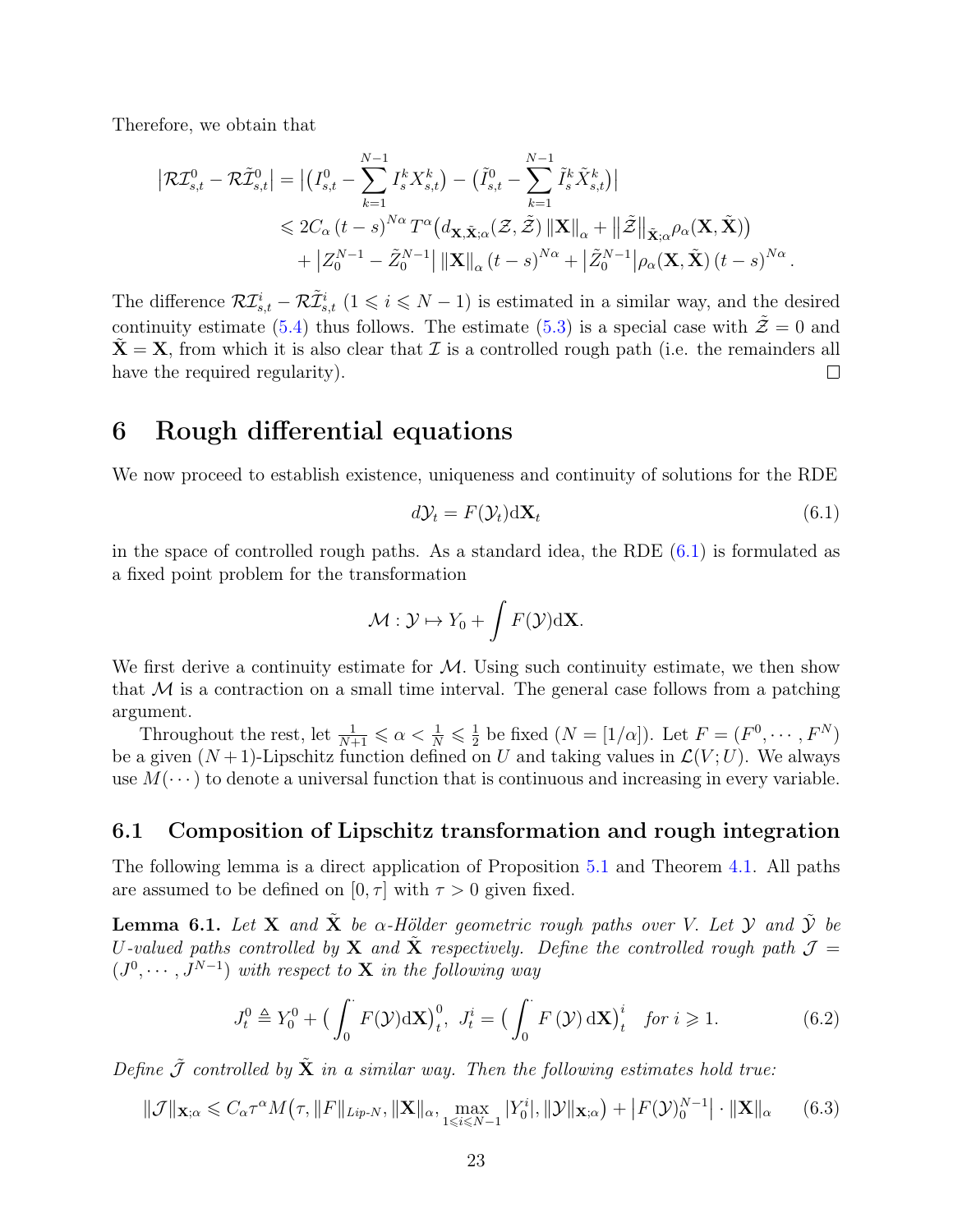Therefore, we obtain that

$$
\begin{aligned}
\left|\mathcal{RI}^0_{s,t} - \mathcal{R}\tilde{\mathcal{I}}^0_{s,t}\right| &= \left|\left(I^0_{s,t} - \sum_{k=1}^{N-1} I^k_s X^k_{s,t}\right) - \left(\tilde{I}^0_{s,t} - \sum_{k=1}^{N-1} \tilde{I}^k_s \tilde{X}^k_{s,t}\right)\right| \\
&\leqslant 2C_\alpha\,(t-s)^{N\alpha}\,T^\alpha\big(d_{\mathbf{X},\tilde{\mathbf{X}};\alpha}(\mathcal{Z},\tilde{\mathcal{Z}})\,\|\mathbf{X}\|_\alpha + \big\|\tilde{\mathcal{Z}}\big\|_{\tilde{\mathbf{X}};\alpha}\rho_\alpha(\mathbf{X},\tilde{\mathbf{X}})\big) \\
&\quad + \big|Z_0^{N-1} - \tilde{Z}_0^{N-1}\big|\,\|\mathbf{X}\|_\alpha\,(t-s)^{N\alpha} + \big|\tilde{Z}_0^{N-1}\big|\rho_\alpha(\mathbf{X},\tilde{\mathbf{X}})\,(t-s)^{N\alpha}.
\end{aligned}
$$

The difference $\mathcal{RI}^i_{s,t} - \mathcal{R}\tilde{\mathcal{I}}^i_{s,t}$ $(1 \leqslant i \leqslant N-1)$ is estimated in a similar way, and the desired continuity estimate (5.4) thus follows. The estimate (5.3) is a special case with $\tilde{\mathcal{Z}} = 0$ and $\tilde{\mathbf{X}} = \mathbf{X}$, from which it is also clear that $\mathcal{I}$ is a controlled rough path (i.e. the remainders all have the required regularity). $\square$

# 6 Rough differential equations

We now proceed to establish existence, uniqueness and continuity of solutions for the RDE

$$
d\mathcal{Y}_t = F(\mathcal{Y}_t)\mathrm{d}\mathbf{X}_t \tag{6.1}
$$

in the space of controlled rough paths. As a standard idea, the RDE (6.1) is formulated as a fixed point problem for the transformation

$$
\mathcal{M} : \mathcal{Y} \mapsto Y_0 + \int F(\mathcal{Y})\mathrm{d}\mathbf{X}.
$$

We first derive a continuity estimate for $\mathcal{M}$. Using such continuity estimate, we then show that $\mathcal{M}$ is a contraction on a small time interval. The general case follows from a patching argument.

Throughout the rest, let $\frac{1}{N+1} \leqslant \alpha < \frac{1}{N} \leqslant \frac{1}{2}$ be fixed ($N = [1/\alpha]$). Let $F = (F^0, \cdots, F^N)$ be a given $(N+1)$-Lipschitz function defined on $U$ and taking values in $\mathcal{L}(V;U)$. We always use $M(\cdots)$ to denote a universal function that is continuous and increasing in every variable.

## 6.1 Composition of Lipschitz transformation and rough integration

The following lemma is a direct application of Proposition 5.1 and Theorem 4.1. All paths are assumed to be defined on $[0,\tau]$ with $\tau > 0$ given fixed.

**Lemma 6.1.** *Let $\mathbf{X}$ and $\tilde{\mathbf{X}}$ be $\alpha$-Hölder geometric rough paths over $V$. Let $\mathcal{Y}$ and $\tilde{\mathcal{Y}}$ be $U$-valued paths controlled by $\mathbf{X}$ and $\tilde{\mathbf{X}}$ respectively. Define the controlled rough path $\mathcal{J} = (J^0, \cdots, J^{N-1})$ with respect to $\mathbf{X}$ in the following way*

$$
J^0_t \triangleq Y^0_0 + \Big(\int_0^\cdot F(\mathcal{Y})\mathrm{d}\mathbf{X}\Big)^0_t,\ \ J^i_t = \Big(\int_0^\cdot F\left(\mathcal{Y}\right)\mathrm{d}\mathbf{X}\Big)^i_t \quad \textit{for } i \geqslant 1. \tag{6.2}
$$

*Define $\tilde{\mathcal{J}}$ controlled by $\tilde{\mathbf{X}}$ in a similar way. Then the following estimates hold true:*

$$
\|\mathcal{J}\|_{\mathbf{X};\alpha} \leqslant C_\alpha \tau^\alpha M\big(\tau, \|F\|_{Lip\text{-}N}, \|\mathbf{X}\|_\alpha, \max_{1\leqslant i\leqslant N-1}|Y^i_0|, \|\mathcal{Y}\|_{\mathbf{X};\alpha}\big) + \big|F(\mathcal{Y})^{N-1}_0\big| \cdot \|\mathbf{X}\|_\alpha \tag{6.3}
$$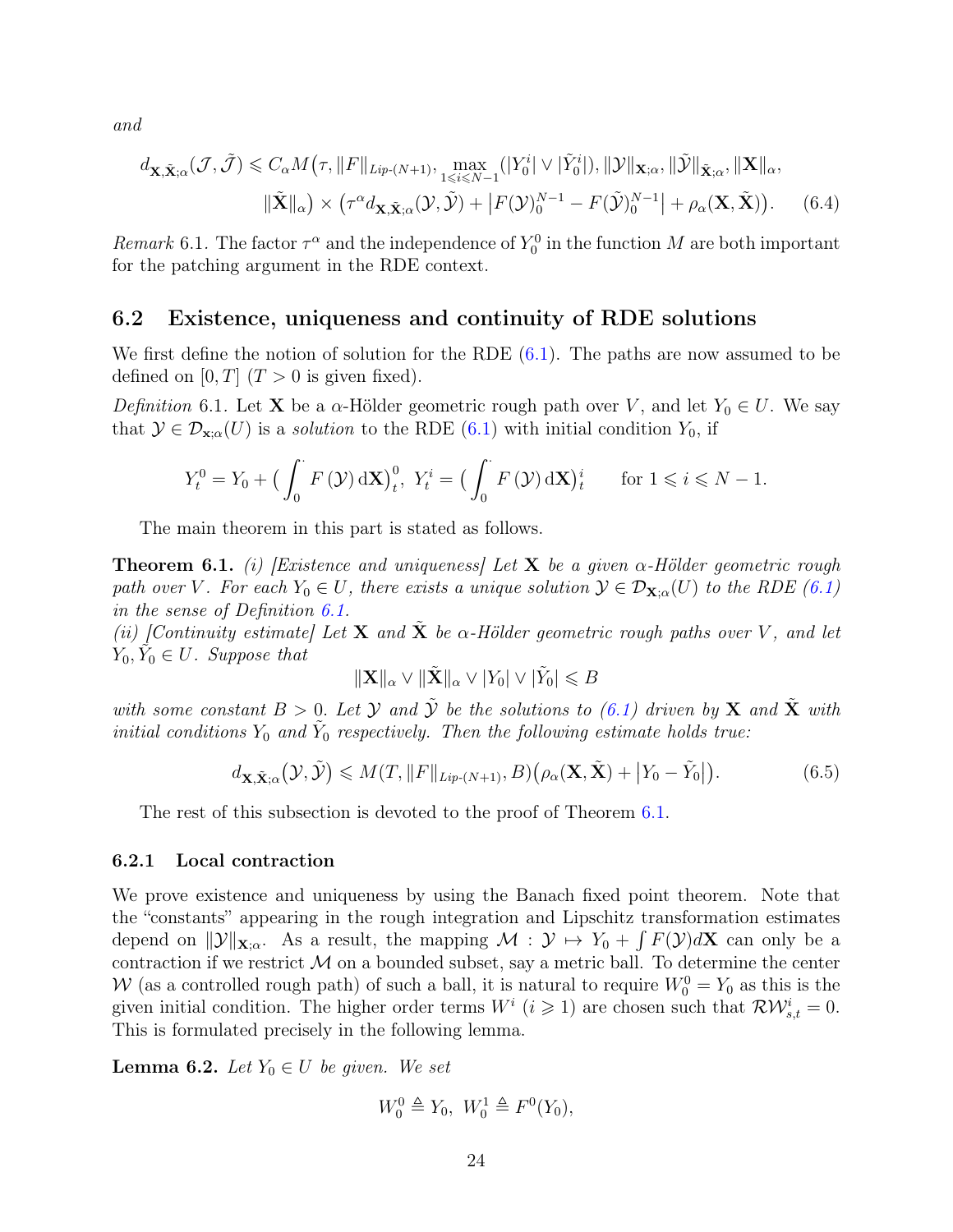and

$$
d_{\mathbf{X},\tilde{\mathbf{X}};\alpha}(\mathcal{J},\tilde{\mathcal{J}}) \leqslant C_\alpha M\big(\tau, \|F\|_{Lip\text{-}(N+1)}, \max_{1\leqslant i\leqslant N-1}(|Y_0^i| \vee |\tilde{Y}_0^i|), \|\mathcal{Y}\|_{\mathbf{X};\alpha}, \|\tilde{\mathcal{Y}}\|_{\tilde{\mathbf{X}};\alpha}, \|\mathbf{X}\|_\alpha,
$$
$$
\|\tilde{\mathbf{X}}\|_\alpha\big) \times \big(\tau^\alpha d_{\mathbf{X},\tilde{\mathbf{X}};\alpha}(\mathcal{Y},\tilde{\mathcal{Y}}) + \big|F(\mathcal{Y})_0^{N-1} - F(\tilde{\mathcal{Y}})_0^{N-1}\big| + \rho_\alpha(\mathbf{X},\tilde{\mathbf{X}})\big). \qquad (6.4)
$$

*Remark* 6.1. The factor $\tau^\alpha$ and the independence of $Y_0^0$ in the function $M$ are both important for the patching argument in the RDE context.

## 6.2 Existence, uniqueness and continuity of RDE solutions

We first define the notion of solution for the RDE (6.1). The paths are now assumed to be defined on $[0,T]$ ($T>0$ is given fixed).

*Definition* 6.1. Let $\mathbf{X}$ be a $\alpha$-Hölder geometric rough path over $V$, and let $Y_0 \in U$. We say that $\mathcal{Y} \in \mathcal{D}_{\mathbf{x};\alpha}(U)$ is a *solution* to the RDE (6.1) with initial condition $Y_0$, if

$$
Y_t^0 = Y_0 + \Big(\int_0^\cdot F(\mathcal{Y})\,\mathrm{d}\mathbf{X}\Big)_t^0,\ Y_t^i = \Big(\int_0^\cdot F(\mathcal{Y})\,\mathrm{d}\mathbf{X}\Big)_t^i \qquad \text{for } 1 \leqslant i \leqslant N-1.
$$

The main theorem in this part is stated as follows.

**Theorem 6.1.** *(i) [Existence and uniqueness] Let $\mathbf{X}$ be a given $\alpha$-Hölder geometric rough path over $V$. For each $Y_0 \in U$, there exists a unique solution $\mathcal{Y} \in \mathcal{D}_{\mathbf{X};\alpha}(U)$ to the RDE (6.1) in the sense of Definition 6.1.*
*(ii) [Continuity estimate] Let $\mathbf{X}$ and $\tilde{\mathbf{X}}$ be $\alpha$-Hölder geometric rough paths over $V$, and let $Y_0, \tilde{Y}_0 \in U$. Suppose that*

$$
\|\mathbf{X}\|_\alpha \vee \|\tilde{\mathbf{X}}\|_\alpha \vee |Y_0| \vee |\tilde{Y}_0| \leqslant B
$$

*with some constant $B>0$. Let $\mathcal{Y}$ and $\tilde{\mathcal{Y}}$ be the solutions to (6.1) driven by $\mathbf{X}$ and $\tilde{\mathbf{X}}$ with initial conditions $Y_0$ and $\tilde{Y}_0$ respectively. Then the following estimate holds true:*

$$
d_{\mathbf{X},\tilde{\mathbf{X}};\alpha}\big(\mathcal{Y},\tilde{\mathcal{Y}}\big) \leqslant M(T, \|F\|_{Lip\text{-}(N+1)}, B)\big(\rho_\alpha(\mathbf{X},\tilde{\mathbf{X}}) + \big|Y_0 - \tilde{Y}_0\big|\big). \qquad (6.5)
$$

The rest of this subsection is devoted to the proof of Theorem 6.1.

### 6.2.1 Local contraction

We prove existence and uniqueness by using the Banach fixed point theorem. Note that the "constants" appearing in the rough integration and Lipschitz transformation estimates depend on $\|\mathcal{Y}\|_{\mathbf{X};\alpha}$. As a result, the mapping $\mathcal{M}: \mathcal{Y} \mapsto Y_0 + \int F(\mathcal{Y})d\mathbf{X}$ can only be a contraction if we restrict $\mathcal{M}$ on a bounded subset, say a metric ball. To determine the center $\mathcal{W}$ (as a controlled rough path) of such a ball, it is natural to require $W_0^0 = Y_0$ as this is the given initial condition. The higher order terms $W^i$ ($i \geqslant 1$) are chosen such that $\mathcal{R}\mathcal{W}_{s,t}^i = 0$. This is formulated precisely in the following lemma.

**Lemma 6.2.** *Let $Y_0 \in U$ be given. We set*

$$
W_0^0 \triangleq Y_0,\ W_0^1 \triangleq F^0(Y_0),
$$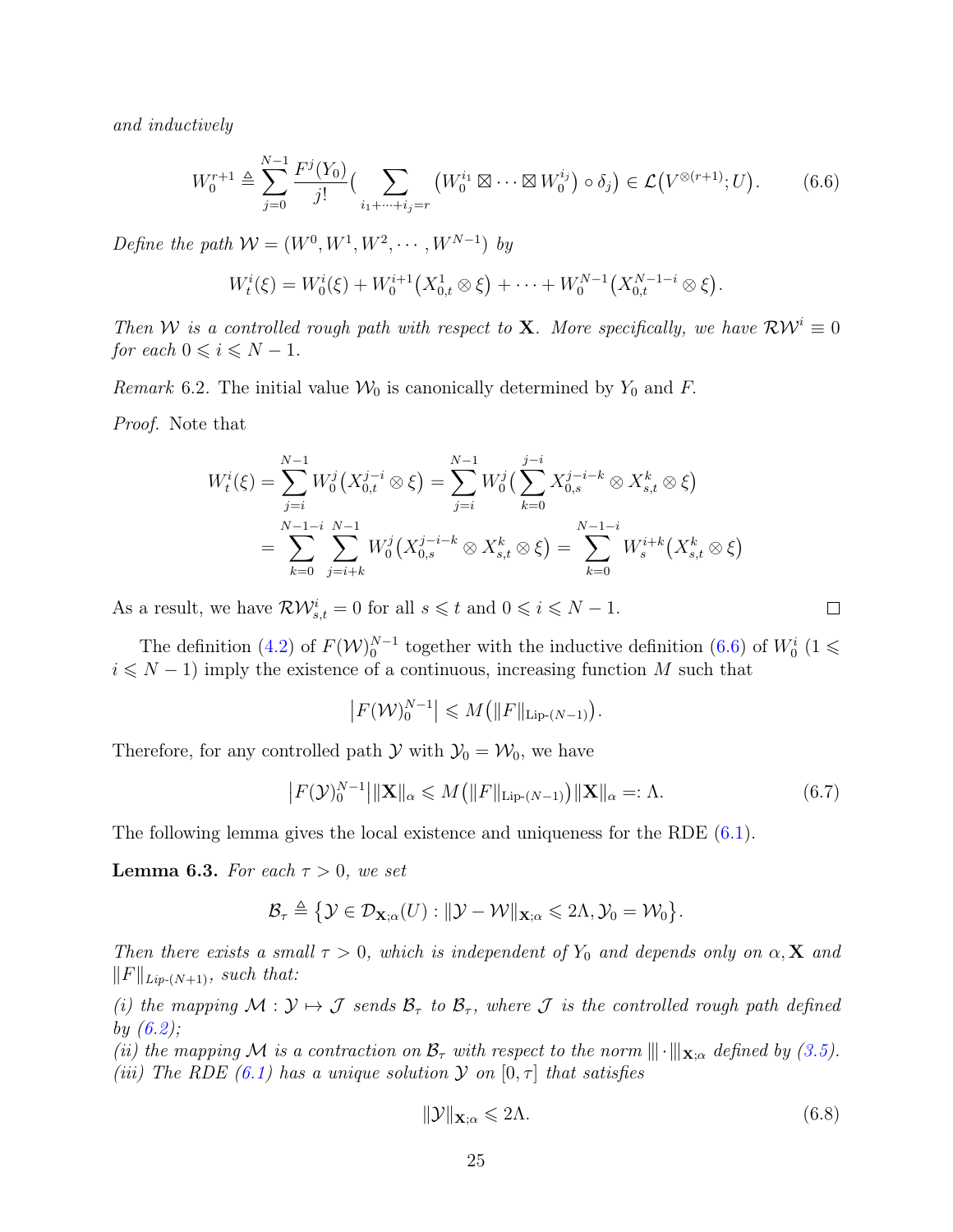*and inductively*

$$W_0^{r+1} \triangleq \sum_{j=0}^{N-1} \frac{F^j(Y_0)}{j!}\Big( \sum_{i_1+\cdots+i_j=r} \big(W_0^{i_1} \boxtimes \cdots \boxtimes W_0^{i_j}\big) \circ \delta_j\Big) \in \mathcal{L}\big(V^{\otimes(r+1)}; U\big). \tag{6.6}$$

*Define the path $\mathcal{W} = (W^0, W^1, W^2, \cdots, W^{N-1})$ by*

$$W_t^i(\xi) = W_0^i(\xi) + W_0^{i+1}\big(X_{0,t}^1 \otimes \xi\big) + \cdots + W_0^{N-1}\big(X_{0,t}^{N-1-i} \otimes \xi\big).$$

*Then $\mathcal{W}$ is a controlled rough path with respect to $\mathbf{X}$. More specifically, we have $\mathcal{R}\mathcal{W}^i \equiv 0$ for each $0 \leqslant i \leqslant N-1$.*

*Remark* 6.2. The initial value $\mathcal{W}_0$ is canonically determined by $Y_0$ and $F$.

*Proof.* Note that

$$\begin{aligned} W_t^i(\xi) &= \sum_{j=i}^{N-1} W_0^j\big(X_{0,t}^{j-i} \otimes \xi\big) = \sum_{j=i}^{N-1} W_0^j\Big(\sum_{k=0}^{j-i} X_{0,s}^{j-i-k} \otimes X_{s,t}^k \otimes \xi\Big) \\ &= \sum_{k=0}^{N-1-i} \sum_{j=i+k}^{N-1} W_0^j\big(X_{0,s}^{j-i-k} \otimes X_{s,t}^k \otimes \xi\big) = \sum_{k=0}^{N-1-i} W_s^{i+k}\big(X_{s,t}^k \otimes \xi\big) \end{aligned}$$

As a result, we have $\mathcal{R}\mathcal{W}_{s,t}^i = 0$ for all $s \leqslant t$ and $0 \leqslant i \leqslant N-1$. □

The definition (4.2) of $F(\mathcal{W})_0^{N-1}$ together with the inductive definition (6.6) of $W_0^i$ ($1 \leqslant i \leqslant N-1$) imply the existence of a continuous, increasing function $M$ such that

$$\big|F(\mathcal{W})_0^{N-1}\big| \leqslant M\big(\|F\|_{\text{Lip-}(N-1)}\big).$$

Therefore, for any controlled path $\mathcal{Y}$ with $\mathcal{Y}_0 = \mathcal{W}_0$, we have

$$\big|F(\mathcal{Y})_0^{N-1}\big|\|\mathbf{X}\|_\alpha \leqslant M\big(\|F\|_{\text{Lip-}(N-1)}\big)\|\mathbf{X}\|_\alpha =: \Lambda. \tag{6.7}$$

The following lemma gives the local existence and uniqueness for the RDE (6.1).

**Lemma 6.3.** *For each $\tau > 0$, we set*

$$\mathcal{B}_\tau \triangleq \big\{\mathcal{Y} \in \mathcal{D}_{\mathbf{X};\alpha}(U) : \|\mathcal{Y} - \mathcal{W}\|_{\mathbf{X};\alpha} \leqslant 2\Lambda, \mathcal{Y}_0 = \mathcal{W}_0\big\}.$$

*Then there exists a small $\tau > 0$, which is independent of $Y_0$ and depends only on $\alpha, \mathbf{X}$ and $\|F\|_{Lip\text{-}(N+1)}$, such that:*

*(i) the mapping $\mathcal{M} : \mathcal{Y} \mapsto \mathcal{J}$ sends $\mathcal{B}_\tau$ to $\mathcal{B}_\tau$, where $\mathcal{J}$ is the controlled rough path defined by (6.2);*

*(ii) the mapping $\mathcal{M}$ is a contraction on $\mathcal{B}_\tau$ with respect to the norm $|\!|\!|\cdot|\!|\!|_{\mathbf{X};\alpha}$ defined by (3.5).*

*(iii) The RDE (6.1) has a unique solution $\mathcal{Y}$ on $[0,\tau]$ that satisfies*

$$\|\mathcal{Y}\|_{\mathbf{X};\alpha} \leqslant 2\Lambda. \tag{6.8}$$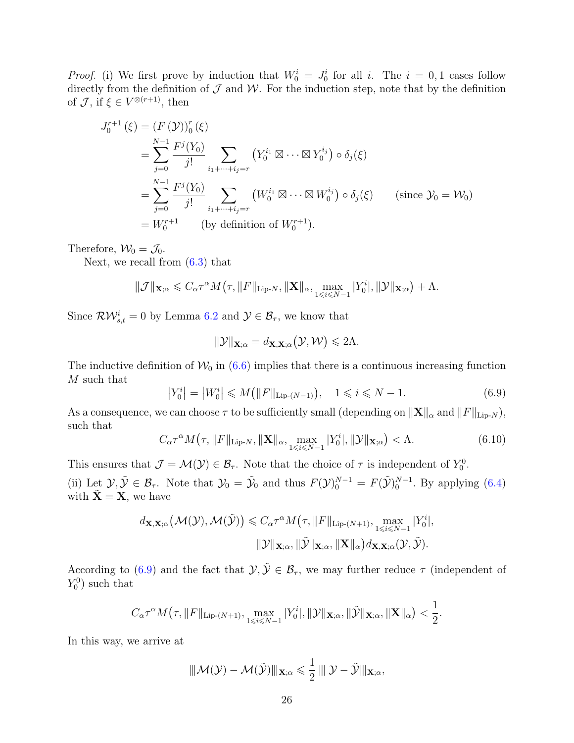*Proof.* (i) We first prove by induction that $W_0^i = J_0^i$ for all $i$. The $i = 0, 1$ cases follow directly from the definition of $\mathcal{J}$ and $\mathcal{W}$. For the induction step, note that by the definition of $\mathcal{J}$, if $\xi \in V^{\otimes(r+1)}$, then

$$
\begin{aligned}
J_0^{r+1}(\xi) &= (F(\mathcal{Y}))_0^r(\xi) \\
&= \sum_{j=0}^{N-1} \frac{F^j(Y_0)}{j!} \sum_{i_1+\cdots+i_j=r} \left(Y_0^{i_1} \boxtimes \cdots \boxtimes Y_0^{i_j}\right) \circ \delta_j(\xi) \\
&= \sum_{j=0}^{N-1} \frac{F^j(Y_0)}{j!} \sum_{i_1+\cdots+i_j=r} \left(W_0^{i_1} \boxtimes \cdots \boxtimes W_0^{i_j}\right) \circ \delta_j(\xi) \qquad (\text{since } \mathcal{Y}_0 = \mathcal{W}_0) \\
&= W_0^{r+1} \qquad (\text{by definition of } W_0^{r+1}).
\end{aligned}
$$

Therefore, $\mathcal{W}_0 = \mathcal{J}_0$.

Next, we recall from (6.3) that

$$
\|\mathcal{J}\|_{\mathbf{X};\alpha} \leqslant C_\alpha \tau^\alpha M\big(\tau, \|F\|_{\text{Lip-}N}, \|\mathbf{X}\|_\alpha, \max_{1\leqslant i\leqslant N-1} |Y_0^i|, \|\mathcal{Y}\|_{\mathbf{X};\alpha}\big) + \Lambda.
$$

Since $\mathcal{R}\mathcal{W}_{s,t}^i = 0$ by Lemma 6.2 and $\mathcal{Y} \in \mathcal{B}_\tau$, we know that

$$
\|\mathcal{Y}\|_{\mathbf{X};\alpha} = d_{\mathbf{X},\mathbf{X};\alpha}\big(\mathcal{Y}, \mathcal{W}\big) \leqslant 2\Lambda.
$$

The inductive definition of $\mathcal{W}_0$ in (6.6) implies that there is a continuous increasing function $M$ such that

$$
\big|Y_0^i\big| = \big|W_0^i\big| \leqslant M\big(\|F\|_{\text{Lip-}(N-1)}\big), \quad 1 \leqslant i \leqslant N-1. \tag{6.9}
$$

As a consequence, we can choose $\tau$ to be sufficiently small (depending on $\|\mathbf{X}\|_\alpha$ and $\|F\|_{\text{Lip-}N}$), such that

$$
C_\alpha \tau^\alpha M\big(\tau, \|F\|_{\text{Lip-}N}, \|\mathbf{X}\|_\alpha, \max_{1\leqslant i\leqslant N-1} |Y_0^i|, \|\mathcal{Y}\|_{\mathbf{X};\alpha}\big) < \Lambda. \tag{6.10}
$$

This ensures that $\mathcal{J} = \mathcal{M}(\mathcal{Y}) \in \mathcal{B}_\tau$. Note that the choice of $\tau$ is independent of $Y_0^0$.

(ii) Let $\mathcal{Y}, \tilde{\mathcal{Y}} \in \mathcal{B}_\tau$. Note that $\mathcal{Y}_0 = \tilde{\mathcal{Y}}_0$ and thus $F(\mathcal{Y})_0^{N-1} = F(\tilde{\mathcal{Y}})_0^{N-1}$. By applying (6.4) with $\tilde{\mathbf{X}} = \mathbf{X}$, we have

$$
\begin{aligned}
d_{\mathbf{X},\mathbf{X};\alpha}\big(\mathcal{M}(\mathcal{Y}), \mathcal{M}(\tilde{\mathcal{Y}})\big) \leqslant C_\alpha \tau^\alpha M\big(\tau, \|F\|_{\text{Lip-}(N+1)}, &\max_{1\leqslant i\leqslant N-1} |Y_0^i|, \\
&\|\mathcal{Y}\|_{\mathbf{X};\alpha}, \|\tilde{\mathcal{Y}}\|_{\mathbf{X};\alpha}, \|\mathbf{X}\|_\alpha\big) d_{\mathbf{X},\mathbf{X};\alpha}(\mathcal{Y}, \tilde{\mathcal{Y}}).
\end{aligned}
$$

According to (6.9) and the fact that $\mathcal{Y}, \tilde{\mathcal{Y}} \in \mathcal{B}_\tau$, we may further reduce $\tau$ (independent of $Y_0^0$) such that

$$
C_\alpha \tau^\alpha M\big(\tau, \|F\|_{\text{Lip-}(N+1)}, \max_{1\leqslant i\leqslant N-1} |Y_0^i|, \|\mathcal{Y}\|_{\mathbf{X};\alpha}, \|\tilde{\mathcal{Y}}\|_{\mathbf{X};\alpha}, \|\mathbf{X}\|_\alpha\big) < \frac{1}{2}.
$$

In this way, we arrive at

$$
|||\mathcal{M}(\mathcal{Y}) - \mathcal{M}(\tilde{\mathcal{Y}})|||_{\mathbf{X};\alpha} \leqslant \frac{1}{2} \, ||| \, \mathcal{Y} - \tilde{\mathcal{Y}}|||_{\mathbf{X};\alpha},
$$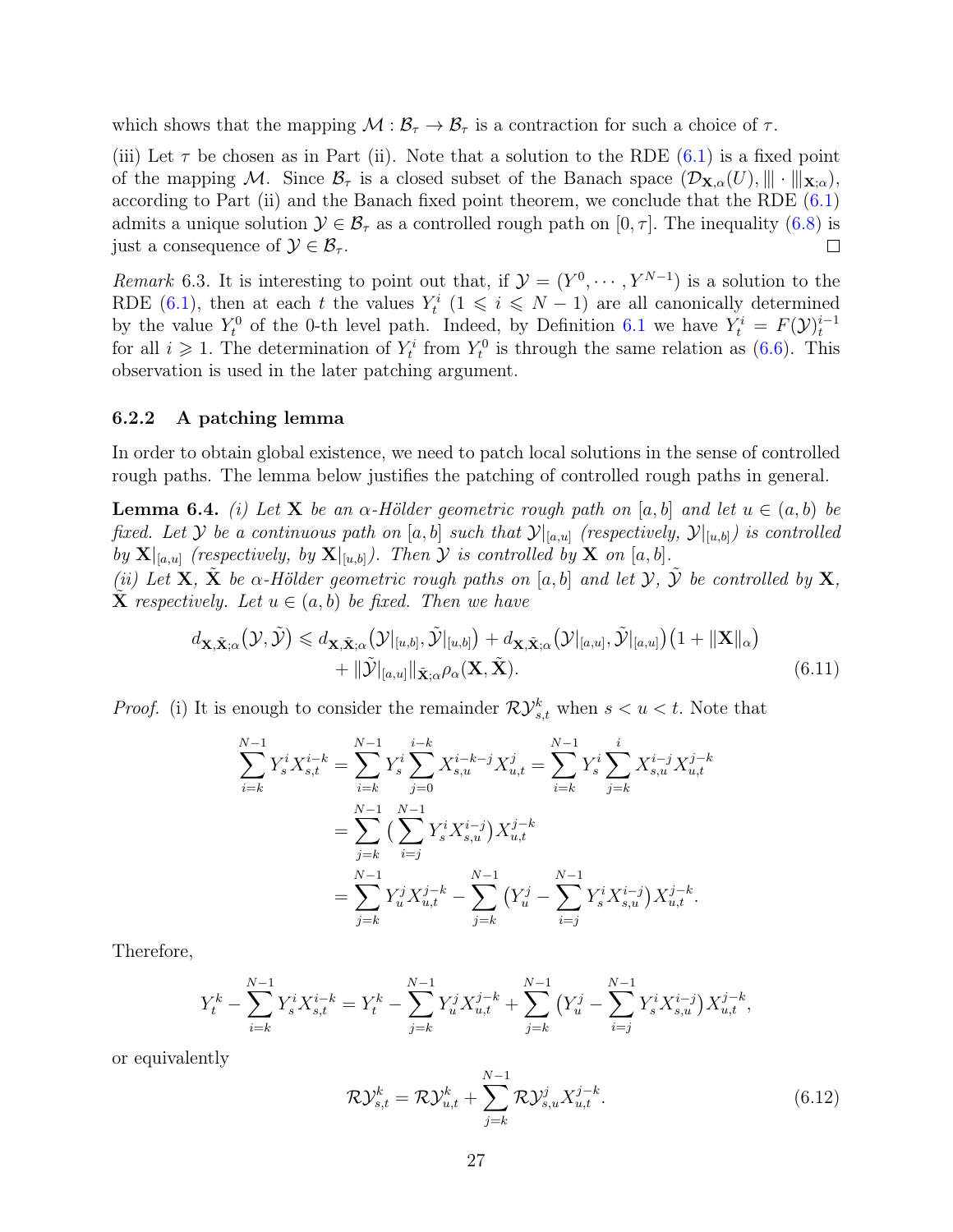which shows that the mapping $\mathcal{M}:\mathcal{B}_\tau\to\mathcal{B}_\tau$ is a contraction for such a choice of $\tau$.

(iii) Let $\tau$ be chosen as in Part (ii). Note that a solution to the RDE (6.1) is a fixed point of the mapping $\mathcal{M}$. Since $\mathcal{B}_\tau$ is a closed subset of the Banach space $(\mathcal{D}_{\mathbf{X},\alpha}(U), |||\cdot|||_{\mathbf{X};\alpha})$, according to Part (ii) and the Banach fixed point theorem, we conclude that the RDE (6.1) admits a unique solution $\mathcal{Y}\in\mathcal{B}_\tau$ as a controlled rough path on $[0,\tau]$. The inequality (6.8) is just a consequence of $\mathcal{Y}\in\mathcal{B}_\tau$. □

*Remark* 6.3. It is interesting to point out that, if $\mathcal{Y}=(Y^0,\cdots,Y^{N-1})$ is a solution to the RDE (6.1), then at each $t$ the values $Y^i_t$ $(1\leqslant i\leqslant N-1)$ are all canonically determined by the value $Y^0_t$ of the 0-th level path. Indeed, by Definition 6.1 we have $Y^i_t = F(\mathcal{Y})^{i-1}_t$ for all $i\geqslant 1$. The determination of $Y^i_t$ from $Y^0_t$ is through the same relation as (6.6). This observation is used in the later patching argument.

### 6.2.2 A patching lemma

In order to obtain global existence, we need to patch local solutions in the sense of controlled rough paths. The lemma below justifies the patching of controlled rough paths in general.

**Lemma 6.4.** *(i) Let $\mathbf{X}$ be an $\alpha$-Hölder geometric rough path on $[a,b]$ and let $u\in(a,b)$ be fixed. Let $\mathcal{Y}$ be a continuous path on $[a,b]$ such that $\mathcal{Y}|_{[a,u]}$ (respectively, $\mathcal{Y}|_{[u,b]}$) is controlled by $\mathbf{X}|_{[a,u]}$ (respectively, by $\mathbf{X}|_{[u,b]}$). Then $\mathcal{Y}$ is controlled by $\mathbf{X}$ on $[a,b]$.*
*(ii) Let $\mathbf{X}$, $\tilde{\mathbf{X}}$ be $\alpha$-Hölder geometric rough paths on $[a,b]$ and let $\mathcal{Y}$, $\tilde{\mathcal{Y}}$ be controlled by $\mathbf{X}$, $\tilde{\mathbf{X}}$ respectively. Let $u\in(a,b)$ be fixed. Then we have*

$$
\begin{aligned}
d_{\mathbf{X},\tilde{\mathbf{X}};\alpha}(\mathcal{Y},\tilde{\mathcal{Y}}) \leqslant\ & d_{\mathbf{X},\tilde{\mathbf{X}};\alpha}(\mathcal{Y}|_{[u,b]},\tilde{\mathcal{Y}}|_{[u,b]}) + d_{\mathbf{X},\tilde{\mathbf{X}};\alpha}(\mathcal{Y}|_{[a,u]},\tilde{\mathcal{Y}}|_{[a,u]})\big(1+\|\mathbf{X}\|_\alpha\big) \\
&+ \|\tilde{\mathcal{Y}}|_{[a,u]}\|_{\tilde{\mathbf{X}};\alpha}\rho_\alpha(\mathbf{X},\tilde{\mathbf{X}}).
\end{aligned}
\tag{6.11}
$$

*Proof.* (i) It is enough to consider the remainder $\mathcal{R}\mathcal{Y}^k_{s,t}$ when $s<u<t$. Note that

$$
\begin{aligned}
\sum_{i=k}^{N-1} Y^i_s X^{i-k}_{s,t} &= \sum_{i=k}^{N-1} Y^i_s \sum_{j=0}^{i-k} X^{i-k-j}_{s,u}X^j_{u,t} = \sum_{i=k}^{N-1} Y^i_s \sum_{j=k}^{i} X^{i-j}_{s,u}X^{j-k}_{u,t} \\
&= \sum_{j=k}^{N-1}\big(\sum_{i=j}^{N-1} Y^i_s X^{i-j}_{s,u}\big)X^{j-k}_{u,t} \\
&= \sum_{j=k}^{N-1} Y^j_u X^{j-k}_{u,t} - \sum_{j=k}^{N-1}\big(Y^j_u - \sum_{i=j}^{N-1} Y^i_s X^{i-j}_{s,u}\big)X^{j-k}_{u,t}.
\end{aligned}
$$

Therefore,

$$
Y^k_t - \sum_{i=k}^{N-1} Y^i_s X^{i-k}_{s,t} = Y^k_t - \sum_{j=k}^{N-1} Y^j_u X^{j-k}_{u,t} + \sum_{j=k}^{N-1}\big(Y^j_u - \sum_{i=j}^{N-1} Y^i_s X^{i-j}_{s,u}\big)X^{j-k}_{u,t},
$$

or equivalently

$$
\mathcal{R}\mathcal{Y}^k_{s,t} = \mathcal{R}\mathcal{Y}^k_{u,t} + \sum_{j=k}^{N-1}\mathcal{R}\mathcal{Y}^j_{s,u}X^{j-k}_{u,t}.
\tag{6.12}
$$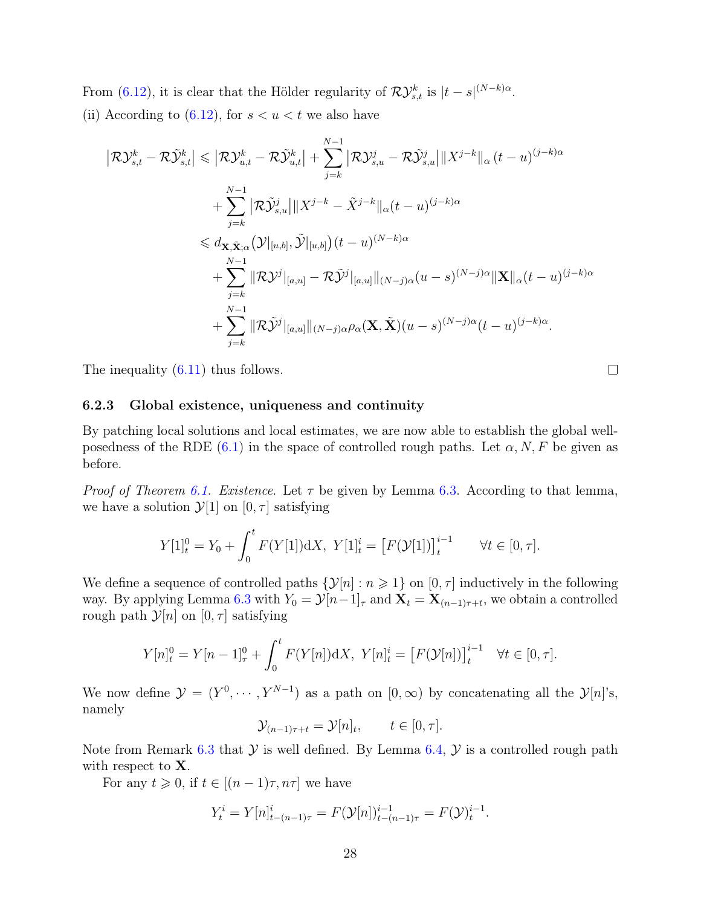From (6.12), it is clear that the Hölder regularity of $\mathcal{R}\mathcal{Y}^k_{s,t}$ is $|t-s|^{(N-k)\alpha}$.

(ii) According to (6.12), for $s<u<t$ we also have

$$
\begin{aligned}
\big|\mathcal{R}\mathcal{Y}^k_{s,t} - \mathcal{R}\tilde{\mathcal{Y}}^k_{s,t}\big| &\leqslant \big|\mathcal{R}\mathcal{Y}^k_{u,t} - \mathcal{R}\tilde{\mathcal{Y}}^k_{u,t}\big| + \sum_{j=k}^{N-1} \big|\mathcal{R}\mathcal{Y}^j_{s,u} - \mathcal{R}\tilde{\mathcal{Y}}^j_{s,u}\big| \|X^{j-k}\|_\alpha \,(t-u)^{(j-k)\alpha} \\
&\quad + \sum_{j=k}^{N-1} \big|\mathcal{R}\tilde{\mathcal{Y}}^j_{s,u}\big| \|X^{j-k} - \tilde{X}^{j-k}\|_\alpha (t-u)^{(j-k)\alpha} \\
&\leqslant d_{\mathbf{X},\tilde{\mathbf{X}};\alpha}\big(\mathcal{Y}|_{[u,b]}, \tilde{\mathcal{Y}}|_{[u,b]}\big)\,(t-u)^{(N-k)\alpha} \\
&\quad + \sum_{j=k}^{N-1} \|\mathcal{R}\mathcal{Y}^j|_{[a,u]} - \mathcal{R}\tilde{\mathcal{Y}}^j|_{[a,u]}\|_{(N-j)\alpha} (u-s)^{(N-j)\alpha} \|\mathbf{X}\|_\alpha (t-u)^{(j-k)\alpha} \\
&\quad + \sum_{j=k}^{N-1} \|\mathcal{R}\tilde{\mathcal{Y}}^j|_{[a,u]}\|_{(N-j)\alpha} \rho_\alpha(\mathbf{X},\tilde{\mathbf{X}}) (u-s)^{(N-j)\alpha} (t-u)^{(j-k)\alpha}.
\end{aligned}
$$

The inequality (6.11) thus follows. $\square$

### 6.2.3 Global existence, uniqueness and continuity

By patching local solutions and local estimates, we are now able to establish the global well-posedness of the RDE (6.1) in the space of controlled rough paths. Let $\alpha, N, F$ be given as before.

*Proof of Theorem 6.1. Existence.* Let $\tau$ be given by Lemma 6.3. According to that lemma, we have a solution $\mathcal{Y}[1]$ on $[0,\tau]$ satisfying

$$
Y[1]^0_t = Y_0 + \int_0^t F(Y[1])\mathrm{d}X,\ Y[1]^i_t = \big[F(\mathcal{Y}[1])\big]^{i-1}_t \qquad \forall t \in [0,\tau].
$$

We define a sequence of controlled paths $\{\mathcal{Y}[n] : n \geqslant 1\}$ on $[0,\tau]$ inductively in the following way. By applying Lemma 6.3 with $Y_0 = \mathcal{Y}[n-1]_\tau$ and $\mathbf{X}_t = \mathbf{X}_{(n-1)\tau+t}$, we obtain a controlled rough path $\mathcal{Y}[n]$ on $[0,\tau]$ satisfying

$$
Y[n]^0_t = Y[n-1]^0_\tau + \int_0^t F(Y[n])\mathrm{d}X,\ Y[n]^i_t = \big[F(\mathcal{Y}[n])\big]^{i-1}_t \quad \forall t \in [0,\tau].
$$

We now define $\mathcal{Y} = (Y^0, \cdots, Y^{N-1})$ as a path on $[0,\infty)$ by concatenating all the $\mathcal{Y}[n]$'s, namely

$$
\mathcal{Y}_{(n-1)\tau+t} = \mathcal{Y}[n]_t, \qquad t \in [0,\tau].
$$

Note from Remark 6.3 that $\mathcal{Y}$ is well defined. By Lemma 6.4, $\mathcal{Y}$ is a controlled rough path with respect to $\mathbf{X}$.

For any $t \geqslant 0$, if $t \in [(n-1)\tau, n\tau]$ we have

$$
Y^i_t = Y[n]^i_{t-(n-1)\tau} = F(\mathcal{Y}[n])^{i-1}_{t-(n-1)\tau} = F(\mathcal{Y})^{i-1}_t.
$$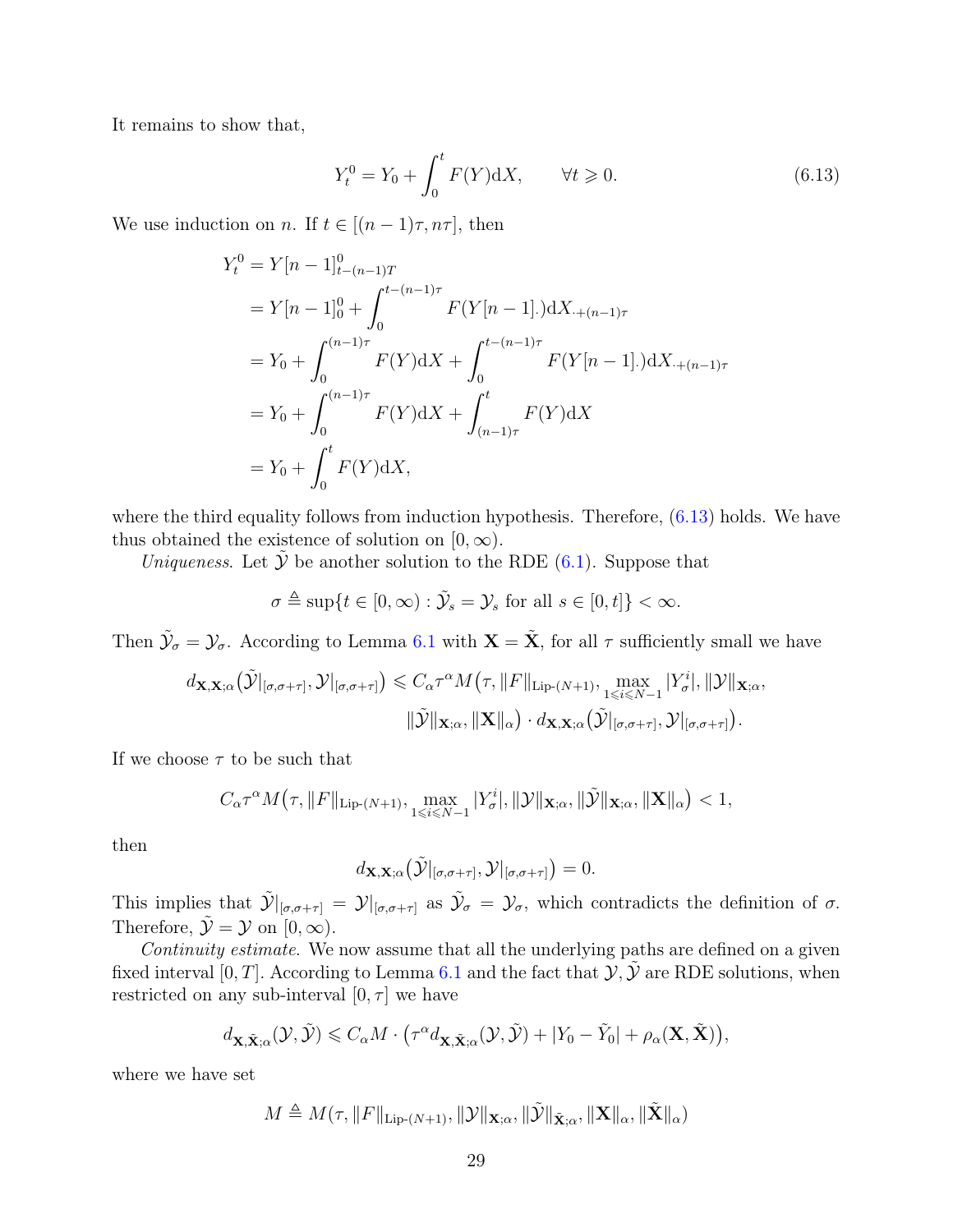It remains to show that,

$$Y_t^0 = Y_0 + \int_0^t F(Y)\mathrm{d}X, \qquad \forall t \geqslant 0. \tag{6.13}$$

We use induction on $n$. If $t \in [(n-1)\tau, n\tau]$, then

$$\begin{aligned}
Y_t^0 &= Y[n-1]^0_{t-(n-1)T} \\
&= Y[n-1]^0_0 + \int_0^{t-(n-1)\tau} F(Y[n-1]_\cdot)\mathrm{d}X_{\cdot+(n-1)\tau} \\
&= Y_0 + \int_0^{(n-1)\tau} F(Y)\mathrm{d}X + \int_0^{t-(n-1)\tau} F(Y[n-1]_\cdot)\mathrm{d}X_{\cdot+(n-1)\tau} \\
&= Y_0 + \int_0^{(n-1)\tau} F(Y)\mathrm{d}X + \int_{(n-1)\tau}^t F(Y)\mathrm{d}X \\
&= Y_0 + \int_0^t F(Y)\mathrm{d}X,
\end{aligned}$$

where the third equality follows from induction hypothesis. Therefore, (6.13) holds. We have thus obtained the existence of solution on $[0, \infty)$.

*Uniqueness*. Let $\tilde{\mathcal{Y}}$ be another solution to the RDE (6.1). Suppose that

$$\sigma \triangleq \sup\{t \in [0,\infty) : \tilde{\mathcal{Y}}_s = \mathcal{Y}_s \text{ for all } s \in [0,t]\} < \infty.$$

Then $\tilde{\mathcal{Y}}_\sigma = \mathcal{Y}_\sigma$. According to Lemma 6.1 with $\mathbf{X} = \tilde{\mathbf{X}}$, for all $\tau$ sufficiently small we have

$$\begin{aligned}
d_{\mathbf{X},\mathbf{X};\alpha}\big(\tilde{\mathcal{Y}}|_{[\sigma,\sigma+\tau]}, \mathcal{Y}|_{[\sigma,\sigma+\tau]}\big) \leqslant C_\alpha \tau^\alpha M\big(\tau, \|F\|_{\text{Lip-}(N+1)}, \max_{1\leqslant i\leqslant N-1} |Y_\sigma^i|, \|\mathcal{Y}\|_{\mathbf{X};\alpha}, \\
\|\tilde{\mathcal{Y}}\|_{\mathbf{X};\alpha}, \|\mathbf{X}\|_\alpha\big) \cdot d_{\mathbf{X},\mathbf{X};\alpha}\big(\tilde{\mathcal{Y}}|_{[\sigma,\sigma+\tau]}, \mathcal{Y}|_{[\sigma,\sigma+\tau]}\big).
\end{aligned}$$

If we choose $\tau$ to be such that

$$C_\alpha \tau^\alpha M\big(\tau, \|F\|_{\text{Lip-}(N+1)}, \max_{1\leqslant i\leqslant N-1} |Y_\sigma^i|, \|\mathcal{Y}\|_{\mathbf{X};\alpha}, \|\tilde{\mathcal{Y}}\|_{\mathbf{X};\alpha}, \|\mathbf{X}\|_\alpha\big) < 1,$$

then

$$d_{\mathbf{X},\mathbf{X};\alpha}\big(\tilde{\mathcal{Y}}|_{[\sigma,\sigma+\tau]}, \mathcal{Y}|_{[\sigma,\sigma+\tau]}\big) = 0.$$

This implies that $\tilde{\mathcal{Y}}|_{[\sigma,\sigma+\tau]} = \mathcal{Y}|_{[\sigma,\sigma+\tau]}$ as $\tilde{\mathcal{Y}}_\sigma = \mathcal{Y}_\sigma$, which contradicts the definition of $\sigma$. Therefore, $\tilde{\mathcal{Y}} = \mathcal{Y}$ on $[0,\infty)$.

*Continuity estimate*. We now assume that all the underlying paths are defined on a given fixed interval $[0, T]$. According to Lemma 6.1 and the fact that $\mathcal{Y}, \tilde{\mathcal{Y}}$ are RDE solutions, when restricted on any sub-interval $[0, \tau]$ we have

$$d_{\mathbf{X},\tilde{\mathbf{X}};\alpha}(\mathcal{Y}, \tilde{\mathcal{Y}}) \leqslant C_\alpha M \cdot \big(\tau^\alpha d_{\mathbf{X},\tilde{\mathbf{X}};\alpha}(\mathcal{Y}, \tilde{\mathcal{Y}}) + |Y_0 - \tilde{Y}_0| + \rho_\alpha(\mathbf{X}, \tilde{\mathbf{X}})\big),$$

where we have set

$$M \triangleq M(\tau, \|F\|_{\text{Lip-}(N+1)}, \|\mathcal{Y}\|_{\mathbf{X};\alpha}, \|\tilde{\mathcal{Y}}\|_{\tilde{\mathbf{X}};\alpha}, \|\mathbf{X}\|_\alpha, \|\tilde{\mathbf{X}}\|_\alpha)$$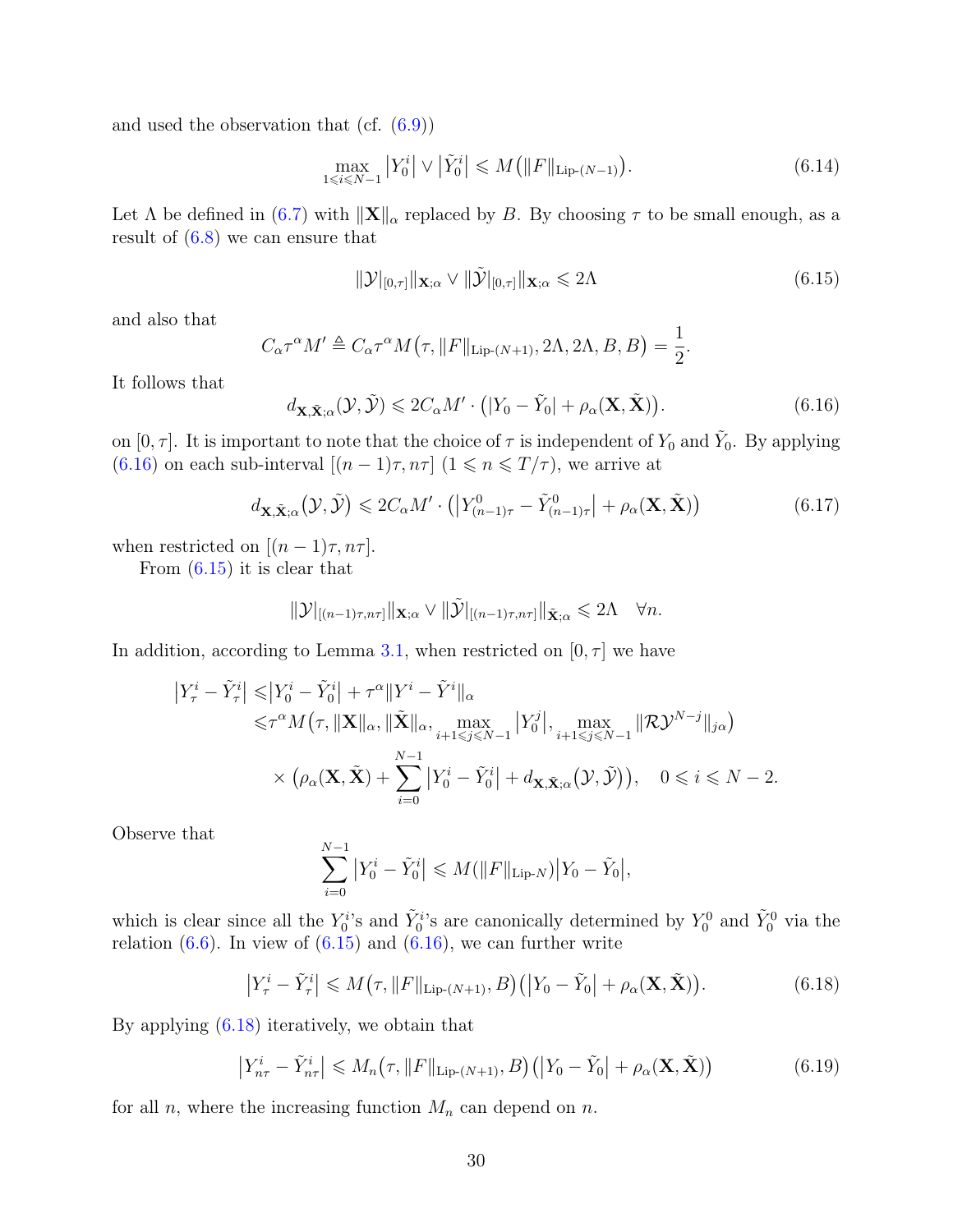and used the observation that (cf. (6.9))

$$\max_{1\leqslant i\leqslant N-1}\left|Y_0^i\right|\vee\left|\tilde{Y}_0^i\right|\leqslant M\big(\|F\|_{\text{Lip-}(N-1)}\big). \tag{6.14}$$

Let $\Lambda$ be defined in (6.7) with $\|\mathbf{X}\|_\alpha$ replaced by $B$. By choosing $\tau$ to be small enough, as a result of (6.8) we can ensure that

$$\|\mathcal{Y}|_{[0,\tau]}\|_{\mathbf{X};\alpha}\vee\|\tilde{\mathcal{Y}}|_{[0,\tau]}\|_{\mathbf{X};\alpha}\leqslant 2\Lambda \tag{6.15}$$

and also that

$$C_\alpha\tau^\alpha M'\triangleq C_\alpha\tau^\alpha M\big(\tau,\|F\|_{\text{Lip-}(N+1)},2\Lambda,2\Lambda,B,B\big)=\frac{1}{2}.$$

It follows that

$$d_{\mathbf{X},\tilde{\mathbf{X}};\alpha}(\mathcal{Y},\tilde{\mathcal{Y}})\leqslant 2C_\alpha M'\cdot\big(|Y_0-\tilde{Y}_0|+\rho_\alpha(\mathbf{X},\tilde{\mathbf{X}})\big). \tag{6.16}$$

on $[0,\tau]$. It is important to note that the choice of $\tau$ is independent of $Y_0$ and $\tilde{Y}_0$. By applying (6.16) on each sub-interval $[(n-1)\tau,n\tau]$ $(1\leqslant n\leqslant T/\tau)$, we arrive at

$$d_{\mathbf{X},\tilde{\mathbf{X}};\alpha}\big(\mathcal{Y},\tilde{\mathcal{Y}}\big)\leqslant 2C_\alpha M'\cdot\big(\big|Y^0_{(n-1)\tau}-\tilde{Y}^0_{(n-1)\tau}\big|+\rho_\alpha(\mathbf{X},\tilde{\mathbf{X}})\big) \tag{6.17}$$

when restricted on $[(n-1)\tau,n\tau]$.

From (6.15) it is clear that

$$\|\mathcal{Y}|_{[(n-1)\tau,n\tau]}\|_{\mathbf{X};\alpha}\vee\|\tilde{\mathcal{Y}}|_{[(n-1)\tau,n\tau]}\|_{\tilde{\mathbf{X}};\alpha}\leqslant 2\Lambda\quad\forall n.$$

In addition, according to Lemma 3.1, when restricted on $[0,\tau]$ we have

$$\begin{aligned}\big|Y^i_\tau-\tilde{Y}^i_\tau\big|\leqslant&\big|Y^i_0-\tilde{Y}^i_0\big|+\tau^\alpha\|Y^i-\tilde{Y}^i\|_\alpha\\ \leqslant&\tau^\alpha M\big(\tau,\|\mathbf{X}\|_\alpha,\|\tilde{\mathbf{X}}\|_\alpha,\max_{i+1\leqslant j\leqslant N-1}\big|Y^j_0\big|,\max_{i+1\leqslant j\leqslant N-1}\|\mathcal{R}\mathcal{Y}^{N-j}\|_{j\alpha}\big)\\ &\times\Big(\rho_\alpha(\mathbf{X},\tilde{\mathbf{X}})+\sum_{i=0}^{N-1}\big|Y^i_0-\tilde{Y}^i_0\big|+d_{\mathbf{X},\tilde{\mathbf{X}};\alpha}\big(\mathcal{Y},\tilde{\mathcal{Y}}\big)\Big),\quad 0\leqslant i\leqslant N-2.\end{aligned}$$

Observe that

$$\sum_{i=0}^{N-1}\big|Y^i_0-\tilde{Y}^i_0\big|\leqslant M(\|F\|_{\text{Lip-}N})\big|Y_0-\tilde{Y}_0\big|,$$

which is clear since all the $Y^i_0$'s and $\tilde{Y}^i_0$'s are canonically determined by $Y^0_0$ and $\tilde{Y}^0_0$ via the relation (6.6). In view of (6.15) and (6.16), we can further write

$$\big|Y^i_\tau-\tilde{Y}^i_\tau\big|\leqslant M\big(\tau,\|F\|_{\text{Lip-}(N+1)},B\big)\big(\big|Y_0-\tilde{Y}_0\big|+\rho_\alpha(\mathbf{X},\tilde{\mathbf{X}})\big). \tag{6.18}$$

By applying (6.18) iteratively, we obtain that

$$\big|Y^i_{n\tau}-\tilde{Y}^i_{n\tau}\big|\leqslant M_n\big(\tau,\|F\|_{\text{Lip-}(N+1)},B\big)\big(\big|Y_0-\tilde{Y}_0\big|+\rho_\alpha(\mathbf{X},\tilde{\mathbf{X}})\big) \tag{6.19}$$

for all $n$, where the increasing function $M_n$ can depend on $n$.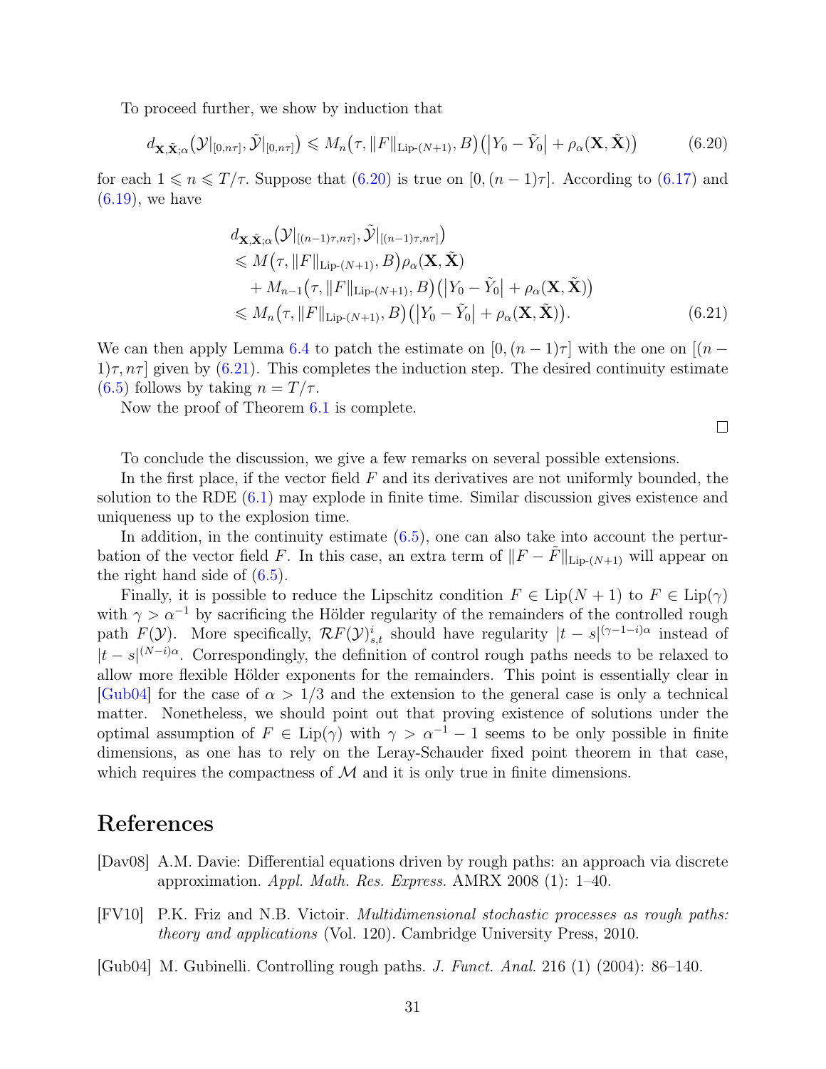To proceed further, we show by induction that

$$d_{\mathbf{X},\tilde{\mathbf{X}};\alpha}\big(\mathcal{Y}|_{[0,n\tau]},\tilde{\mathcal{Y}}|_{[0,n\tau]}\big)\leqslant M_n\big(\tau,\|F\|_{\text{Lip-}(N+1)},B\big)\big(\big|Y_0-\tilde{Y}_0\big|+\rho_\alpha(\mathbf{X},\tilde{\mathbf{X}})\big) \tag{6.20}$$

for each $1\leqslant n\leqslant T/\tau$. Suppose that (6.20) is true on $[0,(n-1)\tau]$. According to (6.17) and (6.19), we have

$$\begin{aligned}
&d_{\mathbf{X},\tilde{\mathbf{X}};\alpha}\big(\mathcal{Y}|_{[(n-1)\tau,n\tau]},\tilde{\mathcal{Y}}|_{[(n-1)\tau,n\tau]}\big)\\
&\leqslant M\big(\tau,\|F\|_{\text{Lip-}(N+1)},B\big)\rho_\alpha(\mathbf{X},\tilde{\mathbf{X}})\\
&\quad+M_{n-1}\big(\tau,\|F\|_{\text{Lip-}(N+1)},B\big)\big(\big|Y_0-\tilde{Y}_0\big|+\rho_\alpha(\mathbf{X},\tilde{\mathbf{X}})\big)\\
&\leqslant M_n\big(\tau,\|F\|_{\text{Lip-}(N+1)},B\big)\big(\big|Y_0-\tilde{Y}_0\big|+\rho_\alpha(\mathbf{X},\tilde{\mathbf{X}})\big).
\end{aligned} \tag{6.21}$$

We can then apply Lemma 6.4 to patch the estimate on $[0,(n-1)\tau]$ with the one on $[(n-1)\tau,n\tau]$ given by (6.21). This completes the induction step. The desired continuity estimate (6.5) follows by taking $n=T/\tau$.

Now the proof of Theorem 6.1 is complete.

□

To conclude the discussion, we give a few remarks on several possible extensions.

In the first place, if the vector field $F$ and its derivatives are not uniformly bounded, the solution to the RDE (6.1) may explode in finite time. Similar discussion gives existence and uniqueness up to the explosion time.

In addition, in the continuity estimate (6.5), one can also take into account the perturbation of the vector field $F$. In this case, an extra term of $\|F-\tilde{F}\|_{\text{Lip-}(N+1)}$ will appear on the right hand side of (6.5).

Finally, it is possible to reduce the Lipschitz condition $F\in\text{Lip}(N+1)$ to $F\in\text{Lip}(\gamma)$ with $\gamma>\alpha^{-1}$ by sacrificing the Hölder regularity of the remainders of the controlled rough path $F(\mathcal{Y})$. More specifically, $\mathcal{R}F(\mathcal{Y})^i_{s,t}$ should have regularity $|t-s|^{(\gamma-1-i)\alpha}$ instead of $|t-s|^{(N-i)\alpha}$. Correspondingly, the definition of control rough paths needs to be relaxed to allow more flexible Hölder exponents for the remainders. This point is essentially clear in [Gub04] for the case of $\alpha>1/3$ and the extension to the general case is only a technical matter. Nonetheless, we should point out that proving existence of solutions under the optimal assumption of $F\in\text{Lip}(\gamma)$ with $\gamma>\alpha^{-1}-1$ seems to be only possible in finite dimensions, as one has to rely on the Leray-Schauder fixed point theorem in that case, which requires the compactness of $\mathcal{M}$ and it is only true in finite dimensions.

# References

[Dav08] A.M. Davie: Differential equations driven by rough paths: an approach via discrete approximation. *Appl. Math. Res. Express.* AMRX 2008 (1): 1–40.

[FV10] P.K. Friz and N.B. Victoir. *Multidimensional stochastic processes as rough paths: theory and applications* (Vol. 120). Cambridge University Press, 2010.

[Gub04] M. Gubinelli. Controlling rough paths. *J. Funct. Anal.* 216 (1) (2004): 86–140.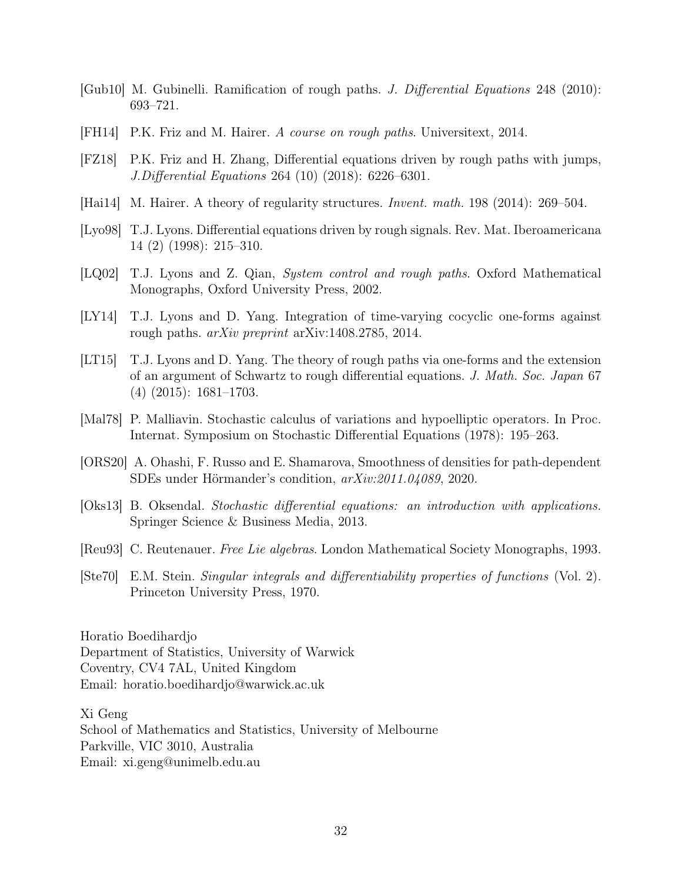[Gub10] M. Gubinelli. Ramification of rough paths. *J. Differential Equations* 248 (2010): 693–721.

[FH14] P.K. Friz and M. Hairer. *A course on rough paths*. Universitext, 2014.

[FZ18] P.K. Friz and H. Zhang, Differential equations driven by rough paths with jumps, *J.Differential Equations* 264 (10) (2018): 6226–6301.

[Hai14] M. Hairer. A theory of regularity structures. *Invent. math.* 198 (2014): 269–504.

[Lyo98] T.J. Lyons. Differential equations driven by rough signals. Rev. Mat. Iberoamericana 14 (2) (1998): 215–310.

[LQ02] T.J. Lyons and Z. Qian, *System control and rough paths*. Oxford Mathematical Monographs, Oxford University Press, 2002.

[LY14] T.J. Lyons and D. Yang. Integration of time-varying cocyclic one-forms against rough paths. *arXiv preprint* arXiv:1408.2785, 2014.

[LT15] T.J. Lyons and D. Yang. The theory of rough paths via one-forms and the extension of an argument of Schwartz to rough differential equations. *J. Math. Soc. Japan* 67 (4) (2015): 1681–1703.

[Mal78] P. Malliavin. Stochastic calculus of variations and hypoelliptic operators. In Proc. Internat. Symposium on Stochastic Differential Equations (1978): 195–263.

[ORS20] A. Ohashi, F. Russo and E. Shamarova, Smoothness of densities for path-dependent SDEs under Hörmander's condition, *arXiv:2011.04089*, 2020.

[Oks13] B. Oksendal. *Stochastic differential equations: an introduction with applications.* Springer Science & Business Media, 2013.

[Reu93] C. Reutenauer. *Free Lie algebras*. London Mathematical Society Monographs, 1993.

[Ste70] E.M. Stein. *Singular integrals and differentiability properties of functions* (Vol. 2). Princeton University Press, 1970.

Horatio Boedihardjo
Department of Statistics, University of Warwick
Coventry, CV4 7AL, United Kingdom
Email: horatio.boedihardjo@warwick.ac.uk

Xi Geng
School of Mathematics and Statistics, University of Melbourne
Parkville, VIC 3010, Australia
Email: xi.geng@unimelb.edu.au